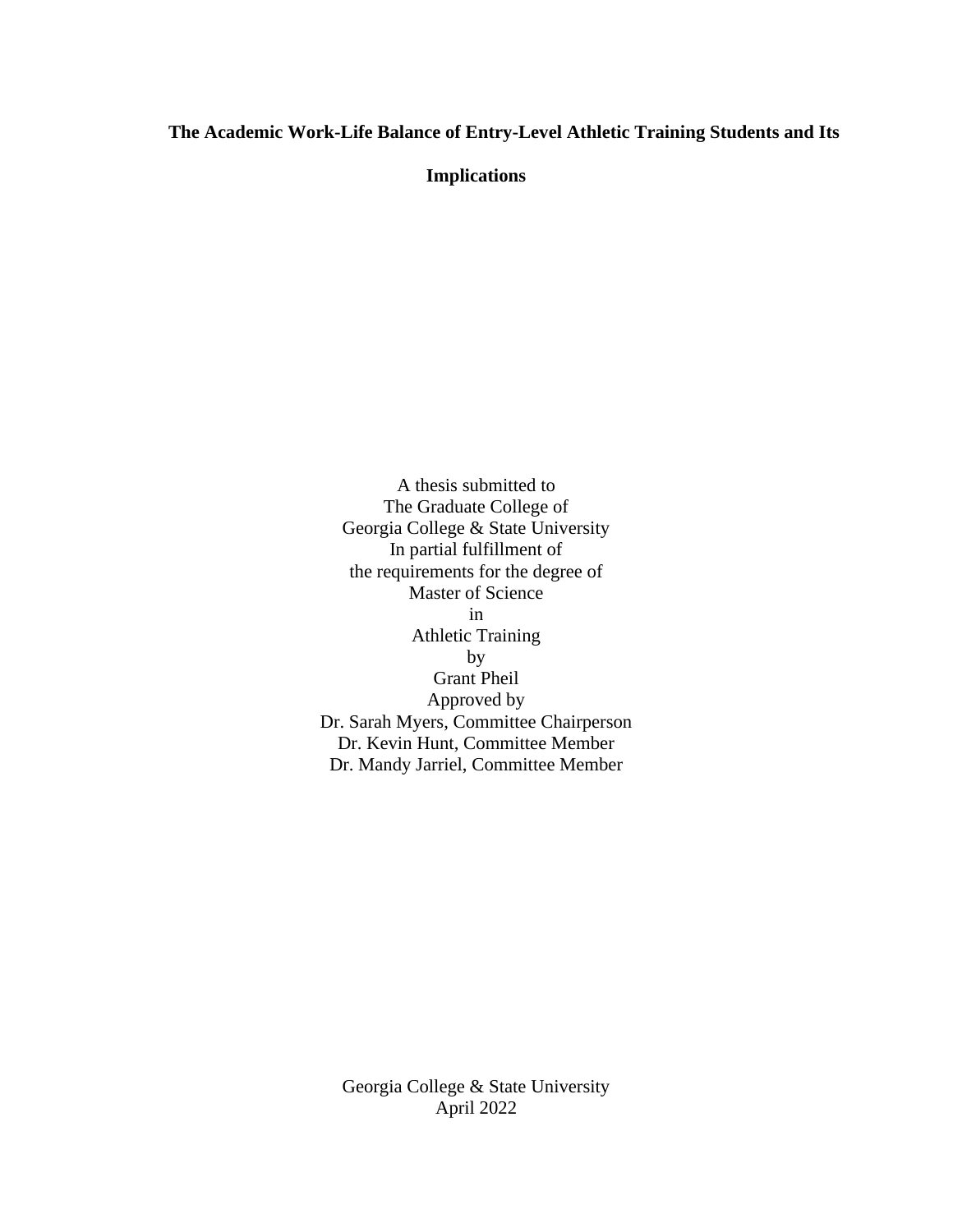# The Academic Work-Life Balance of Entry-Level Athletic Training Students and Its Implications

A thesis submitted to
The Graduate College of
Georgia College & State University
In partial fulfillment of
the requirements for the degree of
Master of Science
in
Athletic Training
by
Grant Pheil
Approved by
Dr. Sarah Myers, Committee Chairperson
Dr. Kevin Hunt, Committee Member
Dr. Mandy Jarriel, Committee Member

Georgia College & State University
April 2022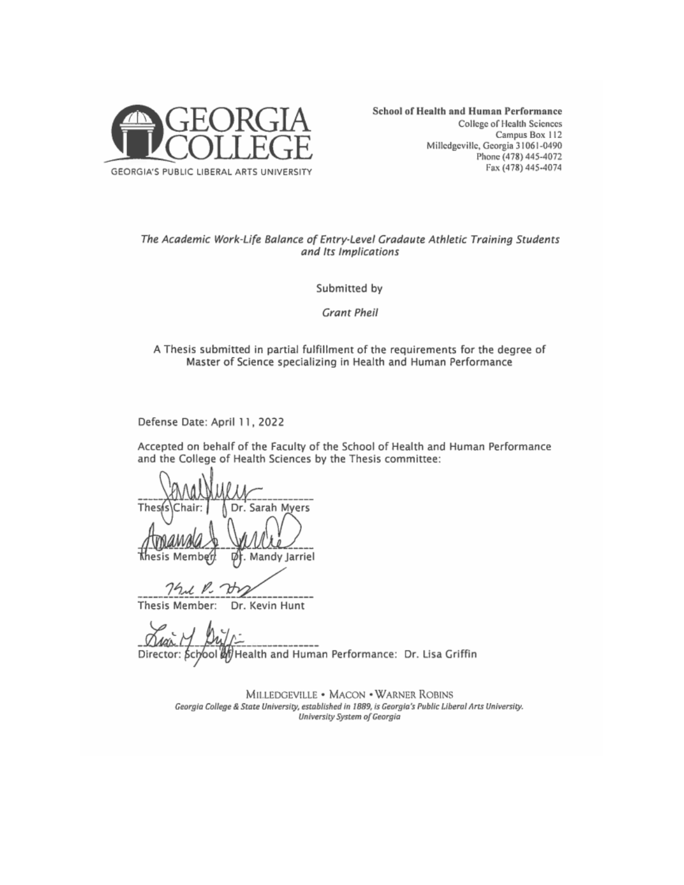GEORGIA COLLEGE

GEORGIA'S PUBLIC LIBERAL ARTS UNIVERSITY

**School of Health and Human Performance**
College of Health Sciences
Campus Box 112
Milledgeville, Georgia 31061-0490
Phone (478) 445-4072
Fax (478) 445-4074

*The Academic Work-Life Balance of Entry-Level Gradaute Athletic Training Students and Its Implications*

Submitted by

*Grant Pheil*

A Thesis submitted in partial fulfillment of the requirements for the degree of Master of Science specializing in Health and Human Performance

Defense Date: April 11, 2022

Accepted on behalf of the Faculty of the School of Health and Human Performance and the College of Health Sciences by the Thesis committee:

Thesis Chair: Dr. Sarah Myers

Thesis Member: Dr. Mandy Jarriel

Thesis Member: Dr. Kevin Hunt

Director: School of Health and Human Performance: Dr. Lisa Griffin

MILLEDGEVILLE • MACON • WARNER ROBINS
*Georgia College & State University, established in 1889, is Georgia's Public Liberal Arts University.*
*University System of Georgia*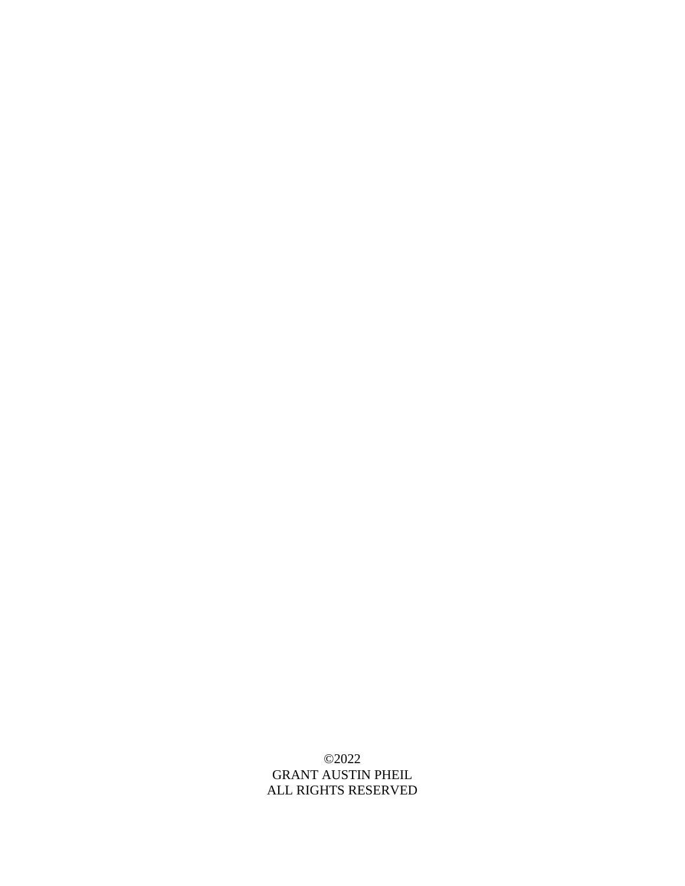©2022
GRANT AUSTIN PHEIL
ALL RIGHTS RESERVED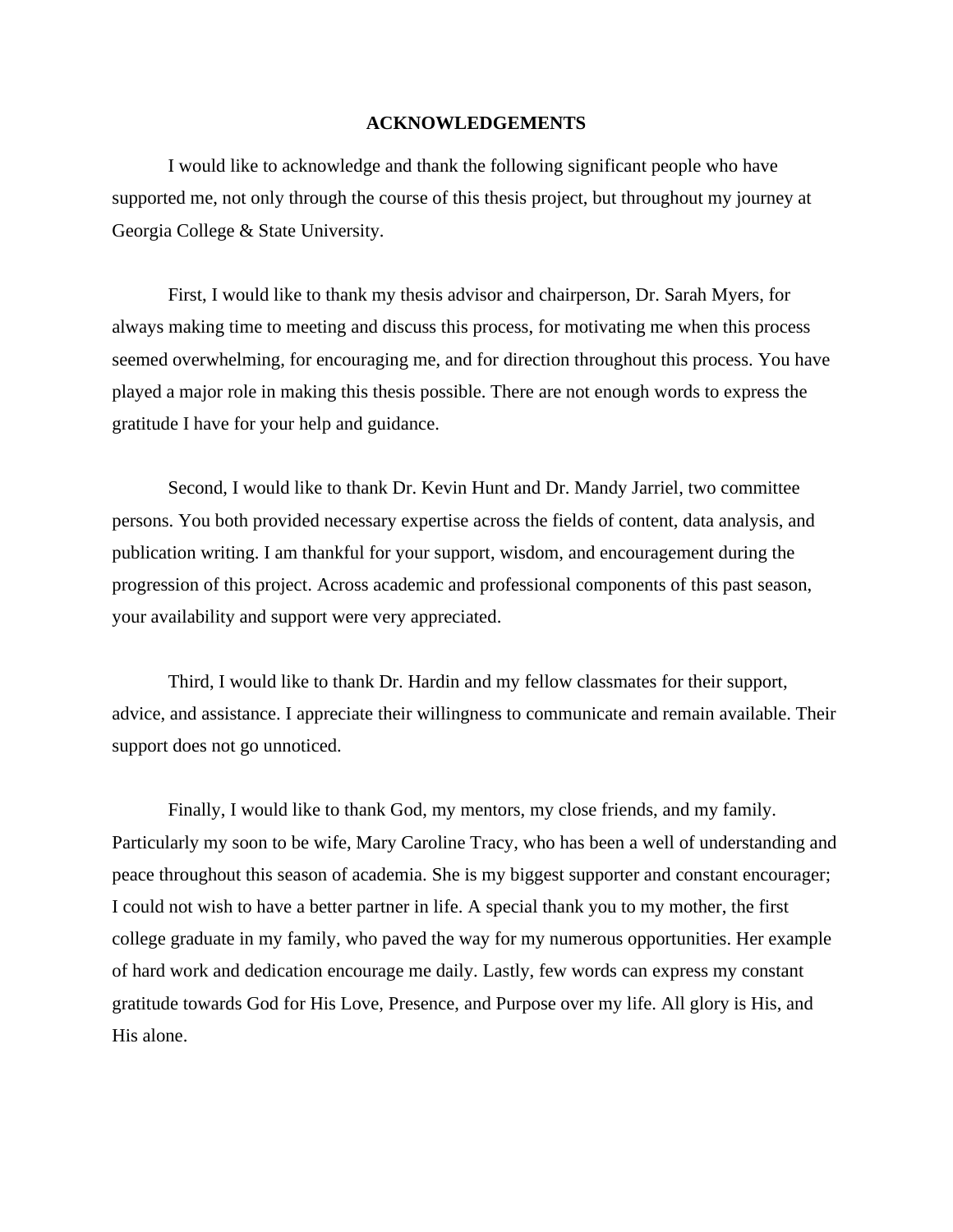# ACKNOWLEDGEMENTS

I would like to acknowledge and thank the following significant people who have supported me, not only through the course of this thesis project, but throughout my journey at Georgia College & State University.

First, I would like to thank my thesis advisor and chairperson, Dr. Sarah Myers, for always making time to meeting and discuss this process, for motivating me when this process seemed overwhelming, for encouraging me, and for direction throughout this process. You have played a major role in making this thesis possible. There are not enough words to express the gratitude I have for your help and guidance.

Second, I would like to thank Dr. Kevin Hunt and Dr. Mandy Jarriel, two committee persons. You both provided necessary expertise across the fields of content, data analysis, and publication writing. I am thankful for your support, wisdom, and encouragement during the progression of this project. Across academic and professional components of this past season, your availability and support were very appreciated.

Third, I would like to thank Dr. Hardin and my fellow classmates for their support, advice, and assistance. I appreciate their willingness to communicate and remain available. Their support does not go unnoticed.

Finally, I would like to thank God, my mentors, my close friends, and my family. Particularly my soon to be wife, Mary Caroline Tracy, who has been a well of understanding and peace throughout this season of academia. She is my biggest supporter and constant encourager; I could not wish to have a better partner in life. A special thank you to my mother, the first college graduate in my family, who paved the way for my numerous opportunities. Her example of hard work and dedication encourage me daily. Lastly, few words can express my constant gratitude towards God for His Love, Presence, and Purpose over my life. All glory is His, and His alone.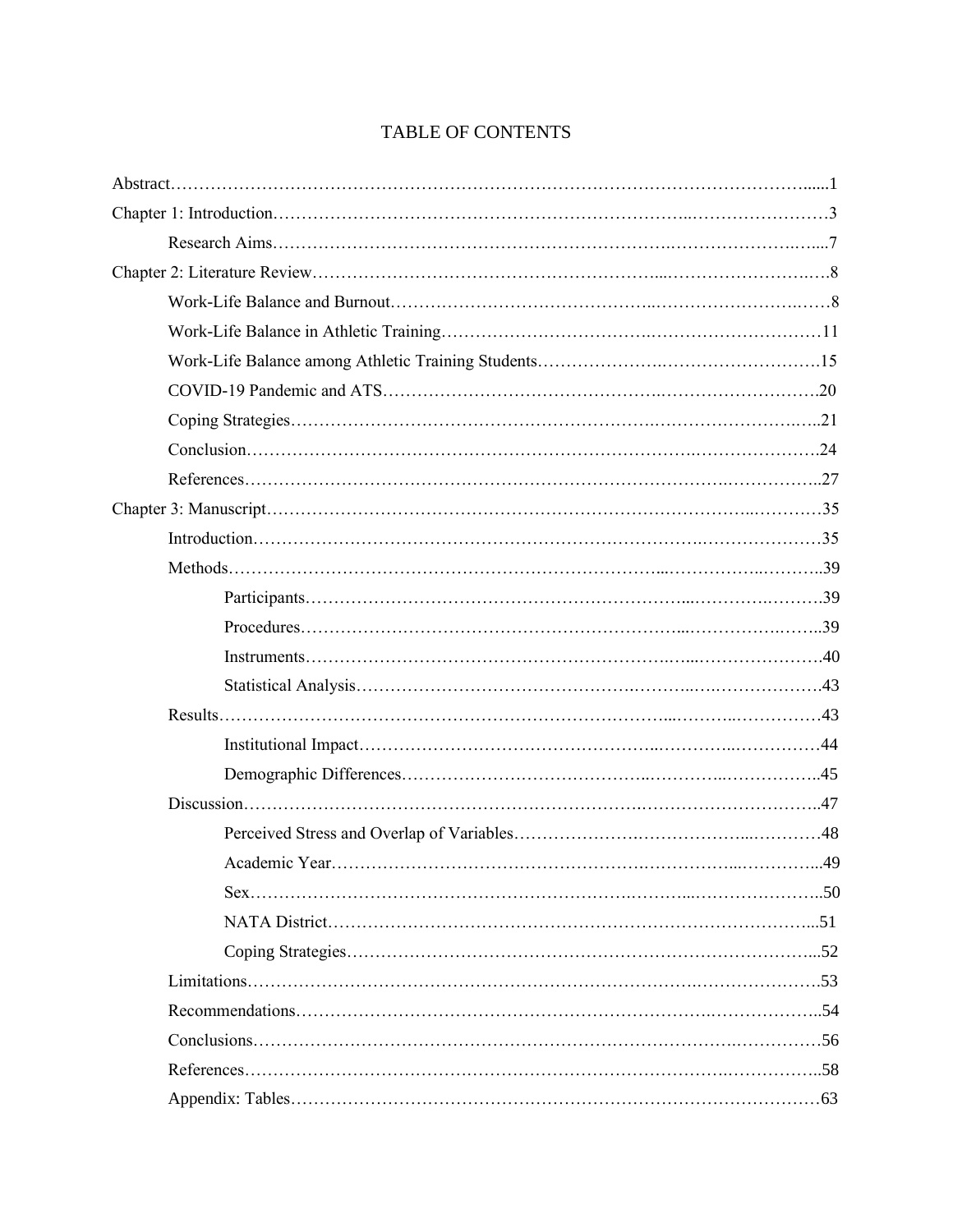# TABLE OF CONTENTS

Abstract......1

Chapter 1: Introduction......3

- Research Aims......7

Chapter 2: Literature Review......8

- Work-Life Balance and Burnout......8
- Work-Life Balance in Athletic Training......11
- Work-Life Balance among Athletic Training Students......15
- COVID-19 Pandemic and ATS......20
- Coping Strategies......21
- Conclusion......24
- References......27

Chapter 3: Manuscript......35

- Introduction......35
- Methods......39
  - Participants......39
  - Procedures......39
  - Instruments......40
  - Statistical Analysis......43
- Results......43
  - Institutional Impact......44
  - Demographic Differences......45
- Discussion......47
  - Perceived Stress and Overlap of Variables......48
  - Academic Year......49
  - Sex......50
  - NATA District......51
  - Coping Strategies......52
- Limitations......53
- Recommendations......54
- Conclusions......56
- References......58
- Appendix: Tables......63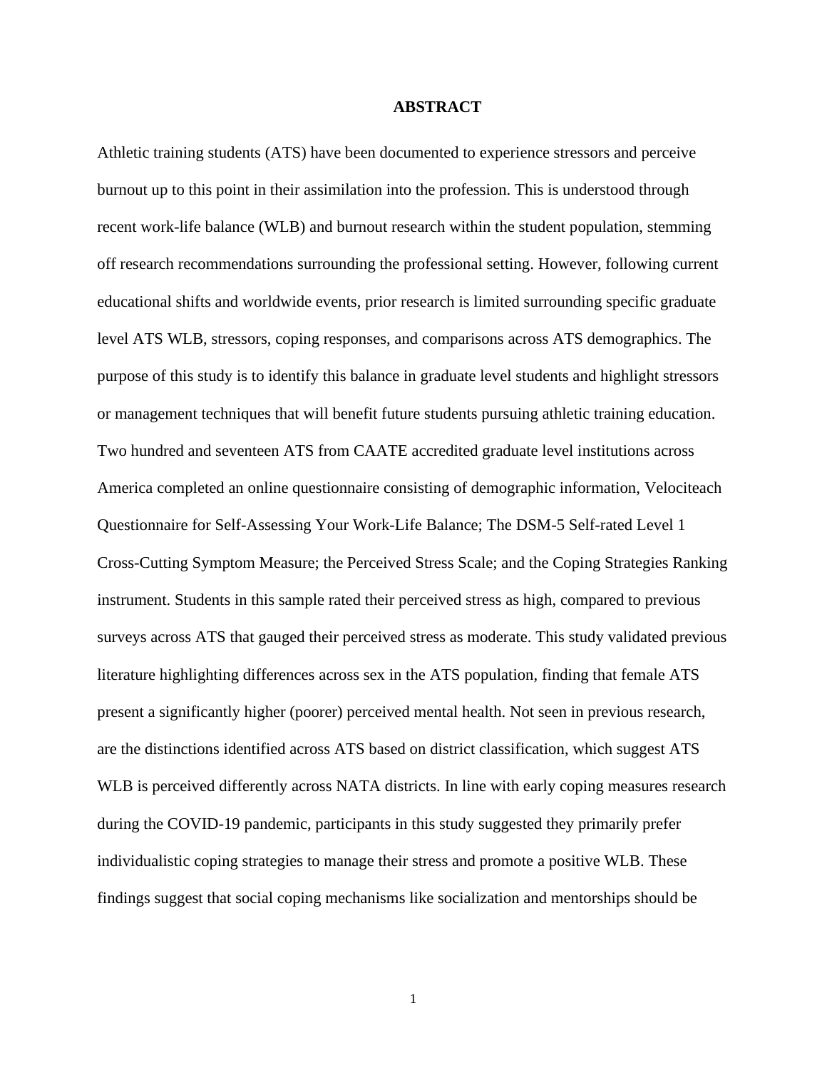# ABSTRACT

Athletic training students (ATS) have been documented to experience stressors and perceive burnout up to this point in their assimilation into the profession. This is understood through recent work-life balance (WLB) and burnout research within the student population, stemming off research recommendations surrounding the professional setting. However, following current educational shifts and worldwide events, prior research is limited surrounding specific graduate level ATS WLB, stressors, coping responses, and comparisons across ATS demographics. The purpose of this study is to identify this balance in graduate level students and highlight stressors or management techniques that will benefit future students pursuing athletic training education. Two hundred and seventeen ATS from CAATE accredited graduate level institutions across America completed an online questionnaire consisting of demographic information, Velociteach Questionnaire for Self-Assessing Your Work-Life Balance; The DSM-5 Self-rated Level 1 Cross-Cutting Symptom Measure; the Perceived Stress Scale; and the Coping Strategies Ranking instrument. Students in this sample rated their perceived stress as high, compared to previous surveys across ATS that gauged their perceived stress as moderate. This study validated previous literature highlighting differences across sex in the ATS population, finding that female ATS present a significantly higher (poorer) perceived mental health. Not seen in previous research, are the distinctions identified across ATS based on district classification, which suggest ATS WLB is perceived differently across NATA districts. In line with early coping measures research during the COVID-19 pandemic, participants in this study suggested they primarily prefer individualistic coping strategies to manage their stress and promote a positive WLB. These findings suggest that social coping mechanisms like socialization and mentorships should be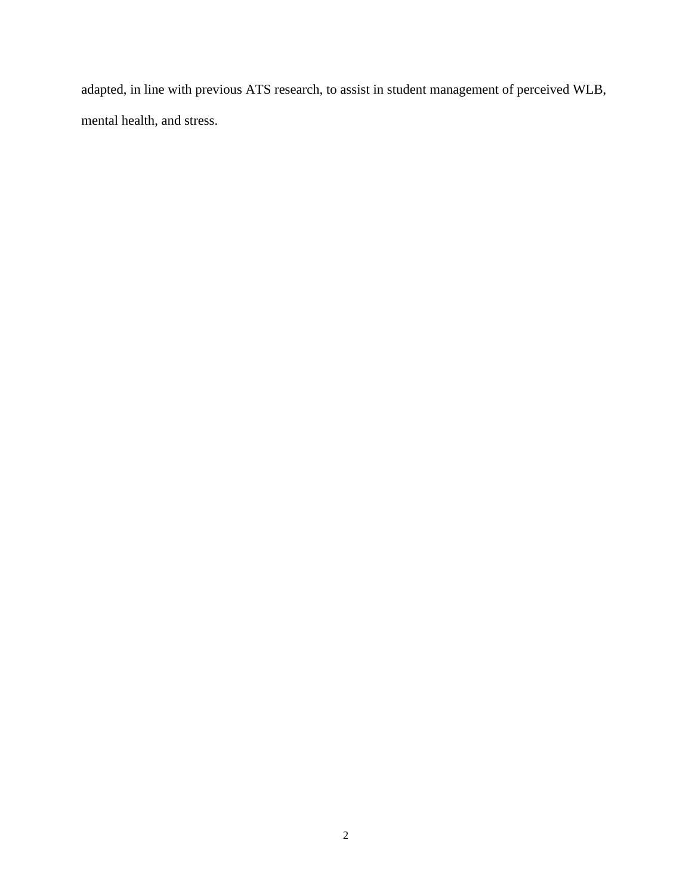adapted, in line with previous ATS research, to assist in student management of perceived WLB, mental health, and stress.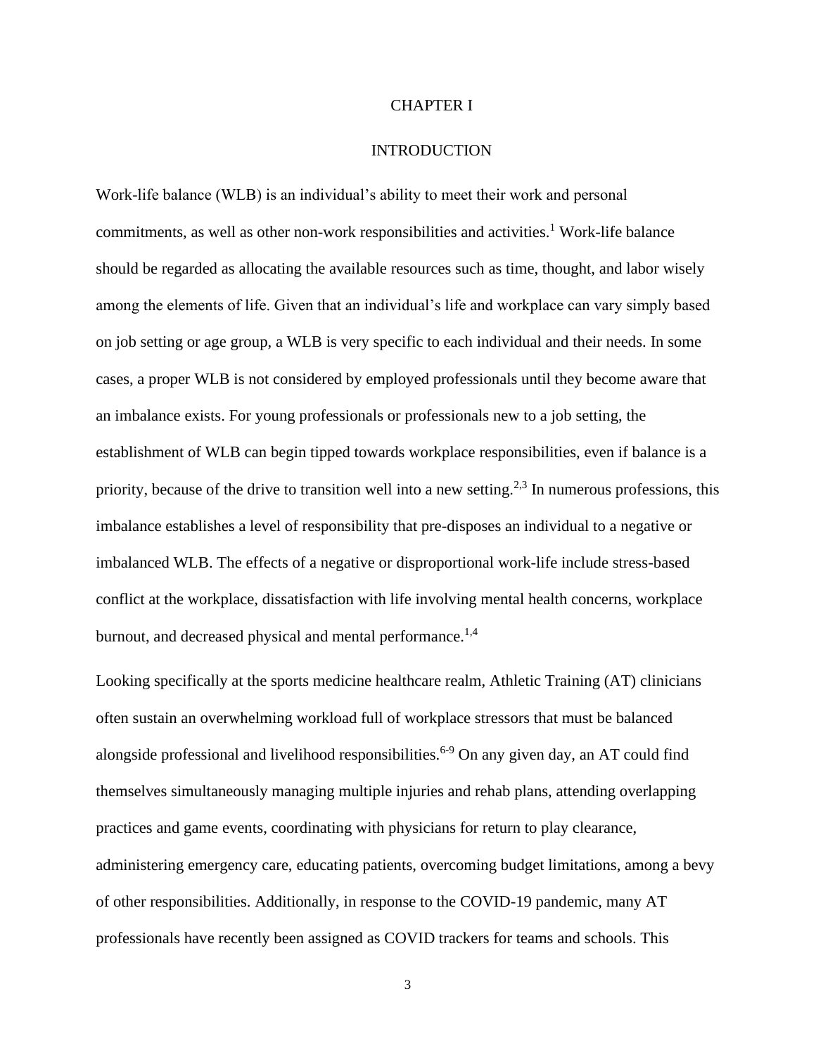# CHAPTER I

## INTRODUCTION

Work-life balance (WLB) is an individual's ability to meet their work and personal commitments, as well as other non-work responsibilities and activities.[1] Work-life balance should be regarded as allocating the available resources such as time, thought, and labor wisely among the elements of life. Given that an individual's life and workplace can vary simply based on job setting or age group, a WLB is very specific to each individual and their needs. In some cases, a proper WLB is not considered by employed professionals until they become aware that an imbalance exists. For young professionals or professionals new to a job setting, the establishment of WLB can begin tipped towards workplace responsibilities, even if balance is a priority, because of the drive to transition well into a new setting.[2,3] In numerous professions, this imbalance establishes a level of responsibility that pre-disposes an individual to a negative or imbalanced WLB. The effects of a negative or disproportional work-life include stress-based conflict at the workplace, dissatisfaction with life involving mental health concerns, workplace burnout, and decreased physical and mental performance.[1,4]

Looking specifically at the sports medicine healthcare realm, Athletic Training (AT) clinicians often sustain an overwhelming workload full of workplace stressors that must be balanced alongside professional and livelihood responsibilities.[6-9] On any given day, an AT could find themselves simultaneously managing multiple injuries and rehab plans, attending overlapping practices and game events, coordinating with physicians for return to play clearance, administering emergency care, educating patients, overcoming budget limitations, among a bevy of other responsibilities. Additionally, in response to the COVID-19 pandemic, many AT professionals have recently been assigned as COVID trackers for teams and schools. This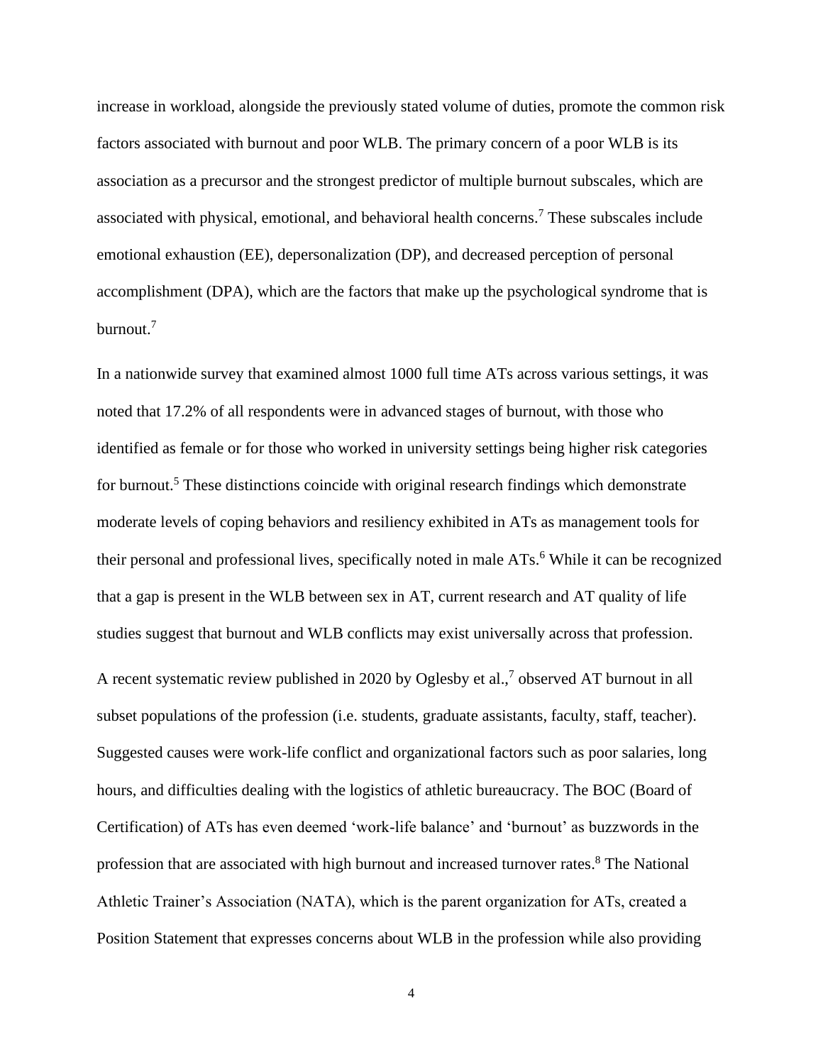increase in workload, alongside the previously stated volume of duties, promote the common risk factors associated with burnout and poor WLB. The primary concern of a poor WLB is its association as a precursor and the strongest predictor of multiple burnout subscales, which are associated with physical, emotional, and behavioral health concerns.[7] These subscales include emotional exhaustion (EE), depersonalization (DP), and decreased perception of personal accomplishment (DPA), which are the factors that make up the psychological syndrome that is burnout.[7]

In a nationwide survey that examined almost 1000 full time ATs across various settings, it was noted that 17.2% of all respondents were in advanced stages of burnout, with those who identified as female or for those who worked in university settings being higher risk categories for burnout.[5] These distinctions coincide with original research findings which demonstrate moderate levels of coping behaviors and resiliency exhibited in ATs as management tools for their personal and professional lives, specifically noted in male ATs.[6] While it can be recognized that a gap is present in the WLB between sex in AT, current research and AT quality of life studies suggest that burnout and WLB conflicts may exist universally across that profession.

A recent systematic review published in 2020 by Oglesby et al.,[7] observed AT burnout in all subset populations of the profession (i.e. students, graduate assistants, faculty, staff, teacher). Suggested causes were work-life conflict and organizational factors such as poor salaries, long hours, and difficulties dealing with the logistics of athletic bureaucracy. The BOC (Board of Certification) of ATs has even deemed 'work-life balance' and 'burnout' as buzzwords in the profession that are associated with high burnout and increased turnover rates.[8] The National Athletic Trainer's Association (NATA), which is the parent organization for ATs, created a Position Statement that expresses concerns about WLB in the profession while also providing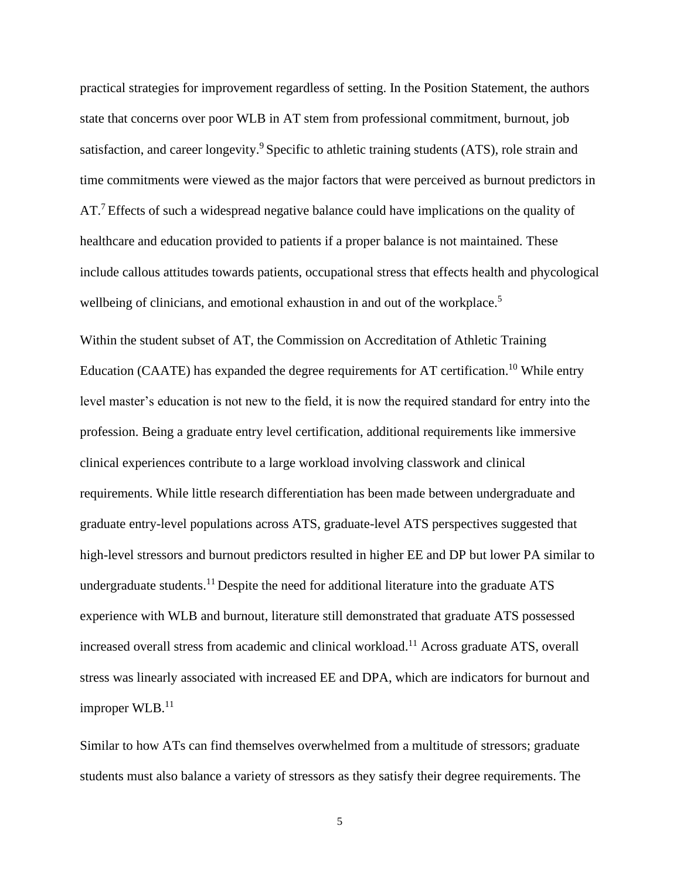practical strategies for improvement regardless of setting. In the Position Statement, the authors state that concerns over poor WLB in AT stem from professional commitment, burnout, job satisfaction, and career longevity.[9] Specific to athletic training students (ATS), role strain and time commitments were viewed as the major factors that were perceived as burnout predictors in AT.[7] Effects of such a widespread negative balance could have implications on the quality of healthcare and education provided to patients if a proper balance is not maintained. These include callous attitudes towards patients, occupational stress that effects health and phycological wellbeing of clinicians, and emotional exhaustion in and out of the workplace.[5]

Within the student subset of AT, the Commission on Accreditation of Athletic Training Education (CAATE) has expanded the degree requirements for AT certification.[10] While entry level master's education is not new to the field, it is now the required standard for entry into the profession. Being a graduate entry level certification, additional requirements like immersive clinical experiences contribute to a large workload involving classwork and clinical requirements. While little research differentiation has been made between undergraduate and graduate entry-level populations across ATS, graduate-level ATS perspectives suggested that high-level stressors and burnout predictors resulted in higher EE and DP but lower PA similar to undergraduate students.[11] Despite the need for additional literature into the graduate ATS experience with WLB and burnout, literature still demonstrated that graduate ATS possessed increased overall stress from academic and clinical workload.[11] Across graduate ATS, overall stress was linearly associated with increased EE and DPA, which are indicators for burnout and improper WLB.[11]

Similar to how ATs can find themselves overwhelmed from a multitude of stressors; graduate students must also balance a variety of stressors as they satisfy their degree requirements. The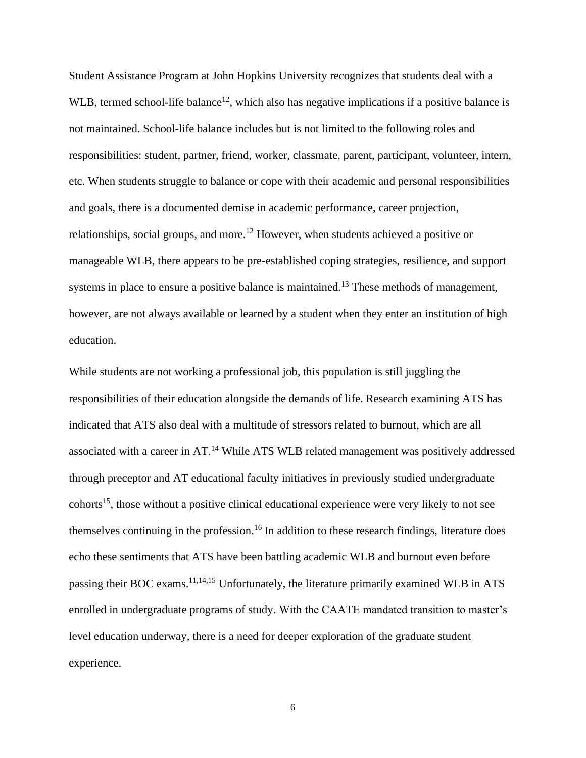Student Assistance Program at John Hopkins University recognizes that students deal with a WLB, termed school-life balance[12], which also has negative implications if a positive balance is not maintained. School-life balance includes but is not limited to the following roles and responsibilities: student, partner, friend, worker, classmate, parent, participant, volunteer, intern, etc. When students struggle to balance or cope with their academic and personal responsibilities and goals, there is a documented demise in academic performance, career projection, relationships, social groups, and more.[12] However, when students achieved a positive or manageable WLB, there appears to be pre-established coping strategies, resilience, and support systems in place to ensure a positive balance is maintained.[13] These methods of management, however, are not always available or learned by a student when they enter an institution of high education.

While students are not working a professional job, this population is still juggling the responsibilities of their education alongside the demands of life. Research examining ATS has indicated that ATS also deal with a multitude of stressors related to burnout, which are all associated with a career in AT.[14] While ATS WLB related management was positively addressed through preceptor and AT educational faculty initiatives in previously studied undergraduate cohorts[15], those without a positive clinical educational experience were very likely to not see themselves continuing in the profession.[16] In addition to these research findings, literature does echo these sentiments that ATS have been battling academic WLB and burnout even before passing their BOC exams.[11,14,15] Unfortunately, the literature primarily examined WLB in ATS enrolled in undergraduate programs of study. With the CAATE mandated transition to master's level education underway, there is a need for deeper exploration of the graduate student experience.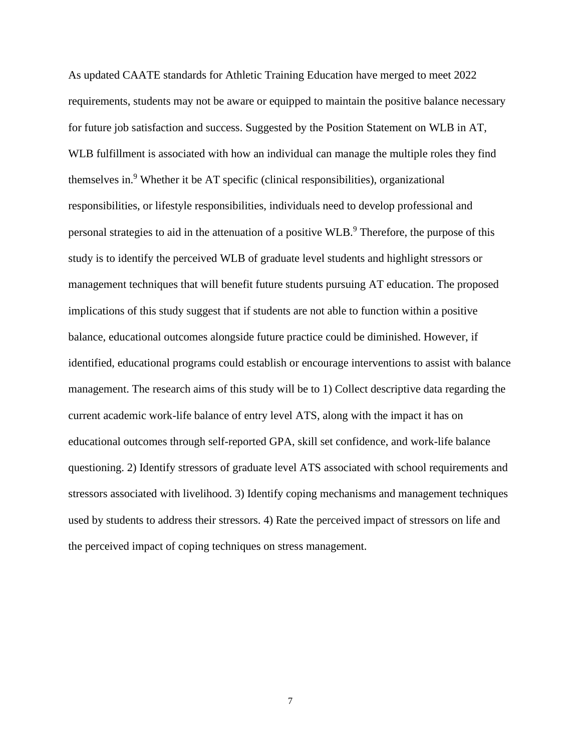As updated CAATE standards for Athletic Training Education have merged to meet 2022 requirements, students may not be aware or equipped to maintain the positive balance necessary for future job satisfaction and success. Suggested by the Position Statement on WLB in AT, WLB fulfillment is associated with how an individual can manage the multiple roles they find themselves in.[9] Whether it be AT specific (clinical responsibilities), organizational responsibilities, or lifestyle responsibilities, individuals need to develop professional and personal strategies to aid in the attenuation of a positive WLB.[9] Therefore, the purpose of this study is to identify the perceived WLB of graduate level students and highlight stressors or management techniques that will benefit future students pursuing AT education. The proposed implications of this study suggest that if students are not able to function within a positive balance, educational outcomes alongside future practice could be diminished. However, if identified, educational programs could establish or encourage interventions to assist with balance management. The research aims of this study will be to 1) Collect descriptive data regarding the current academic work-life balance of entry level ATS, along with the impact it has on educational outcomes through self-reported GPA, skill set confidence, and work-life balance questioning. 2) Identify stressors of graduate level ATS associated with school requirements and stressors associated with livelihood. 3) Identify coping mechanisms and management techniques used by students to address their stressors. 4) Rate the perceived impact of stressors on life and the perceived impact of coping techniques on stress management.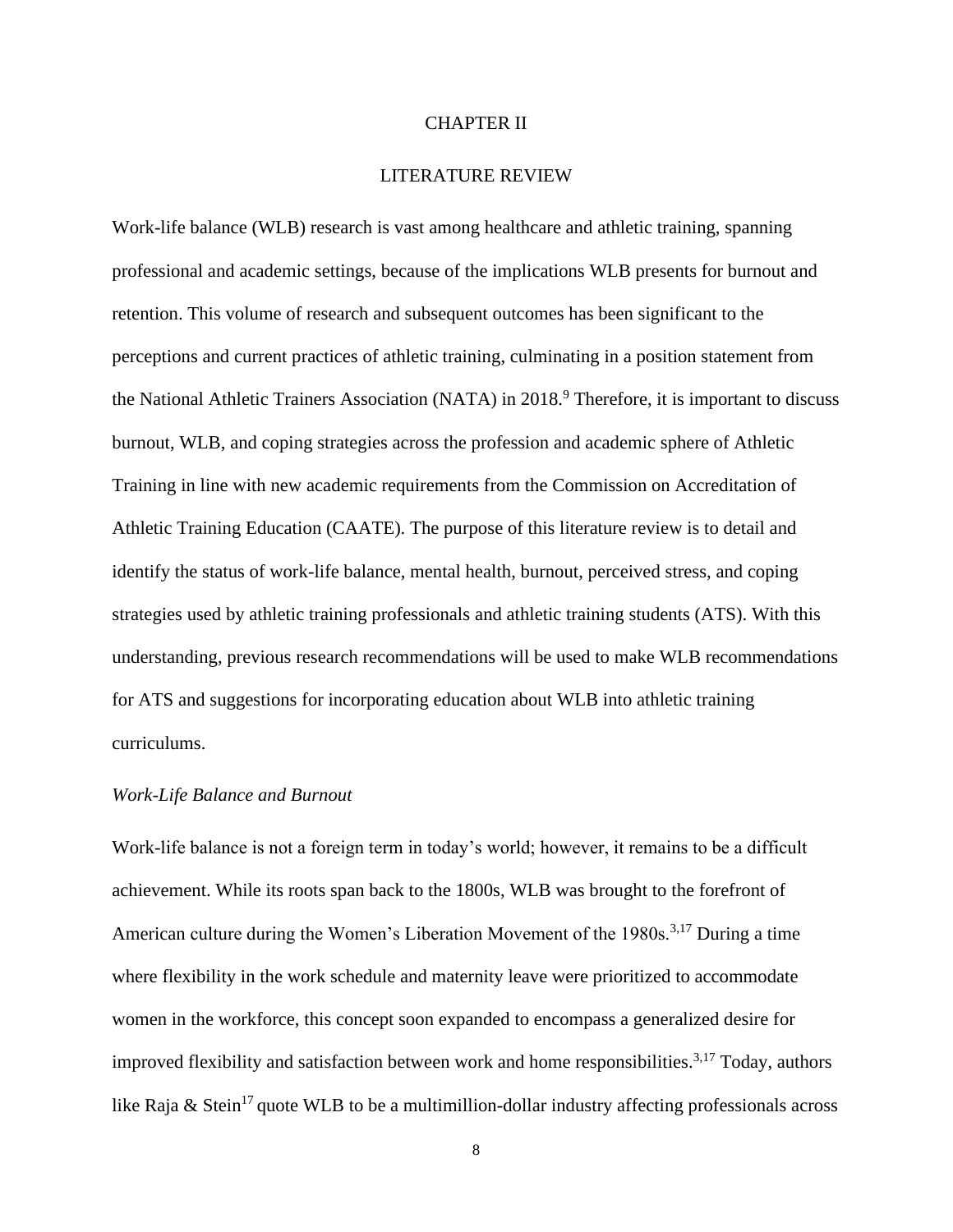# CHAPTER II

## LITERATURE REVIEW

Work-life balance (WLB) research is vast among healthcare and athletic training, spanning professional and academic settings, because of the implications WLB presents for burnout and retention. This volume of research and subsequent outcomes has been significant to the perceptions and current practices of athletic training, culminating in a position statement from the National Athletic Trainers Association (NATA) in 2018.[9] Therefore, it is important to discuss burnout, WLB, and coping strategies across the profession and academic sphere of Athletic Training in line with new academic requirements from the Commission on Accreditation of Athletic Training Education (CAATE). The purpose of this literature review is to detail and identify the status of work-life balance, mental health, burnout, perceived stress, and coping strategies used by athletic training professionals and athletic training students (ATS). With this understanding, previous research recommendations will be used to make WLB recommendations for ATS and suggestions for incorporating education about WLB into athletic training curriculums.

### *Work-Life Balance and Burnout*

Work-life balance is not a foreign term in today's world; however, it remains to be a difficult achievement. While its roots span back to the 1800s, WLB was brought to the forefront of American culture during the Women's Liberation Movement of the 1980s.[3,17] During a time where flexibility in the work schedule and maternity leave were prioritized to accommodate women in the workforce, this concept soon expanded to encompass a generalized desire for improved flexibility and satisfaction between work and home responsibilities.[3,17] Today, authors like Raja & Stein[17] quote WLB to be a multimillion-dollar industry affecting professionals across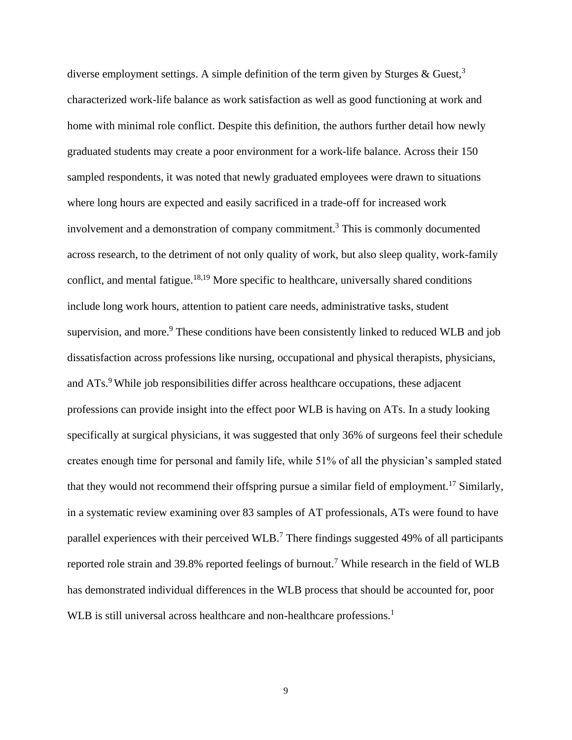diverse employment settings. A simple definition of the term given by Sturges & Guest,[3] characterized work-life balance as work satisfaction as well as good functioning at work and home with minimal role conflict. Despite this definition, the authors further detail how newly graduated students may create a poor environment for a work-life balance. Across their 150 sampled respondents, it was noted that newly graduated employees were drawn to situations where long hours are expected and easily sacrificed in a trade-off for increased work involvement and a demonstration of company commitment.[3] This is commonly documented across research, to the detriment of not only quality of work, but also sleep quality, work-family conflict, and mental fatigue.[18,19] More specific to healthcare, universally shared conditions include long work hours, attention to patient care needs, administrative tasks, student supervision, and more.[9] These conditions have been consistently linked to reduced WLB and job dissatisfaction across professions like nursing, occupational and physical therapists, physicians, and ATs.[9] While job responsibilities differ across healthcare occupations, these adjacent professions can provide insight into the effect poor WLB is having on ATs. In a study looking specifically at surgical physicians, it was suggested that only 36% of surgeons feel their schedule creates enough time for personal and family life, while 51% of all the physician's sampled stated that they would not recommend their offspring pursue a similar field of employment.[17] Similarly, in a systematic review examining over 83 samples of AT professionals, ATs were found to have parallel experiences with their perceived WLB.[7] There findings suggested 49% of all participants reported role strain and 39.8% reported feelings of burnout.[7] While research in the field of WLB has demonstrated individual differences in the WLB process that should be accounted for, poor WLB is still universal across healthcare and non-healthcare professions.[1]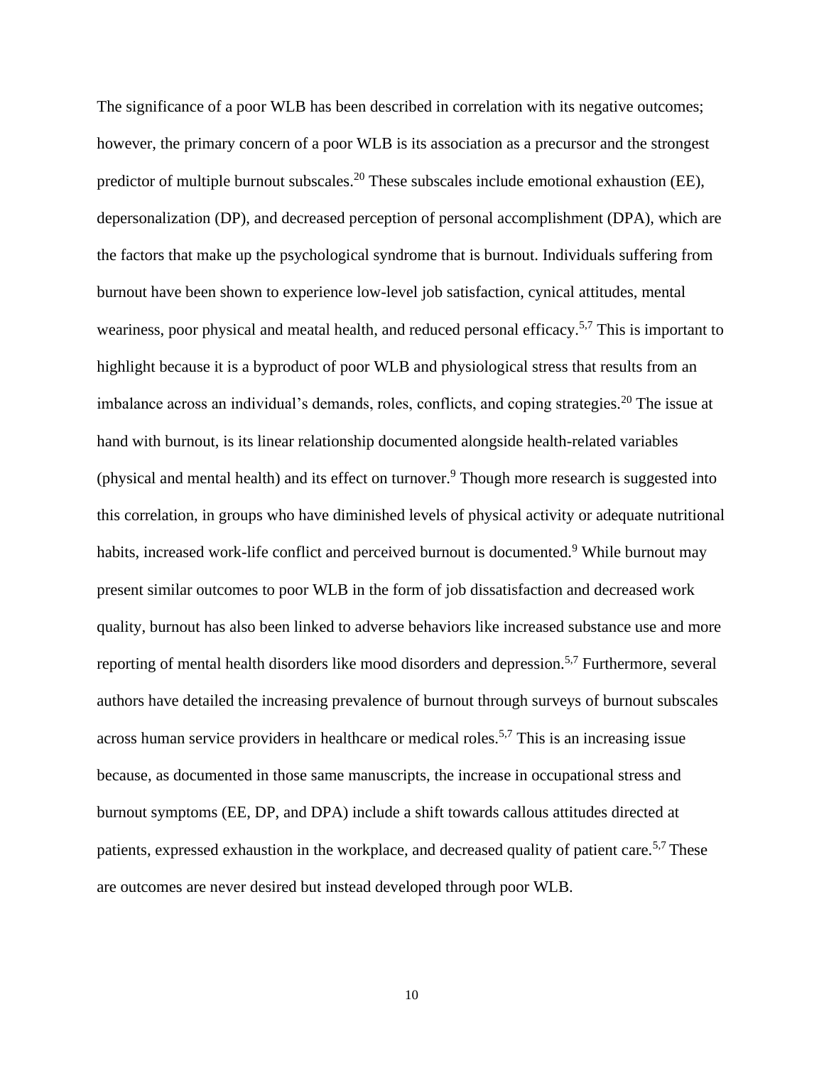The significance of a poor WLB has been described in correlation with its negative outcomes; however, the primary concern of a poor WLB is its association as a precursor and the strongest predictor of multiple burnout subscales.[20] These subscales include emotional exhaustion (EE), depersonalization (DP), and decreased perception of personal accomplishment (DPA), which are the factors that make up the psychological syndrome that is burnout. Individuals suffering from burnout have been shown to experience low-level job satisfaction, cynical attitudes, mental weariness, poor physical and meatal health, and reduced personal efficacy.[5,7] This is important to highlight because it is a byproduct of poor WLB and physiological stress that results from an imbalance across an individual's demands, roles, conflicts, and coping strategies.[20] The issue at hand with burnout, is its linear relationship documented alongside health-related variables (physical and mental health) and its effect on turnover.[9] Though more research is suggested into this correlation, in groups who have diminished levels of physical activity or adequate nutritional habits, increased work-life conflict and perceived burnout is documented.[9] While burnout may present similar outcomes to poor WLB in the form of job dissatisfaction and decreased work quality, burnout has also been linked to adverse behaviors like increased substance use and more reporting of mental health disorders like mood disorders and depression.[5,7] Furthermore, several authors have detailed the increasing prevalence of burnout through surveys of burnout subscales across human service providers in healthcare or medical roles.[5,7] This is an increasing issue because, as documented in those same manuscripts, the increase in occupational stress and burnout symptoms (EE, DP, and DPA) include a shift towards callous attitudes directed at patients, expressed exhaustion in the workplace, and decreased quality of patient care.[5,7] These are outcomes are never desired but instead developed through poor WLB.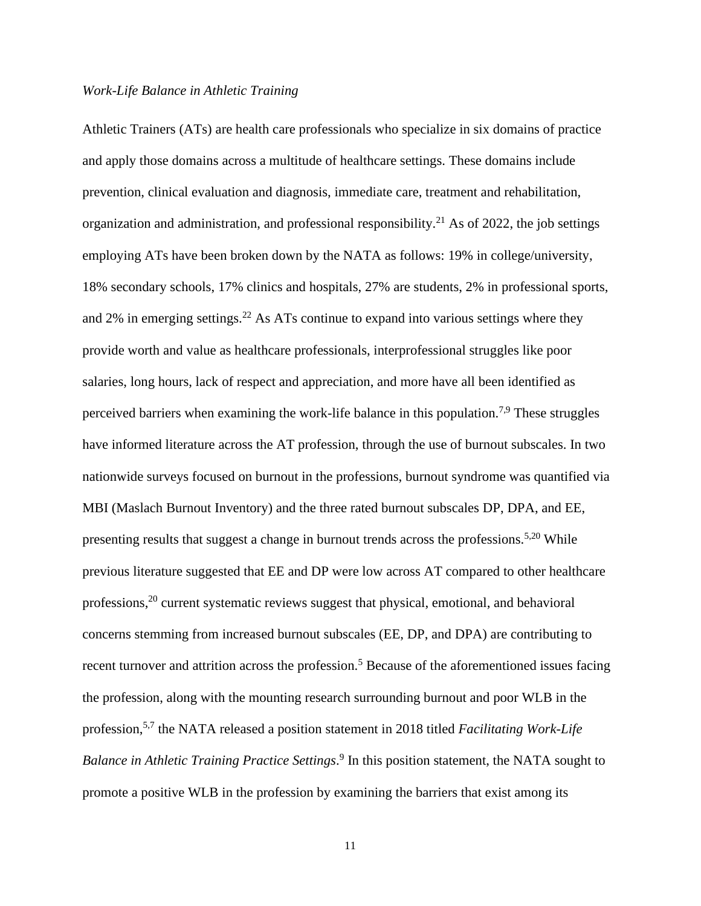*Work-Life Balance in Athletic Training*

Athletic Trainers (ATs) are health care professionals who specialize in six domains of practice and apply those domains across a multitude of healthcare settings. These domains include prevention, clinical evaluation and diagnosis, immediate care, treatment and rehabilitation, organization and administration, and professional responsibility.[21] As of 2022, the job settings employing ATs have been broken down by the NATA as follows: 19% in college/university, 18% secondary schools, 17% clinics and hospitals, 27% are students, 2% in professional sports, and 2% in emerging settings.[22] As ATs continue to expand into various settings where they provide worth and value as healthcare professionals, interprofessional struggles like poor salaries, long hours, lack of respect and appreciation, and more have all been identified as perceived barriers when examining the work-life balance in this population.[7,9] These struggles have informed literature across the AT profession, through the use of burnout subscales. In two nationwide surveys focused on burnout in the professions, burnout syndrome was quantified via MBI (Maslach Burnout Inventory) and the three rated burnout subscales DP, DPA, and EE, presenting results that suggest a change in burnout trends across the professions.[5,20] While previous literature suggested that EE and DP were low across AT compared to other healthcare professions,[20] current systematic reviews suggest that physical, emotional, and behavioral concerns stemming from increased burnout subscales (EE, DP, and DPA) are contributing to recent turnover and attrition across the profession.[5] Because of the aforementioned issues facing the profession, along with the mounting research surrounding burnout and poor WLB in the profession,[5,7] the NATA released a position statement in 2018 titled *Facilitating Work-Life Balance in Athletic Training Practice Settings*.[9] In this position statement, the NATA sought to promote a positive WLB in the profession by examining the barriers that exist among its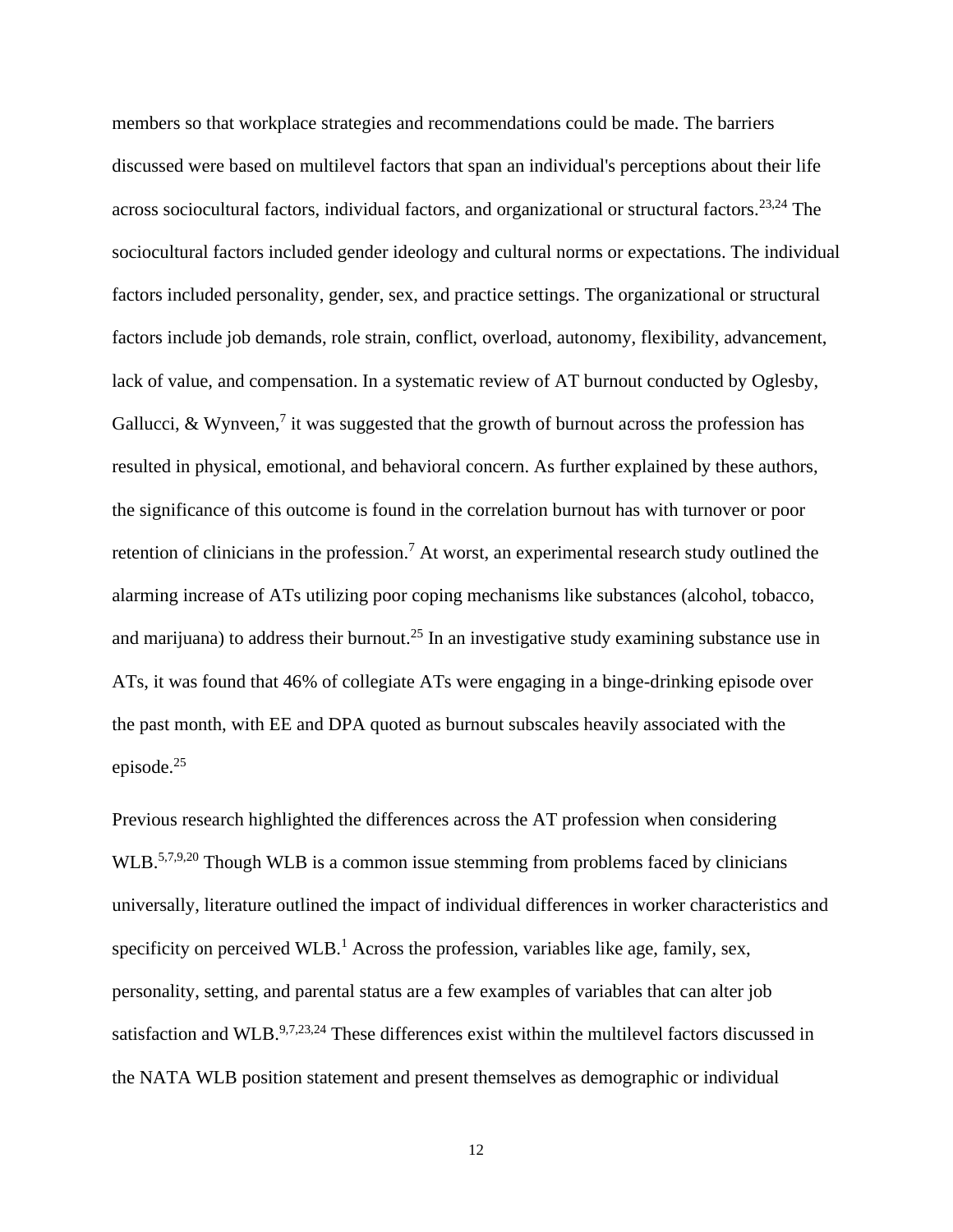members so that workplace strategies and recommendations could be made. The barriers discussed were based on multilevel factors that span an individual's perceptions about their life across sociocultural factors, individual factors, and organizational or structural factors.[23,24] The sociocultural factors included gender ideology and cultural norms or expectations. The individual factors included personality, gender, sex, and practice settings. The organizational or structural factors include job demands, role strain, conflict, overload, autonomy, flexibility, advancement, lack of value, and compensation. In a systematic review of AT burnout conducted by Oglesby, Gallucci, & Wynveen,[7] it was suggested that the growth of burnout across the profession has resulted in physical, emotional, and behavioral concern. As further explained by these authors, the significance of this outcome is found in the correlation burnout has with turnover or poor retention of clinicians in the profession.[7] At worst, an experimental research study outlined the alarming increase of ATs utilizing poor coping mechanisms like substances (alcohol, tobacco, and marijuana) to address their burnout.[25] In an investigative study examining substance use in ATs, it was found that 46% of collegiate ATs were engaging in a binge-drinking episode over the past month, with EE and DPA quoted as burnout subscales heavily associated with the episode.[25]

Previous research highlighted the differences across the AT profession when considering WLB.[5,7,9,20] Though WLB is a common issue stemming from problems faced by clinicians universally, literature outlined the impact of individual differences in worker characteristics and specificity on perceived WLB.[1] Across the profession, variables like age, family, sex, personality, setting, and parental status are a few examples of variables that can alter job satisfaction and WLB.[9,7,23,24] These differences exist within the multilevel factors discussed in the NATA WLB position statement and present themselves as demographic or individual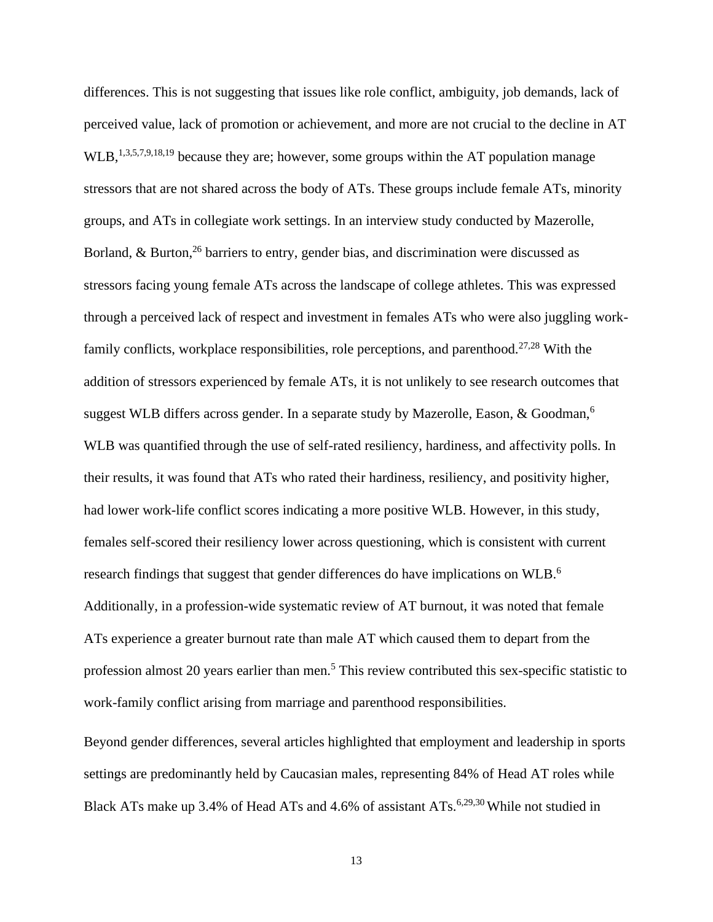differences. This is not suggesting that issues like role conflict, ambiguity, job demands, lack of perceived value, lack of promotion or achievement, and more are not crucial to the decline in AT WLB,[1,3,5,7,9,18,19] because they are; however, some groups within the AT population manage stressors that are not shared across the body of ATs. These groups include female ATs, minority groups, and ATs in collegiate work settings. In an interview study conducted by Mazerolle, Borland, & Burton,[26] barriers to entry, gender bias, and discrimination were discussed as stressors facing young female ATs across the landscape of college athletes. This was expressed through a perceived lack of respect and investment in females ATs who were also juggling work-family conflicts, workplace responsibilities, role perceptions, and parenthood.[27,28] With the addition of stressors experienced by female ATs, it is not unlikely to see research outcomes that suggest WLB differs across gender. In a separate study by Mazerolle, Eason, & Goodman,[6] WLB was quantified through the use of self-rated resiliency, hardiness, and affectivity polls. In their results, it was found that ATs who rated their hardiness, resiliency, and positivity higher, had lower work-life conflict scores indicating a more positive WLB. However, in this study, females self-scored their resiliency lower across questioning, which is consistent with current research findings that suggest that gender differences do have implications on WLB.[6] Additionally, in a profession-wide systematic review of AT burnout, it was noted that female ATs experience a greater burnout rate than male AT which caused them to depart from the profession almost 20 years earlier than men.[5] This review contributed this sex-specific statistic to work-family conflict arising from marriage and parenthood responsibilities.

Beyond gender differences, several articles highlighted that employment and leadership in sports settings are predominantly held by Caucasian males, representing 84% of Head AT roles while Black ATs make up 3.4% of Head ATs and 4.6% of assistant ATs.[6,29,30] While not studied in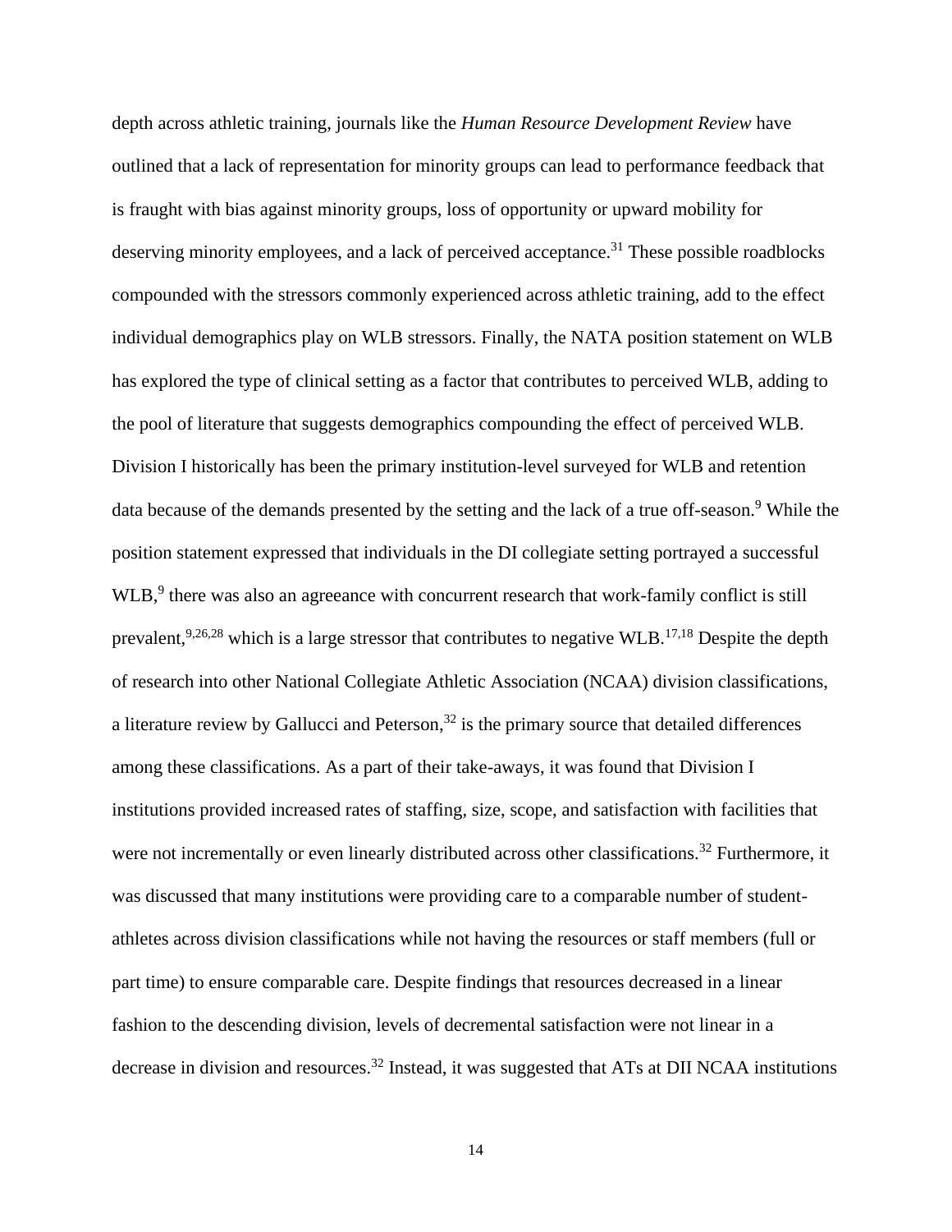depth across athletic training, journals like the *Human Resource Development Review* have outlined that a lack of representation for minority groups can lead to performance feedback that is fraught with bias against minority groups, loss of opportunity or upward mobility for deserving minority employees, and a lack of perceived acceptance.[31] These possible roadblocks compounded with the stressors commonly experienced across athletic training, add to the effect individual demographics play on WLB stressors. Finally, the NATA position statement on WLB has explored the type of clinical setting as a factor that contributes to perceived WLB, adding to the pool of literature that suggests demographics compounding the effect of perceived WLB. Division I historically has been the primary institution-level surveyed for WLB and retention data because of the demands presented by the setting and the lack of a true off-season.[9] While the position statement expressed that individuals in the DI collegiate setting portrayed a successful WLB,[9] there was also an agreeance with concurrent research that work-family conflict is still prevalent,[9,26,28] which is a large stressor that contributes to negative WLB.[17,18] Despite the depth of research into other National Collegiate Athletic Association (NCAA) division classifications, a literature review by Gallucci and Peterson,[32] is the primary source that detailed differences among these classifications. As a part of their take-aways, it was found that Division I institutions provided increased rates of staffing, size, scope, and satisfaction with facilities that were not incrementally or even linearly distributed across other classifications.[32] Furthermore, it was discussed that many institutions were providing care to a comparable number of student-athletes across division classifications while not having the resources or staff members (full or part time) to ensure comparable care. Despite findings that resources decreased in a linear fashion to the descending division, levels of decremental satisfaction were not linear in a decrease in division and resources.[32] Instead, it was suggested that ATs at DII NCAA institutions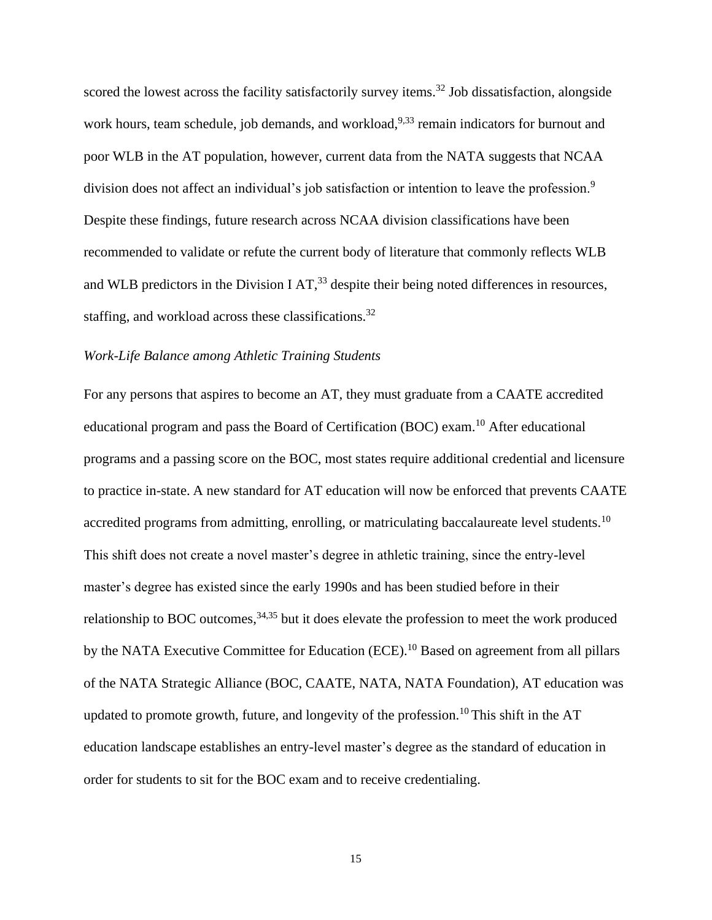scored the lowest across the facility satisfactorily survey items.[32] Job dissatisfaction, alongside work hours, team schedule, job demands, and workload,[9,33] remain indicators for burnout and poor WLB in the AT population, however, current data from the NATA suggests that NCAA division does not affect an individual's job satisfaction or intention to leave the profession.[9] Despite these findings, future research across NCAA division classifications have been recommended to validate or refute the current body of literature that commonly reflects WLB and WLB predictors in the Division I AT,[33] despite their being noted differences in resources, staffing, and workload across these classifications.[32]

*Work-Life Balance among Athletic Training Students*

For any persons that aspires to become an AT, they must graduate from a CAATE accredited educational program and pass the Board of Certification (BOC) exam.[10] After educational programs and a passing score on the BOC, most states require additional credential and licensure to practice in-state. A new standard for AT education will now be enforced that prevents CAATE accredited programs from admitting, enrolling, or matriculating baccalaureate level students.[10] This shift does not create a novel master's degree in athletic training, since the entry-level master's degree has existed since the early 1990s and has been studied before in their relationship to BOC outcomes,[34,35] but it does elevate the profession to meet the work produced by the NATA Executive Committee for Education (ECE).[10] Based on agreement from all pillars of the NATA Strategic Alliance (BOC, CAATE, NATA, NATA Foundation), AT education was updated to promote growth, future, and longevity of the profession.[10] This shift in the AT education landscape establishes an entry-level master's degree as the standard of education in order for students to sit for the BOC exam and to receive credentialing.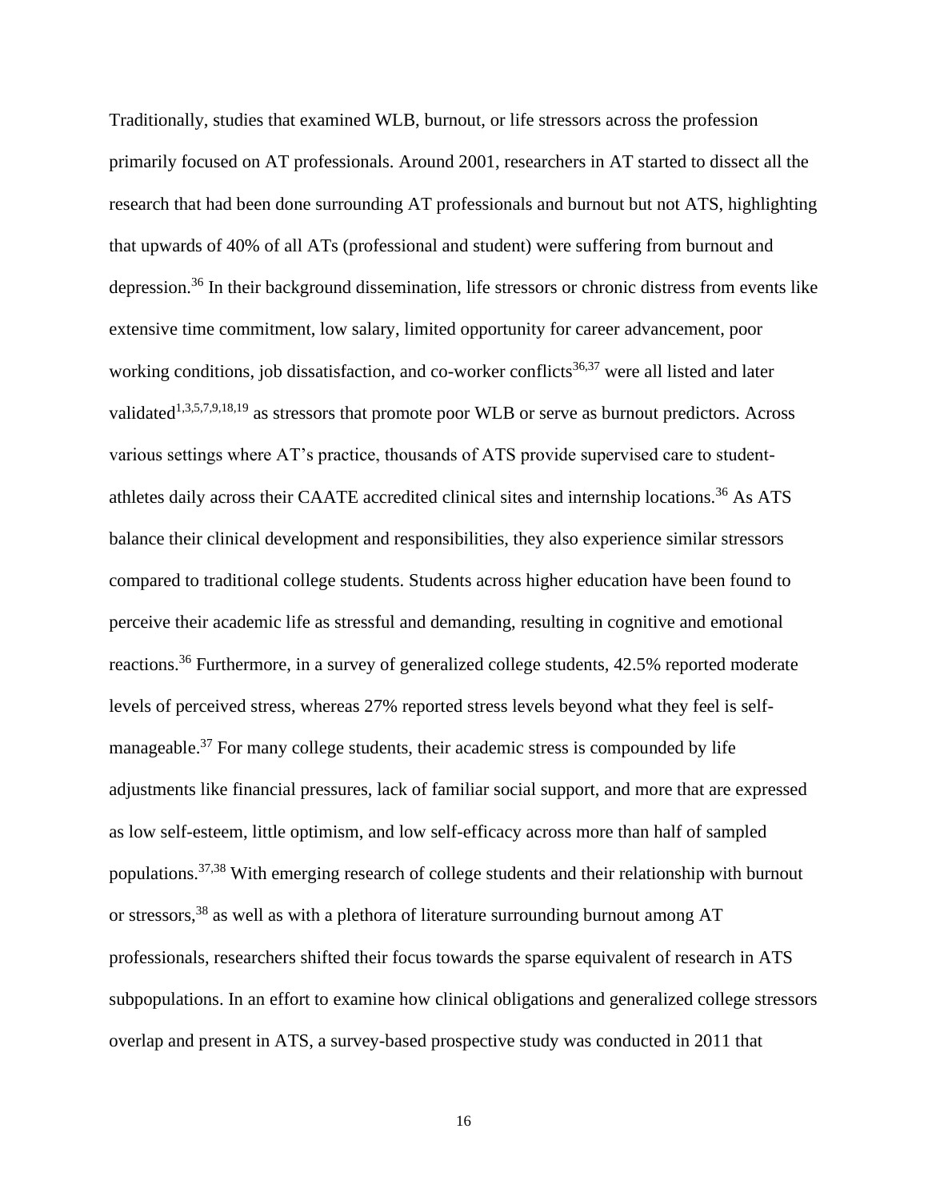Traditionally, studies that examined WLB, burnout, or life stressors across the profession primarily focused on AT professionals. Around 2001, researchers in AT started to dissect all the research that had been done surrounding AT professionals and burnout but not ATS, highlighting that upwards of 40% of all ATs (professional and student) were suffering from burnout and depression.[36] In their background dissemination, life stressors or chronic distress from events like extensive time commitment, low salary, limited opportunity for career advancement, poor working conditions, job dissatisfaction, and co-worker conflicts[36,37] were all listed and later validated[1,3,5,7,9,18,19] as stressors that promote poor WLB or serve as burnout predictors. Across various settings where AT's practice, thousands of ATS provide supervised care to student-athletes daily across their CAATE accredited clinical sites and internship locations.[36] As ATS balance their clinical development and responsibilities, they also experience similar stressors compared to traditional college students. Students across higher education have been found to perceive their academic life as stressful and demanding, resulting in cognitive and emotional reactions.[36] Furthermore, in a survey of generalized college students, 42.5% reported moderate levels of perceived stress, whereas 27% reported stress levels beyond what they feel is self-manageable.[37] For many college students, their academic stress is compounded by life adjustments like financial pressures, lack of familiar social support, and more that are expressed as low self-esteem, little optimism, and low self-efficacy across more than half of sampled populations.[37,38] With emerging research of college students and their relationship with burnout or stressors,[38] as well as with a plethora of literature surrounding burnout among AT professionals, researchers shifted their focus towards the sparse equivalent of research in ATS subpopulations. In an effort to examine how clinical obligations and generalized college stressors overlap and present in ATS, a survey-based prospective study was conducted in 2011 that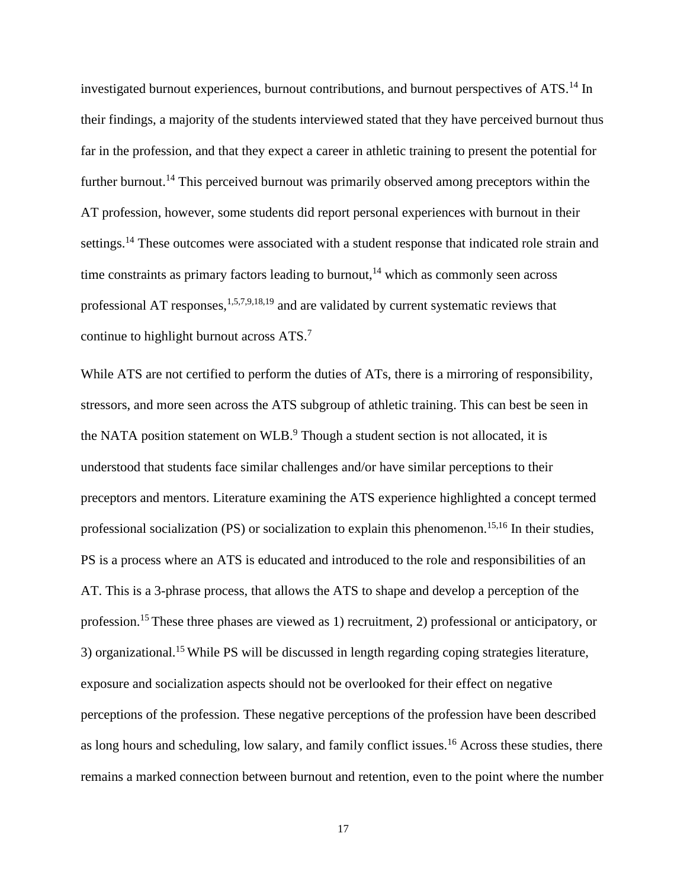investigated burnout experiences, burnout contributions, and burnout perspectives of ATS.[14] In their findings, a majority of the students interviewed stated that they have perceived burnout thus far in the profession, and that they expect a career in athletic training to present the potential for further burnout.[14] This perceived burnout was primarily observed among preceptors within the AT profession, however, some students did report personal experiences with burnout in their settings.[14] These outcomes were associated with a student response that indicated role strain and time constraints as primary factors leading to burnout,[14] which as commonly seen across professional AT responses,[1,5,7,9,18,19] and are validated by current systematic reviews that continue to highlight burnout across ATS.[7]

While ATS are not certified to perform the duties of ATs, there is a mirroring of responsibility, stressors, and more seen across the ATS subgroup of athletic training. This can best be seen in the NATA position statement on WLB.[9] Though a student section is not allocated, it is understood that students face similar challenges and/or have similar perceptions to their preceptors and mentors. Literature examining the ATS experience highlighted a concept termed professional socialization (PS) or socialization to explain this phenomenon.[15,16] In their studies, PS is a process where an ATS is educated and introduced to the role and responsibilities of an AT. This is a 3-phrase process, that allows the ATS to shape and develop a perception of the profession.[15] These three phases are viewed as 1) recruitment, 2) professional or anticipatory, or 3) organizational.[15] While PS will be discussed in length regarding coping strategies literature, exposure and socialization aspects should not be overlooked for their effect on negative perceptions of the profession. These negative perceptions of the profession have been described as long hours and scheduling, low salary, and family conflict issues.[16] Across these studies, there remains a marked connection between burnout and retention, even to the point where the number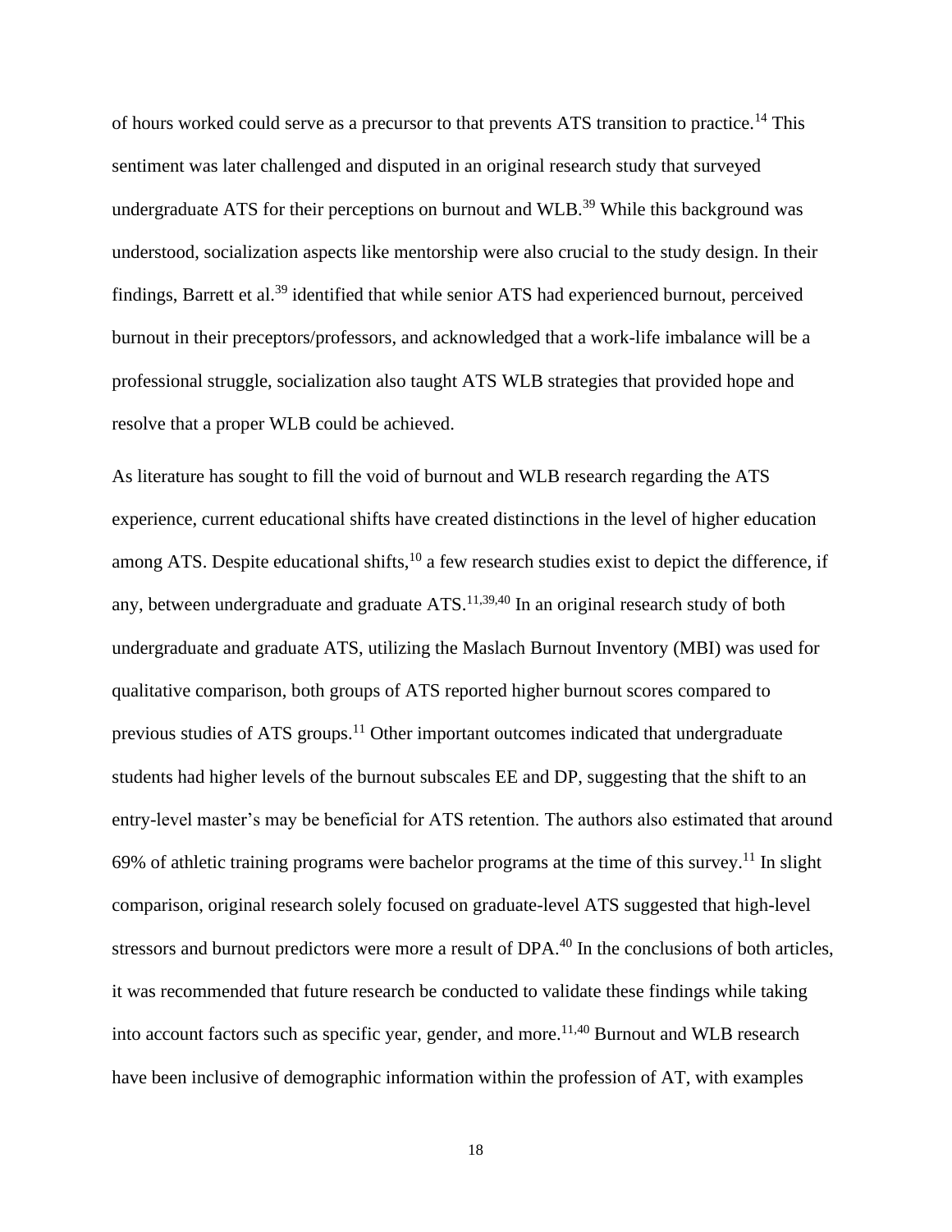of hours worked could serve as a precursor to that prevents ATS transition to practice.[14] This sentiment was later challenged and disputed in an original research study that surveyed undergraduate ATS for their perceptions on burnout and WLB.[39] While this background was understood, socialization aspects like mentorship were also crucial to the study design. In their findings, Barrett et al.[39] identified that while senior ATS had experienced burnout, perceived burnout in their preceptors/professors, and acknowledged that a work-life imbalance will be a professional struggle, socialization also taught ATS WLB strategies that provided hope and resolve that a proper WLB could be achieved.

As literature has sought to fill the void of burnout and WLB research regarding the ATS experience, current educational shifts have created distinctions in the level of higher education among ATS. Despite educational shifts,[10] a few research studies exist to depict the difference, if any, between undergraduate and graduate ATS.[11,39,40] In an original research study of both undergraduate and graduate ATS, utilizing the Maslach Burnout Inventory (MBI) was used for qualitative comparison, both groups of ATS reported higher burnout scores compared to previous studies of ATS groups.[11] Other important outcomes indicated that undergraduate students had higher levels of the burnout subscales EE and DP, suggesting that the shift to an entry-level master's may be beneficial for ATS retention. The authors also estimated that around 69% of athletic training programs were bachelor programs at the time of this survey.[11] In slight comparison, original research solely focused on graduate-level ATS suggested that high-level stressors and burnout predictors were more a result of DPA.[40] In the conclusions of both articles, it was recommended that future research be conducted to validate these findings while taking into account factors such as specific year, gender, and more.[11,40] Burnout and WLB research have been inclusive of demographic information within the profession of AT, with examples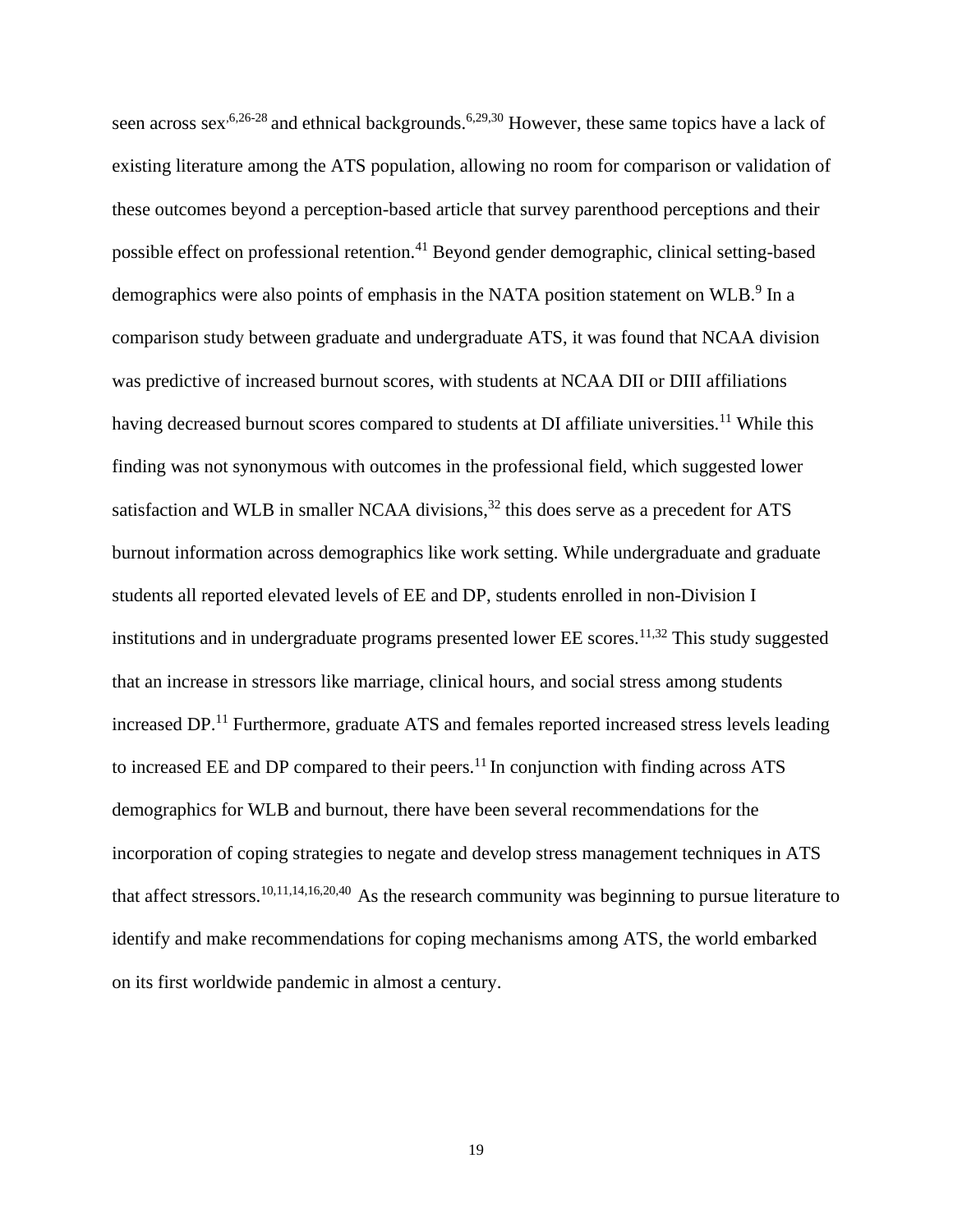seen across sex[6,26-28] and ethnical backgrounds.[6,29,30] However, these same topics have a lack of existing literature among the ATS population, allowing no room for comparison or validation of these outcomes beyond a perception-based article that survey parenthood perceptions and their possible effect on professional retention.[41] Beyond gender demographic, clinical setting-based demographics were also points of emphasis in the NATA position statement on WLB.[9] In a comparison study between graduate and undergraduate ATS, it was found that NCAA division was predictive of increased burnout scores, with students at NCAA DII or DIII affiliations having decreased burnout scores compared to students at DI affiliate universities.[11] While this finding was not synonymous with outcomes in the professional field, which suggested lower satisfaction and WLB in smaller NCAA divisions,[32] this does serve as a precedent for ATS burnout information across demographics like work setting. While undergraduate and graduate students all reported elevated levels of EE and DP, students enrolled in non-Division I institutions and in undergraduate programs presented lower EE scores.[11,32] This study suggested that an increase in stressors like marriage, clinical hours, and social stress among students increased DP.[11] Furthermore, graduate ATS and females reported increased stress levels leading to increased EE and DP compared to their peers.[11] In conjunction with finding across ATS demographics for WLB and burnout, there have been several recommendations for the incorporation of coping strategies to negate and develop stress management techniques in ATS that affect stressors.[10,11,14,16,20,40] As the research community was beginning to pursue literature to identify and make recommendations for coping mechanisms among ATS, the world embarked on its first worldwide pandemic in almost a century.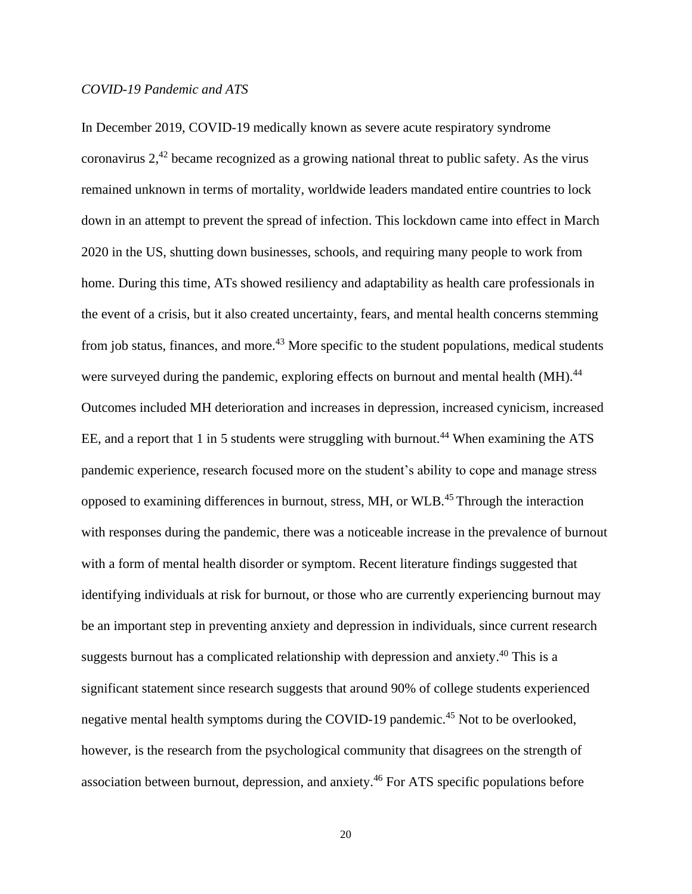*COVID-19 Pandemic and ATS*

In December 2019, COVID-19 medically known as severe acute respiratory syndrome coronavirus 2,[42] became recognized as a growing national threat to public safety. As the virus remained unknown in terms of mortality, worldwide leaders mandated entire countries to lock down in an attempt to prevent the spread of infection. This lockdown came into effect in March 2020 in the US, shutting down businesses, schools, and requiring many people to work from home. During this time, ATs showed resiliency and adaptability as health care professionals in the event of a crisis, but it also created uncertainty, fears, and mental health concerns stemming from job status, finances, and more.[43] More specific to the student populations, medical students were surveyed during the pandemic, exploring effects on burnout and mental health (MH).[44] Outcomes included MH deterioration and increases in depression, increased cynicism, increased EE, and a report that 1 in 5 students were struggling with burnout.[44] When examining the ATS pandemic experience, research focused more on the student's ability to cope and manage stress opposed to examining differences in burnout, stress, MH, or WLB.[45] Through the interaction with responses during the pandemic, there was a noticeable increase in the prevalence of burnout with a form of mental health disorder or symptom. Recent literature findings suggested that identifying individuals at risk for burnout, or those who are currently experiencing burnout may be an important step in preventing anxiety and depression in individuals, since current research suggests burnout has a complicated relationship with depression and anxiety.[40] This is a significant statement since research suggests that around 90% of college students experienced negative mental health symptoms during the COVID-19 pandemic.[45] Not to be overlooked, however, is the research from the psychological community that disagrees on the strength of association between burnout, depression, and anxiety.[46] For ATS specific populations before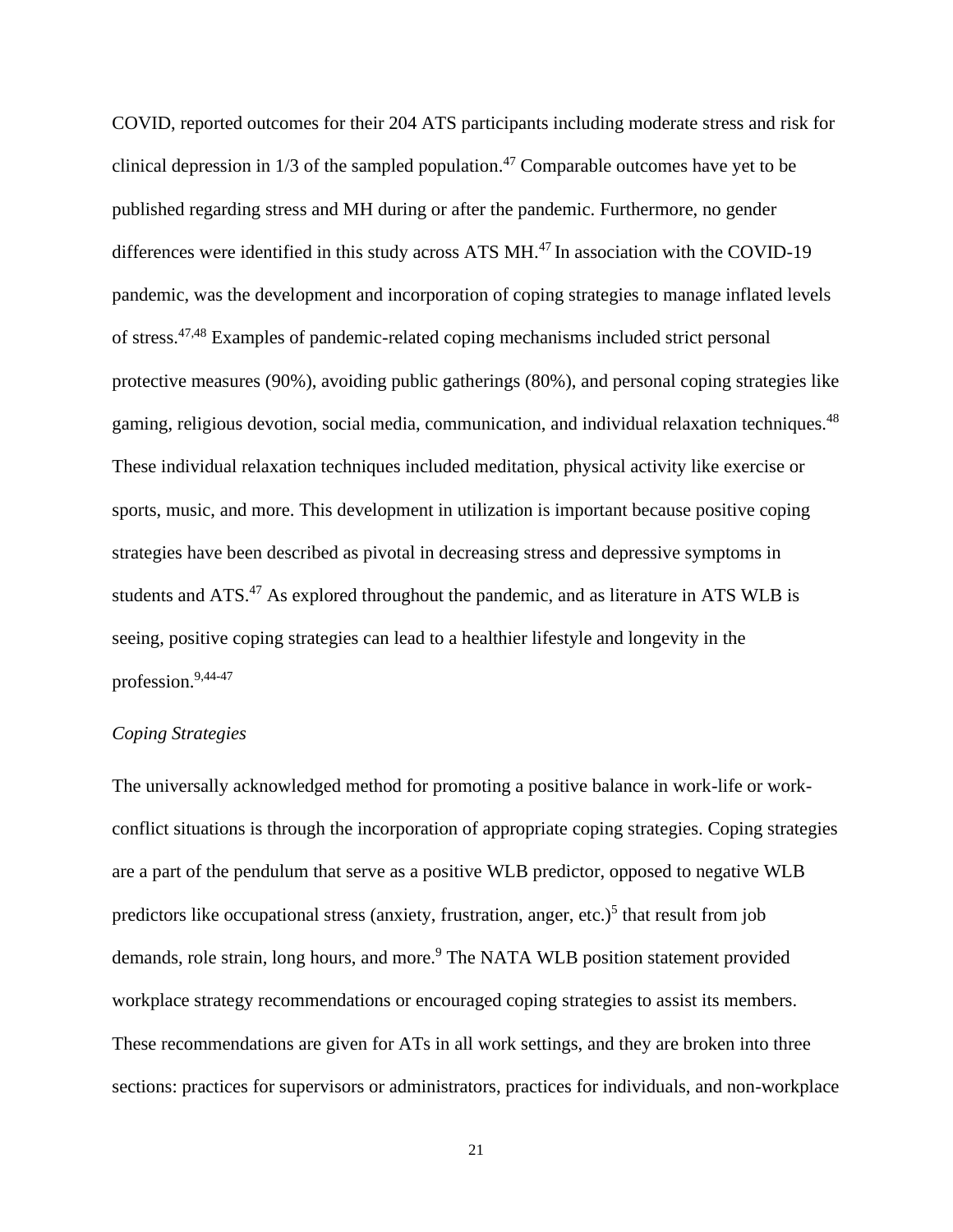COVID, reported outcomes for their 204 ATS participants including moderate stress and risk for clinical depression in 1/3 of the sampled population.[47] Comparable outcomes have yet to be published regarding stress and MH during or after the pandemic. Furthermore, no gender differences were identified in this study across ATS MH.[47] In association with the COVID-19 pandemic, was the development and incorporation of coping strategies to manage inflated levels of stress.[47,48] Examples of pandemic-related coping mechanisms included strict personal protective measures (90%), avoiding public gatherings (80%), and personal coping strategies like gaming, religious devotion, social media, communication, and individual relaxation techniques.[48] These individual relaxation techniques included meditation, physical activity like exercise or sports, music, and more. This development in utilization is important because positive coping strategies have been described as pivotal in decreasing stress and depressive symptoms in students and ATS.[47] As explored throughout the pandemic, and as literature in ATS WLB is seeing, positive coping strategies can lead to a healthier lifestyle and longevity in the profession.[9,44-47]

*Coping Strategies*

The universally acknowledged method for promoting a positive balance in work-life or work-conflict situations is through the incorporation of appropriate coping strategies. Coping strategies are a part of the pendulum that serve as a positive WLB predictor, opposed to negative WLB predictors like occupational stress (anxiety, frustration, anger, etc.)[5] that result from job demands, role strain, long hours, and more.[9] The NATA WLB position statement provided workplace strategy recommendations or encouraged coping strategies to assist its members. These recommendations are given for ATs in all work settings, and they are broken into three sections: practices for supervisors or administrators, practices for individuals, and non-workplace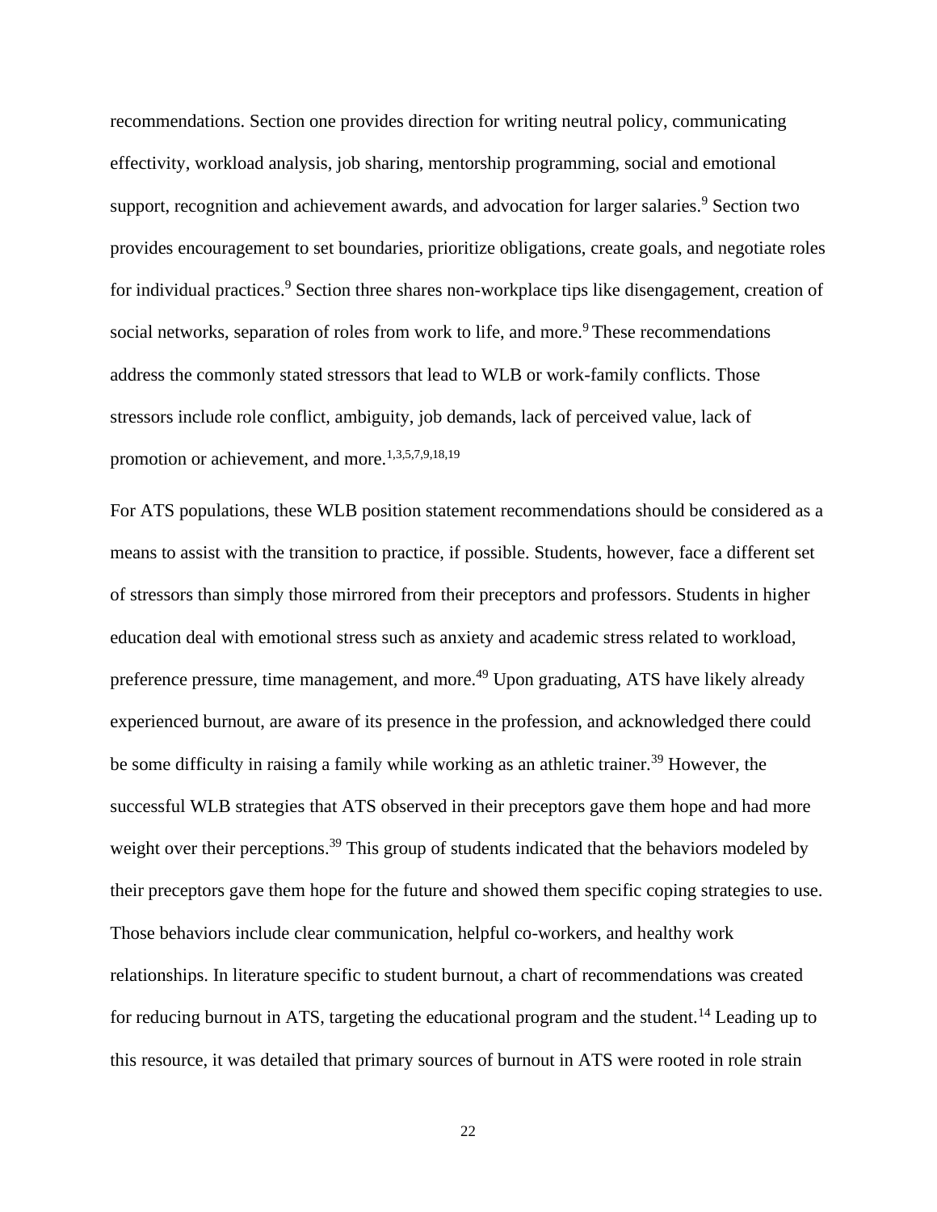recommendations. Section one provides direction for writing neutral policy, communicating effectivity, workload analysis, job sharing, mentorship programming, social and emotional support, recognition and achievement awards, and advocation for larger salaries.[9] Section two provides encouragement to set boundaries, prioritize obligations, create goals, and negotiate roles for individual practices.[9] Section three shares non-workplace tips like disengagement, creation of social networks, separation of roles from work to life, and more.[9] These recommendations address the commonly stated stressors that lead to WLB or work-family conflicts. Those stressors include role conflict, ambiguity, job demands, lack of perceived value, lack of promotion or achievement, and more.[1,3,5,7,9,18,19]

For ATS populations, these WLB position statement recommendations should be considered as a means to assist with the transition to practice, if possible. Students, however, face a different set of stressors than simply those mirrored from their preceptors and professors. Students in higher education deal with emotional stress such as anxiety and academic stress related to workload, preference pressure, time management, and more.[49] Upon graduating, ATS have likely already experienced burnout, are aware of its presence in the profession, and acknowledged there could be some difficulty in raising a family while working as an athletic trainer.[39] However, the successful WLB strategies that ATS observed in their preceptors gave them hope and had more weight over their perceptions.[39] This group of students indicated that the behaviors modeled by their preceptors gave them hope for the future and showed them specific coping strategies to use. Those behaviors include clear communication, helpful co-workers, and healthy work relationships. In literature specific to student burnout, a chart of recommendations was created for reducing burnout in ATS, targeting the educational program and the student.[14] Leading up to this resource, it was detailed that primary sources of burnout in ATS were rooted in role strain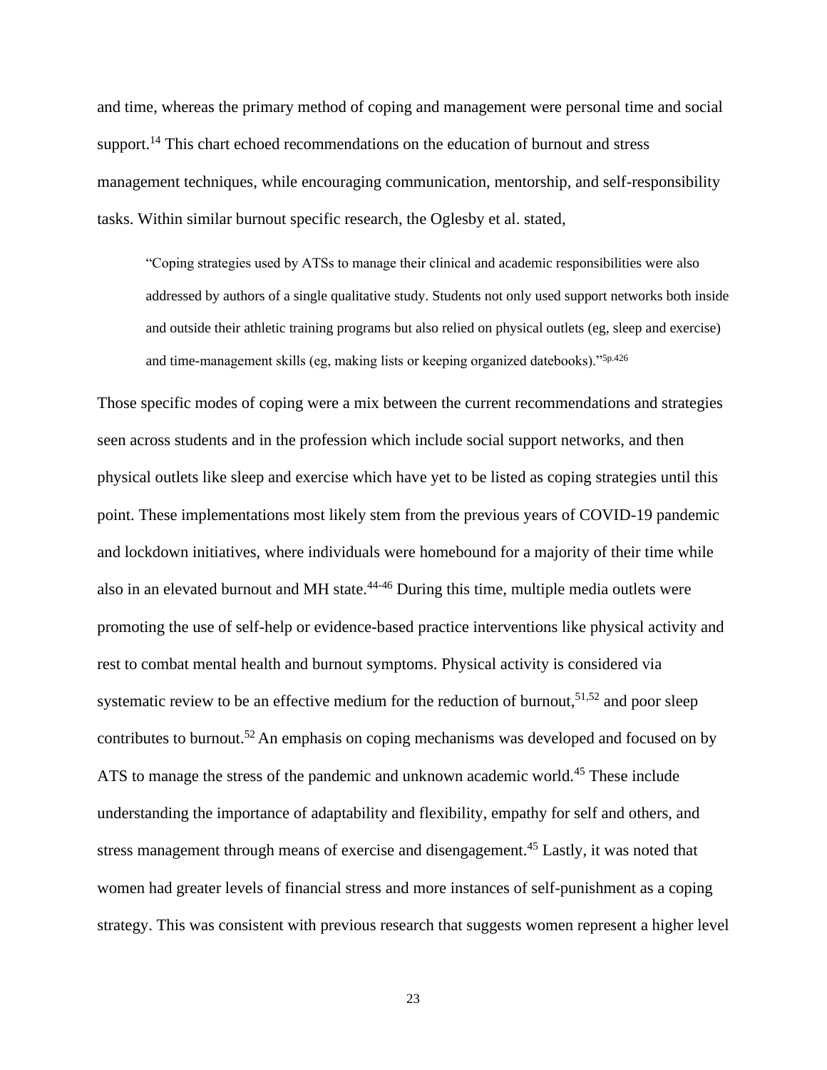and time, whereas the primary method of coping and management were personal time and social support.[14] This chart echoed recommendations on the education of burnout and stress management techniques, while encouraging communication, mentorship, and self-responsibility tasks. Within similar burnout specific research, the Oglesby et al. stated,

> "Coping strategies used by ATSs to manage their clinical and academic responsibilities were also addressed by authors of a single qualitative study. Students not only used support networks both inside and outside their athletic training programs but also relied on physical outlets (eg, sleep and exercise) and time-management skills (eg, making lists or keeping organized datebooks)."[5p.426]

Those specific modes of coping were a mix between the current recommendations and strategies seen across students and in the profession which include social support networks, and then physical outlets like sleep and exercise which have yet to be listed as coping strategies until this point. These implementations most likely stem from the previous years of COVID-19 pandemic and lockdown initiatives, where individuals were homebound for a majority of their time while also in an elevated burnout and MH state.[44-46] During this time, multiple media outlets were promoting the use of self-help or evidence-based practice interventions like physical activity and rest to combat mental health and burnout symptoms. Physical activity is considered via systematic review to be an effective medium for the reduction of burnout,[51,52] and poor sleep contributes to burnout.[52] An emphasis on coping mechanisms was developed and focused on by ATS to manage the stress of the pandemic and unknown academic world.[45] These include understanding the importance of adaptability and flexibility, empathy for self and others, and stress management through means of exercise and disengagement.[45] Lastly, it was noted that women had greater levels of financial stress and more instances of self-punishment as a coping strategy. This was consistent with previous research that suggests women represent a higher level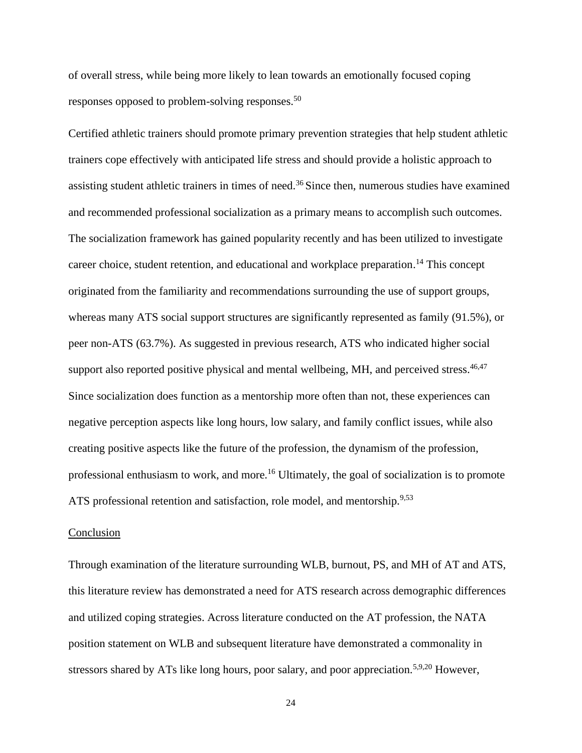of overall stress, while being more likely to lean towards an emotionally focused coping responses opposed to problem-solving responses.[50]

Certified athletic trainers should promote primary prevention strategies that help student athletic trainers cope effectively with anticipated life stress and should provide a holistic approach to assisting student athletic trainers in times of need.[36] Since then, numerous studies have examined and recommended professional socialization as a primary means to accomplish such outcomes. The socialization framework has gained popularity recently and has been utilized to investigate career choice, student retention, and educational and workplace preparation.[14] This concept originated from the familiarity and recommendations surrounding the use of support groups, whereas many ATS social support structures are significantly represented as family (91.5%), or peer non-ATS (63.7%). As suggested in previous research, ATS who indicated higher social support also reported positive physical and mental wellbeing, MH, and perceived stress.[46,47] Since socialization does function as a mentorship more often than not, these experiences can negative perception aspects like long hours, low salary, and family conflict issues, while also creating positive aspects like the future of the profession, the dynamism of the profession, professional enthusiasm to work, and more.[16] Ultimately, the goal of socialization is to promote ATS professional retention and satisfaction, role model, and mentorship.[9,53]

## Conclusion

Through examination of the literature surrounding WLB, burnout, PS, and MH of AT and ATS, this literature review has demonstrated a need for ATS research across demographic differences and utilized coping strategies. Across literature conducted on the AT profession, the NATA position statement on WLB and subsequent literature have demonstrated a commonality in stressors shared by ATs like long hours, poor salary, and poor appreciation.[5,9,20] However,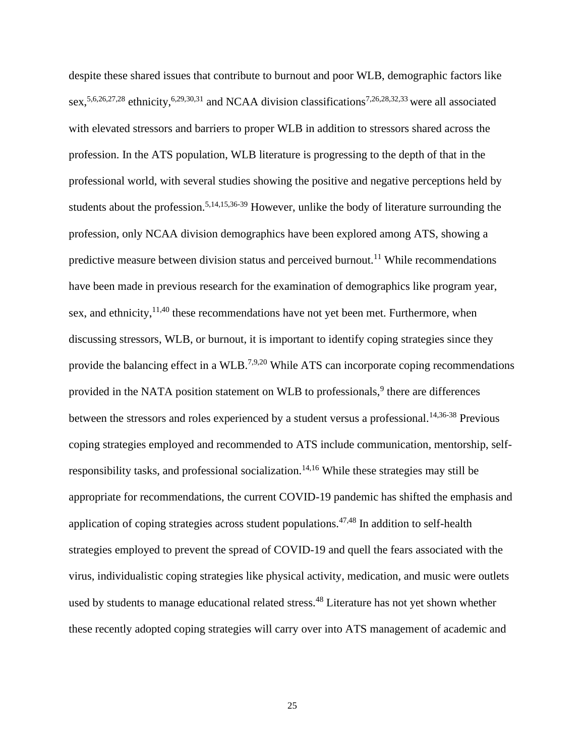despite these shared issues that contribute to burnout and poor WLB, demographic factors like sex,[5,6,26,27,28] ethnicity,[6,29,30,31] and NCAA division classifications[7,26,28,32,33] were all associated with elevated stressors and barriers to proper WLB in addition to stressors shared across the profession. In the ATS population, WLB literature is progressing to the depth of that in the professional world, with several studies showing the positive and negative perceptions held by students about the profession.[5,14,15,36-39] However, unlike the body of literature surrounding the profession, only NCAA division demographics have been explored among ATS, showing a predictive measure between division status and perceived burnout.[11] While recommendations have been made in previous research for the examination of demographics like program year, sex, and ethnicity,[11,40] these recommendations have not yet been met. Furthermore, when discussing stressors, WLB, or burnout, it is important to identify coping strategies since they provide the balancing effect in a WLB.[7,9,20] While ATS can incorporate coping recommendations provided in the NATA position statement on WLB to professionals,[9] there are differences between the stressors and roles experienced by a student versus a professional.[14,36-38] Previous coping strategies employed and recommended to ATS include communication, mentorship, self-responsibility tasks, and professional socialization.[14,16] While these strategies may still be appropriate for recommendations, the current COVID-19 pandemic has shifted the emphasis and application of coping strategies across student populations.[47,48] In addition to self-health strategies employed to prevent the spread of COVID-19 and quell the fears associated with the virus, individualistic coping strategies like physical activity, medication, and music were outlets used by students to manage educational related stress.[48] Literature has not yet shown whether these recently adopted coping strategies will carry over into ATS management of academic and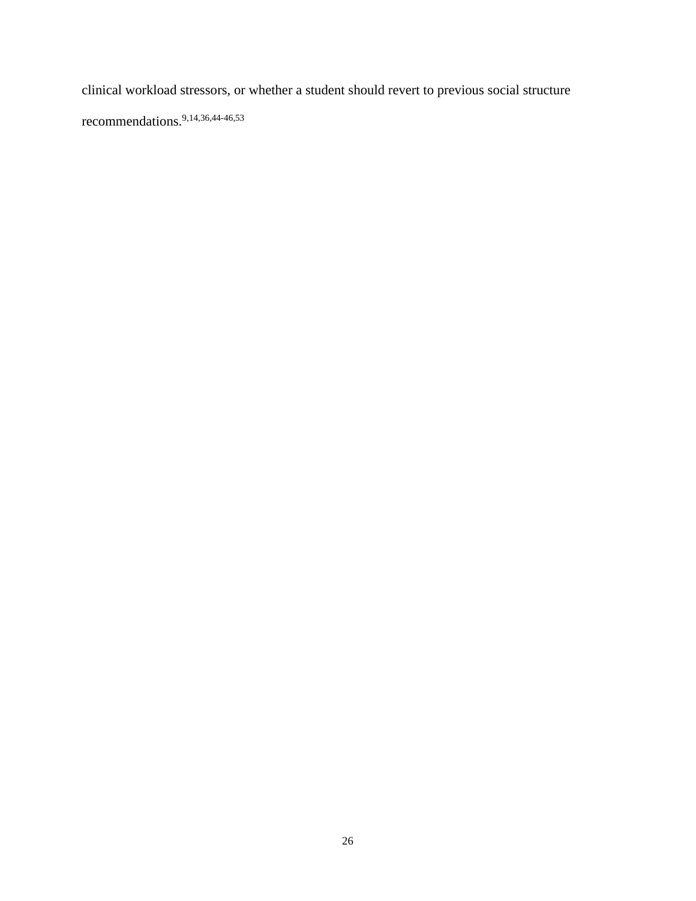clinical workload stressors, or whether a student should revert to previous social structure recommendations.[9,14,36,44-46,53]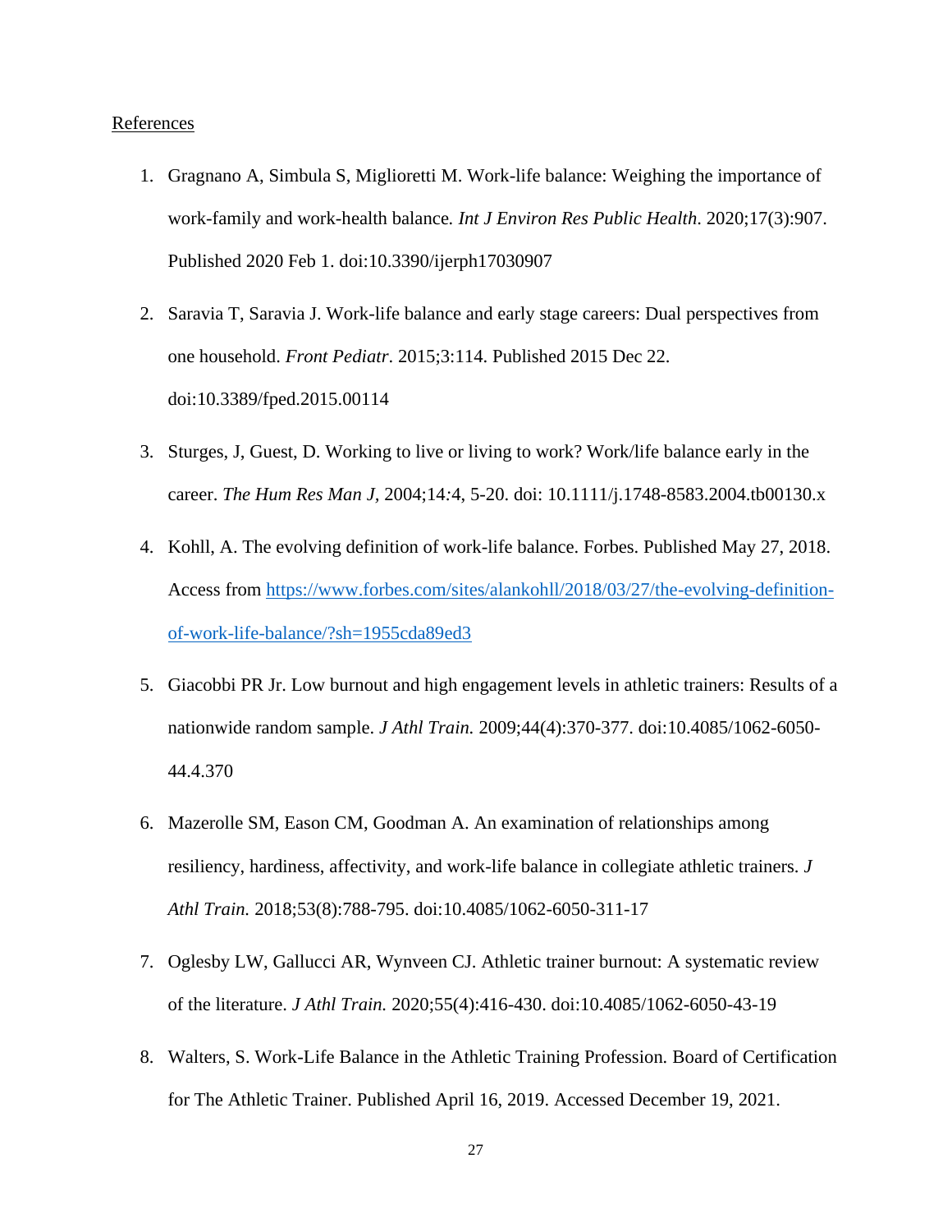References

1. Gragnano A, Simbula S, Miglioretti M. Work-life balance: Weighing the importance of work-family and work-health balance. *Int J Environ Res Public Health*. 2020;17(3):907. Published 2020 Feb 1. doi:10.3390/ijerph17030907

2. Saravia T, Saravia J. Work-life balance and early stage careers: Dual perspectives from one household. *Front Pediatr*. 2015;3:114. Published 2015 Dec 22. doi:10.3389/fped.2015.00114

3. Sturges, J, Guest, D. Working to live or living to work? Work/life balance early in the career. *The Hum Res Man J*, 2004;14:4, 5-20. doi: 10.1111/j.1748-8583.2004.tb00130.x

4. Kohll, A. The evolving definition of work-life balance. Forbes. Published May 27, 2018. Access from [https://www.forbes.com/sites/alankohll/2018/03/27/the-evolving-definition-of-work-life-balance/?sh=1955cda89ed3](https://www.forbes.com/sites/alankohll/2018/03/27/the-evolving-definition-of-work-life-balance/?sh=1955cda89ed3)

5. Giacobbi PR Jr. Low burnout and high engagement levels in athletic trainers: Results of a nationwide random sample. *J Athl Train.* 2009;44(4):370-377. doi:10.4085/1062-6050-44.4.370

6. Mazerolle SM, Eason CM, Goodman A. An examination of relationships among resiliency, hardiness, affectivity, and work-life balance in collegiate athletic trainers. *J Athl Train.* 2018;53(8):788-795. doi:10.4085/1062-6050-311-17

7. Oglesby LW, Gallucci AR, Wynveen CJ. Athletic trainer burnout: A systematic review of the literature. *J Athl Train.* 2020;55(4):416-430. doi:10.4085/1062-6050-43-19

8. Walters, S. Work-Life Balance in the Athletic Training Profession. Board of Certification for The Athletic Trainer. Published April 16, 2019. Accessed December 19, 2021.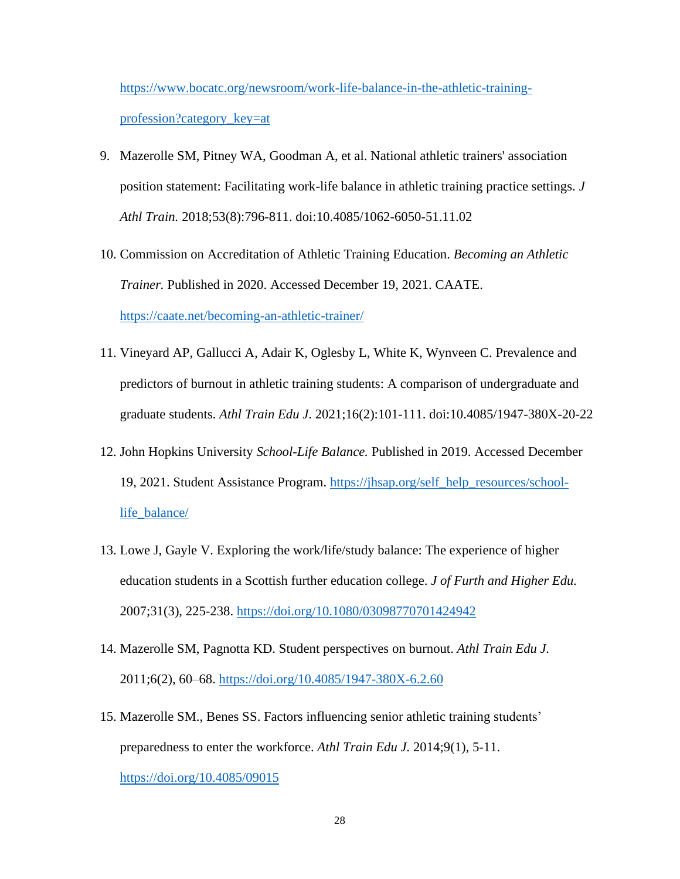https://www.bocatc.org/newsroom/work-life-balance-in-the-athletic-training-profession?category_key=at

9. Mazerolle SM, Pitney WA, Goodman A, et al. National athletic trainers' association position statement: Facilitating work-life balance in athletic training practice settings. *J Athl Train.* 2018;53(8):796-811. doi:10.4085/1062-6050-51.11.02
10. Commission on Accreditation of Athletic Training Education. *Becoming an Athletic Trainer.* Published in 2020. Accessed December 19, 2021. CAATE. https://caate.net/becoming-an-athletic-trainer/
11. Vineyard AP, Gallucci A, Adair K, Oglesby L, White K, Wynveen C. Prevalence and predictors of burnout in athletic training students: A comparison of undergraduate and graduate students. *Athl Train Edu J*. 2021;16(2):101-111. doi:10.4085/1947-380X-20-22
12. John Hopkins University *School-Life Balance.* Published in 2019. Accessed December 19, 2021. Student Assistance Program. https://jhsap.org/self_help_resources/school-life_balance/
13. Lowe J, Gayle V. Exploring the work/life/study balance: The experience of higher education students in a Scottish further education college. *J of Furth and Higher Edu.* 2007;31(3), 225-238. https://doi.org/10.1080/03098770701424942
14. Mazerolle SM, Pagnotta KD. Student perspectives on burnout. *Athl Train Edu J.* 2011;6(2), 60–68. https://doi.org/10.4085/1947-380X-6.2.60
15. Mazerolle SM., Benes SS. Factors influencing senior athletic training students' preparedness to enter the workforce. *Athl Train Edu J.* 2014;9(1), 5-11. https://doi.org/10.4085/09015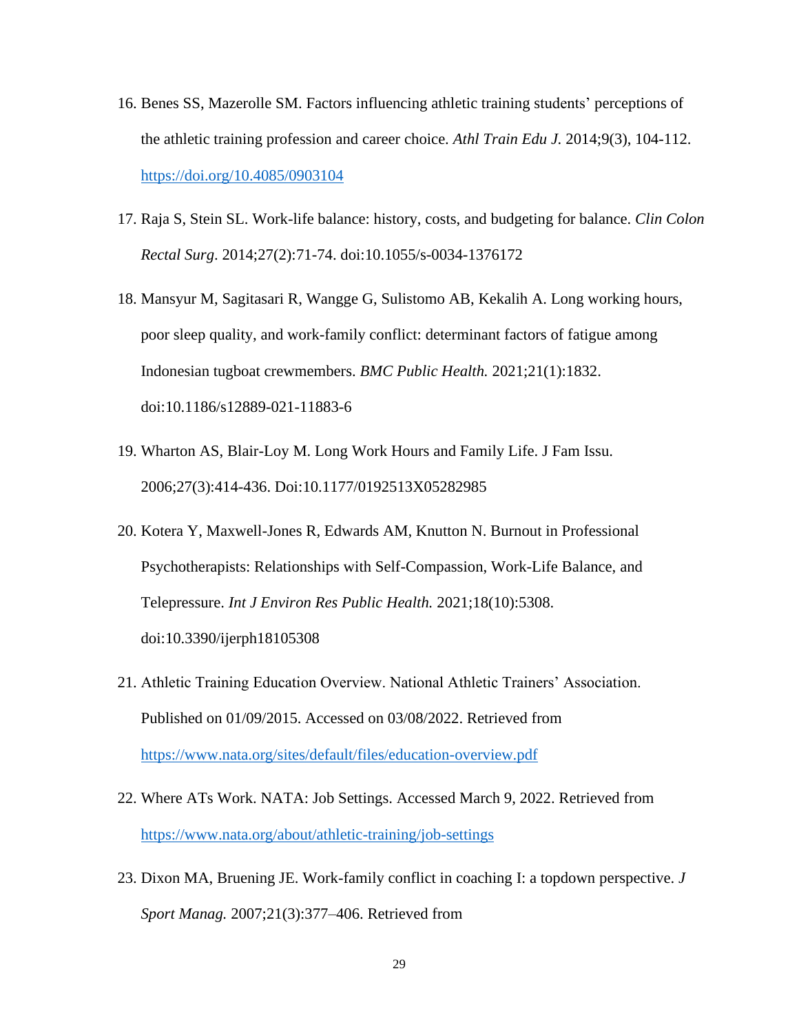16. Benes SS, Mazerolle SM. Factors influencing athletic training students' perceptions of the athletic training profession and career choice. *Athl Train Edu J.* 2014;9(3), 104-112. https://doi.org/10.4085/0903104

17. Raja S, Stein SL. Work-life balance: history, costs, and budgeting for balance. *Clin Colon Rectal Surg*. 2014;27(2):71-74. doi:10.1055/s-0034-1376172

18. Mansyur M, Sagitasari R, Wangge G, Sulistomo AB, Kekalih A. Long working hours, poor sleep quality, and work-family conflict: determinant factors of fatigue among Indonesian tugboat crewmembers. *BMC Public Health.* 2021;21(1):1832. doi:10.1186/s12889-021-11883-6

19. Wharton AS, Blair-Loy M. Long Work Hours and Family Life. J Fam Issu. 2006;27(3):414-436. Doi:10.1177/0192513X05282985

20. Kotera Y, Maxwell-Jones R, Edwards AM, Knutton N. Burnout in Professional Psychotherapists: Relationships with Self-Compassion, Work-Life Balance, and Telepressure. *Int J Environ Res Public Health.* 2021;18(10):5308. doi:10.3390/ijerph18105308

21. Athletic Training Education Overview. National Athletic Trainers' Association. Published on 01/09/2015. Accessed on 03/08/2022. Retrieved from https://www.nata.org/sites/default/files/education-overview.pdf

22. Where ATs Work. NATA: Job Settings. Accessed March 9, 2022. Retrieved from https://www.nata.org/about/athletic-training/job-settings

23. Dixon MA, Bruening JE. Work-family conflict in coaching I: a topdown perspective. *J Sport Manag.* 2007;21(3):377–406. Retrieved from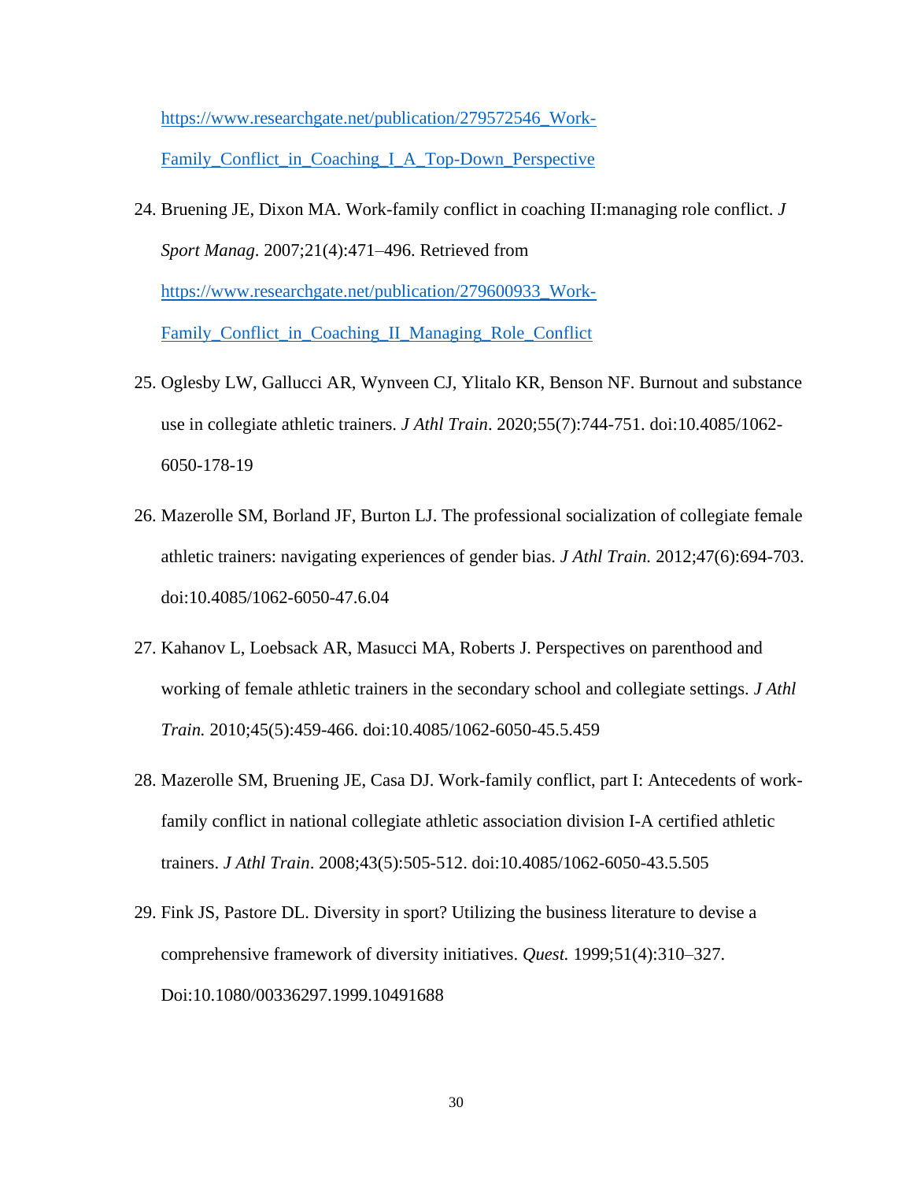https://www.researchgate.net/publication/279572546_Work-Family_Conflict_in_Coaching_I_A_Top-Down_Perspective

24. Bruening JE, Dixon MA. Work-family conflict in coaching II:managing role conflict. *J Sport Manag*. 2007;21(4):471–496. Retrieved from https://www.researchgate.net/publication/279600933_Work-Family_Conflict_in_Coaching_II_Managing_Role_Conflict

25. Oglesby LW, Gallucci AR, Wynveen CJ, Ylitalo KR, Benson NF. Burnout and substance use in collegiate athletic trainers. *J Athl Train*. 2020;55(7):744-751. doi:10.4085/1062-6050-178-19

26. Mazerolle SM, Borland JF, Burton LJ. The professional socialization of collegiate female athletic trainers: navigating experiences of gender bias. *J Athl Train.* 2012;47(6):694-703. doi:10.4085/1062-6050-47.6.04

27. Kahanov L, Loebsack AR, Masucci MA, Roberts J. Perspectives on parenthood and working of female athletic trainers in the secondary school and collegiate settings. *J Athl Train.* 2010;45(5):459-466. doi:10.4085/1062-6050-45.5.459

28. Mazerolle SM, Bruening JE, Casa DJ. Work-family conflict, part I: Antecedents of work-family conflict in national collegiate athletic association division I-A certified athletic trainers. *J Athl Train*. 2008;43(5):505-512. doi:10.4085/1062-6050-43.5.505

29. Fink JS, Pastore DL. Diversity in sport? Utilizing the business literature to devise a comprehensive framework of diversity initiatives. *Quest.* 1999;51(4):310–327. Doi:10.1080/00336297.1999.10491688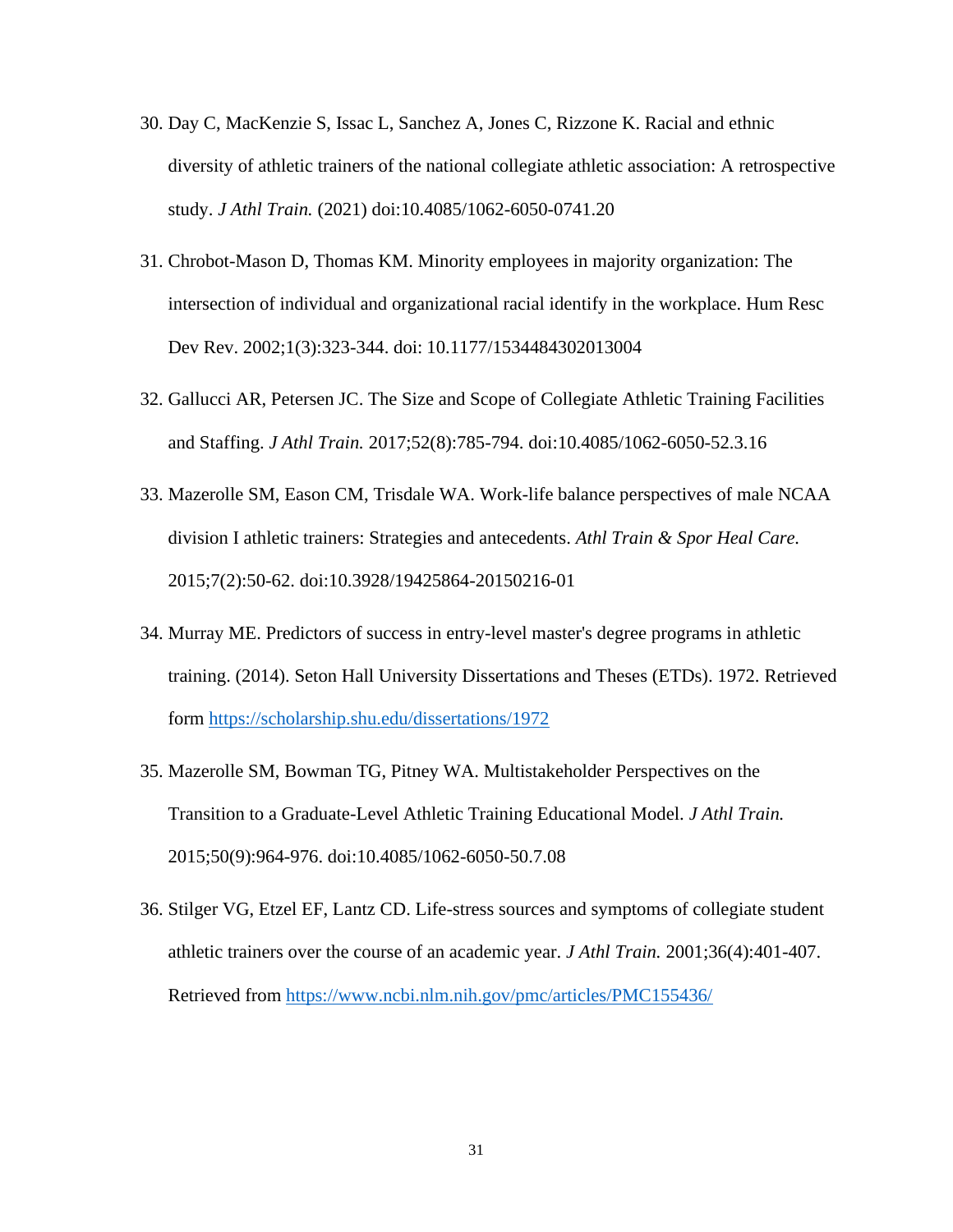30. Day C, MacKenzie S, Issac L, Sanchez A, Jones C, Rizzone K. Racial and ethnic diversity of athletic trainers of the national collegiate athletic association: A retrospective study. *J Athl Train.* (2021) doi:10.4085/1062-6050-0741.20

31. Chrobot-Mason D, Thomas KM. Minority employees in majority organization: The intersection of individual and organizational racial identify in the workplace. Hum Resc Dev Rev. 2002;1(3):323-344. doi: 10.1177/1534484302013004

32. Gallucci AR, Petersen JC. The Size and Scope of Collegiate Athletic Training Facilities and Staffing. *J Athl Train.* 2017;52(8):785-794. doi:10.4085/1062-6050-52.3.16

33. Mazerolle SM, Eason CM, Trisdale WA. Work-life balance perspectives of male NCAA division I athletic trainers: Strategies and antecedents. *Athl Train & Spor Heal Care.* 2015;7(2):50-62. doi:10.3928/19425864-20150216-01

34. Murray ME. Predictors of success in entry-level master's degree programs in athletic training. (2014). Seton Hall University Dissertations and Theses (ETDs). 1972. Retrieved form https://scholarship.shu.edu/dissertations/1972

35. Mazerolle SM, Bowman TG, Pitney WA. Multistakeholder Perspectives on the Transition to a Graduate-Level Athletic Training Educational Model. *J Athl Train.* 2015;50(9):964-976. doi:10.4085/1062-6050-50.7.08

36. Stilger VG, Etzel EF, Lantz CD. Life-stress sources and symptoms of collegiate student athletic trainers over the course of an academic year. *J Athl Train.* 2001;36(4):401-407. Retrieved from https://www.ncbi.nlm.nih.gov/pmc/articles/PMC155436/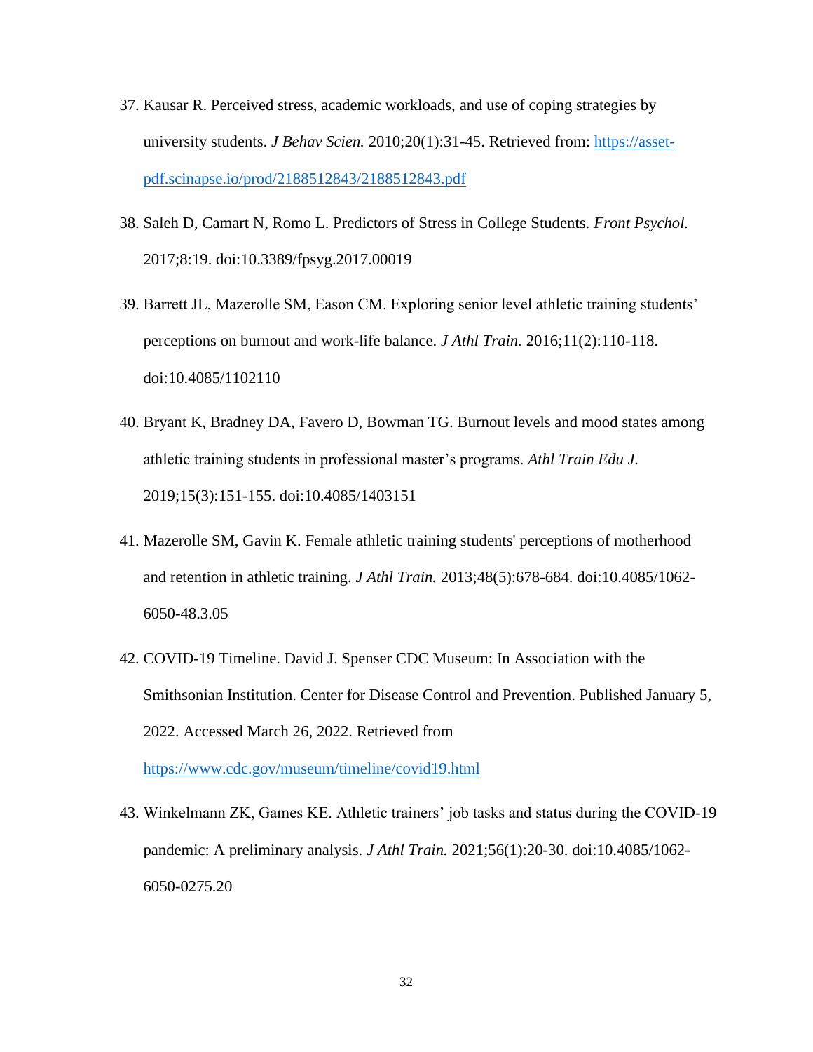37. Kausar R. Perceived stress, academic workloads, and use of coping strategies by university students. *J Behav Scien.* 2010;20(1):31-45. Retrieved from: [https://asset-pdf.scinapse.io/prod/2188512843/2188512843.pdf](https://asset-pdf.scinapse.io/prod/2188512843/2188512843.pdf)

38. Saleh D, Camart N, Romo L. Predictors of Stress in College Students. *Front Psychol.* 2017;8:19. doi:10.3389/fpsyg.2017.00019

39. Barrett JL, Mazerolle SM, Eason CM. Exploring senior level athletic training students' perceptions on burnout and work-life balance. *J Athl Train.* 2016;11(2):110-118. doi:10.4085/1102110

40. Bryant K, Bradney DA, Favero D, Bowman TG. Burnout levels and mood states among athletic training students in professional master's programs. *Athl Train Edu J.* 2019;15(3):151-155. doi:10.4085/1403151

41. Mazerolle SM, Gavin K. Female athletic training students' perceptions of motherhood and retention in athletic training. *J Athl Train.* 2013;48(5):678-684. doi:10.4085/1062-6050-48.3.05

42. COVID-19 Timeline. David J. Spenser CDC Museum: In Association with the Smithsonian Institution. Center for Disease Control and Prevention. Published January 5, 2022. Accessed March 26, 2022. Retrieved from [https://www.cdc.gov/museum/timeline/covid19.html](https://www.cdc.gov/museum/timeline/covid19.html)

43. Winkelmann ZK, Games KE. Athletic trainers' job tasks and status during the COVID-19 pandemic: A preliminary analysis. *J Athl Train.* 2021;56(1):20-30. doi:10.4085/1062-6050-0275.20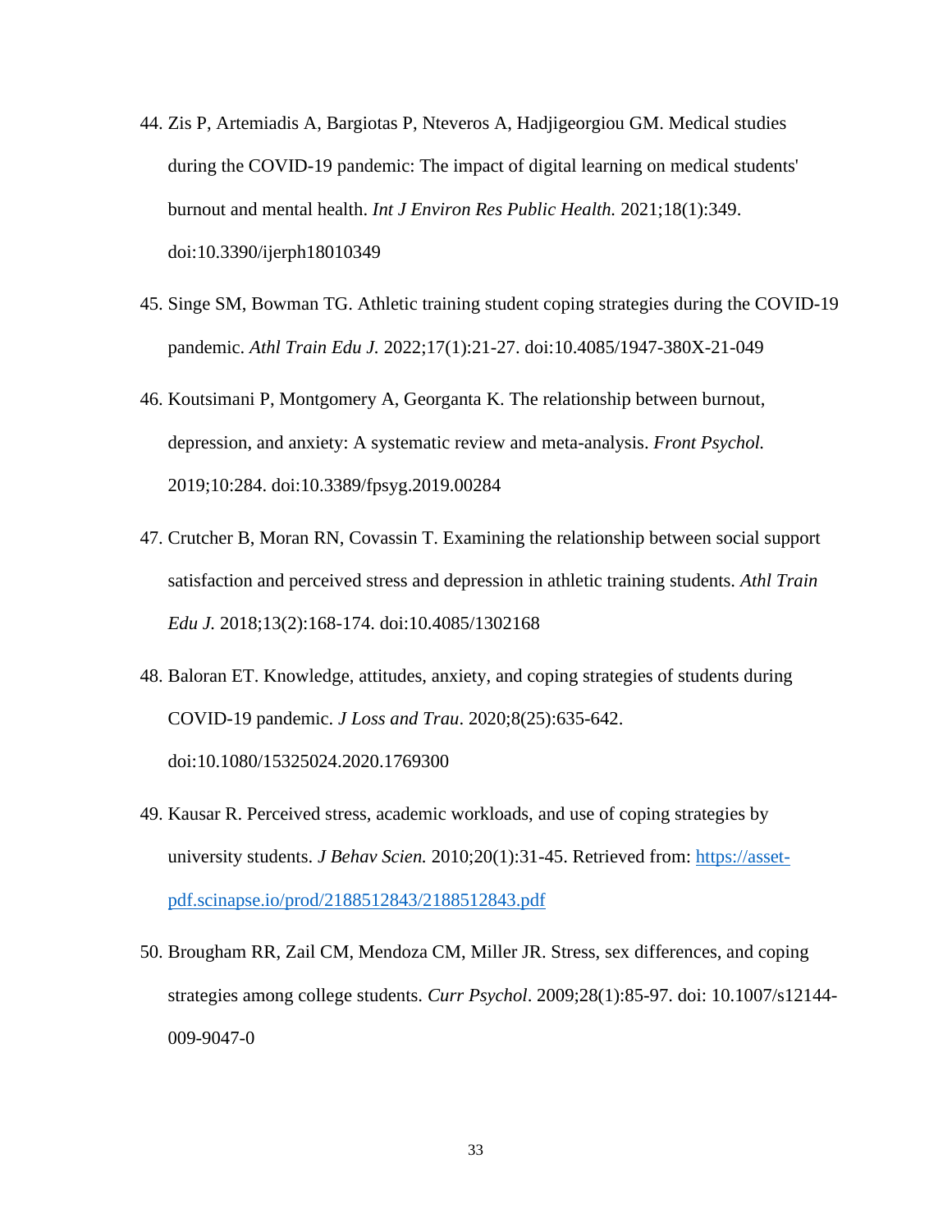44. Zis P, Artemiadis A, Bargiotas P, Nteveros A, Hadjigeorgiou GM. Medical studies during the COVID-19 pandemic: The impact of digital learning on medical students' burnout and mental health. *Int J Environ Res Public Health.* 2021;18(1):349. doi:10.3390/ijerph18010349

45. Singe SM, Bowman TG. Athletic training student coping strategies during the COVID-19 pandemic. *Athl Train Edu J.* 2022;17(1):21-27. doi:10.4085/1947-380X-21-049

46. Koutsimani P, Montgomery A, Georganta K. The relationship between burnout, depression, and anxiety: A systematic review and meta-analysis. *Front Psychol.* 2019;10:284. doi:10.3389/fpsyg.2019.00284

47. Crutcher B, Moran RN, Covassin T. Examining the relationship between social support satisfaction and perceived stress and depression in athletic training students. *Athl Train Edu J.* 2018;13(2):168-174. doi:10.4085/1302168

48. Baloran ET. Knowledge, attitudes, anxiety, and coping strategies of students during COVID-19 pandemic. *J Loss and Trau*. 2020;8(25):635-642. doi:10.1080/15325024.2020.1769300

49. Kausar R. Perceived stress, academic workloads, and use of coping strategies by university students. *J Behav Scien.* 2010;20(1):31-45. Retrieved from: [https://asset-pdf.scinapse.io/prod/2188512843/2188512843.pdf](https://asset-pdf.scinapse.io/prod/2188512843/2188512843.pdf)

50. Brougham RR, Zail CM, Mendoza CM, Miller JR. Stress, sex differences, and coping strategies among college students. *Curr Psychol*. 2009;28(1):85-97. doi: 10.1007/s12144-009-9047-0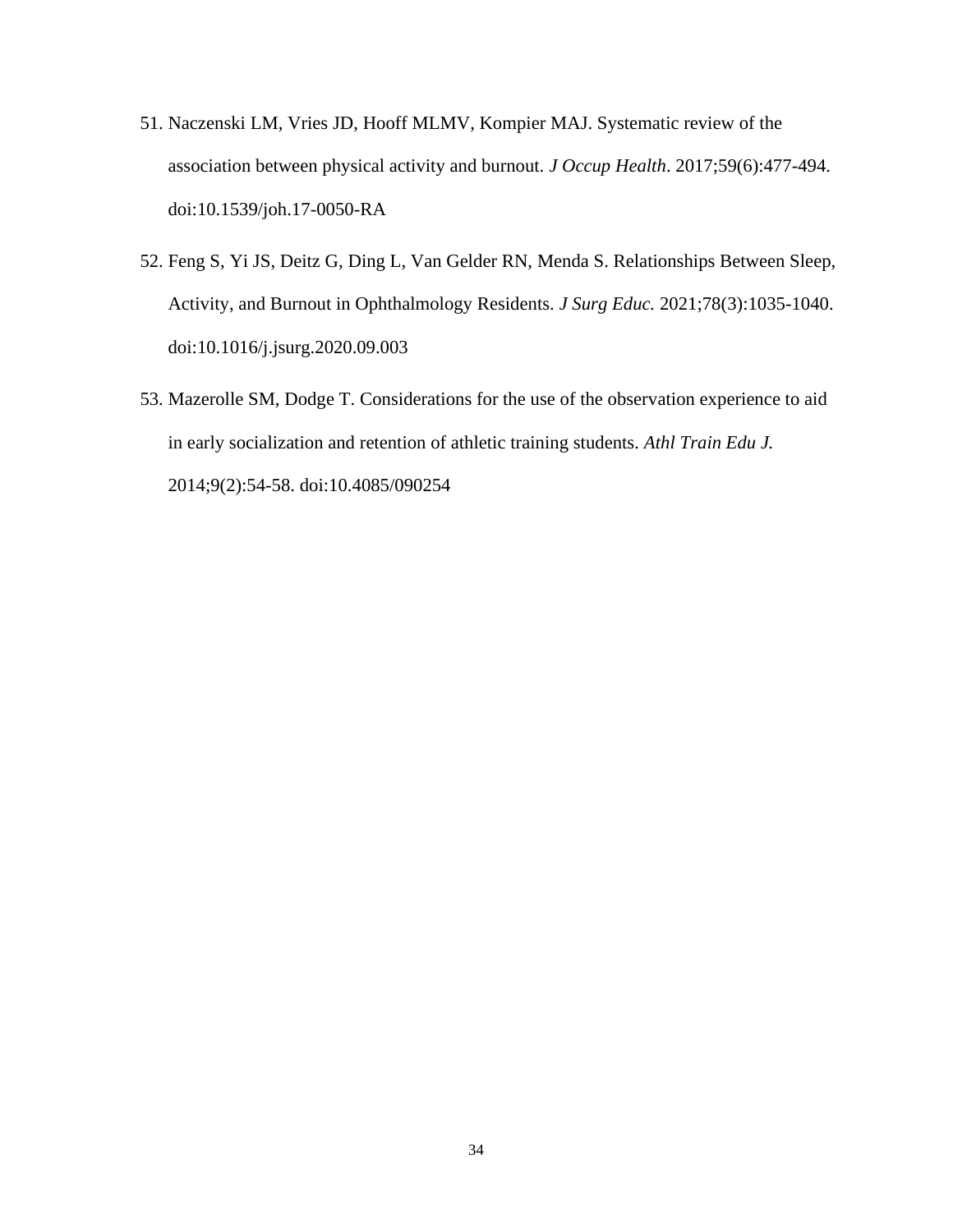51. Naczenski LM, Vries JD, Hooff MLMV, Kompier MAJ. Systematic review of the association between physical activity and burnout. *J Occup Health*. 2017;59(6):477-494. doi:10.1539/joh.17-0050-RA

52. Feng S, Yi JS, Deitz G, Ding L, Van Gelder RN, Menda S. Relationships Between Sleep, Activity, and Burnout in Ophthalmology Residents. *J Surg Educ.* 2021;78(3):1035-1040. doi:10.1016/j.jsurg.2020.09.003

53. Mazerolle SM, Dodge T. Considerations for the use of the observation experience to aid in early socialization and retention of athletic training students. *Athl Train Edu J.* 2014;9(2):54-58. doi:10.4085/090254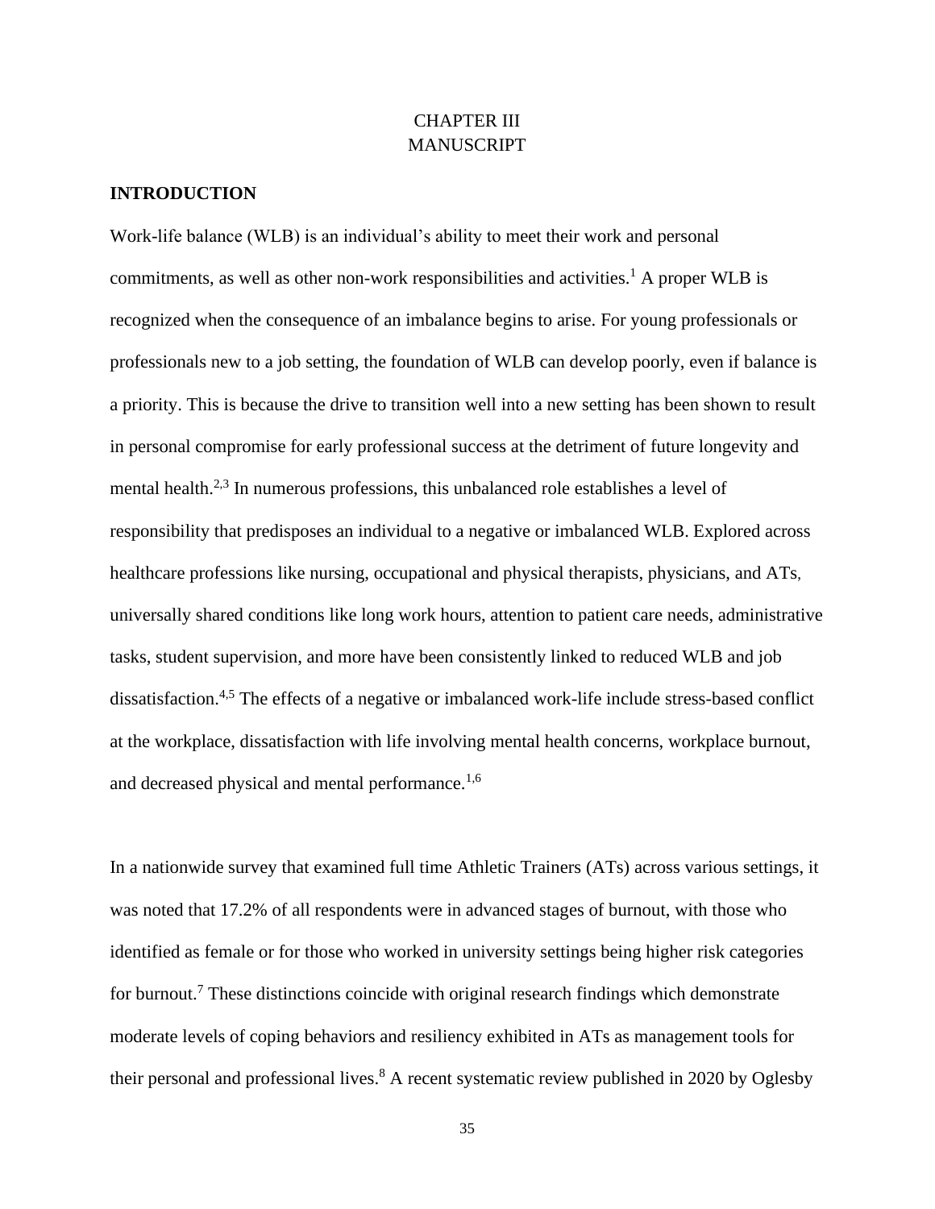# CHAPTER III
# MANUSCRIPT

## INTRODUCTION

Work-life balance (WLB) is an individual's ability to meet their work and personal commitments, as well as other non-work responsibilities and activities.[1] A proper WLB is recognized when the consequence of an imbalance begins to arise. For young professionals or professionals new to a job setting, the foundation of WLB can develop poorly, even if balance is a priority. This is because the drive to transition well into a new setting has been shown to result in personal compromise for early professional success at the detriment of future longevity and mental health.[2,3] In numerous professions, this unbalanced role establishes a level of responsibility that predisposes an individual to a negative or imbalanced WLB. Explored across healthcare professions like nursing, occupational and physical therapists, physicians, and ATs, universally shared conditions like long work hours, attention to patient care needs, administrative tasks, student supervision, and more have been consistently linked to reduced WLB and job dissatisfaction.[4,5] The effects of a negative or imbalanced work-life include stress-based conflict at the workplace, dissatisfaction with life involving mental health concerns, workplace burnout, and decreased physical and mental performance.[1,6]

In a nationwide survey that examined full time Athletic Trainers (ATs) across various settings, it was noted that 17.2% of all respondents were in advanced stages of burnout, with those who identified as female or for those who worked in university settings being higher risk categories for burnout.[7] These distinctions coincide with original research findings which demonstrate moderate levels of coping behaviors and resiliency exhibited in ATs as management tools for their personal and professional lives.[8] A recent systematic review published in 2020 by Oglesby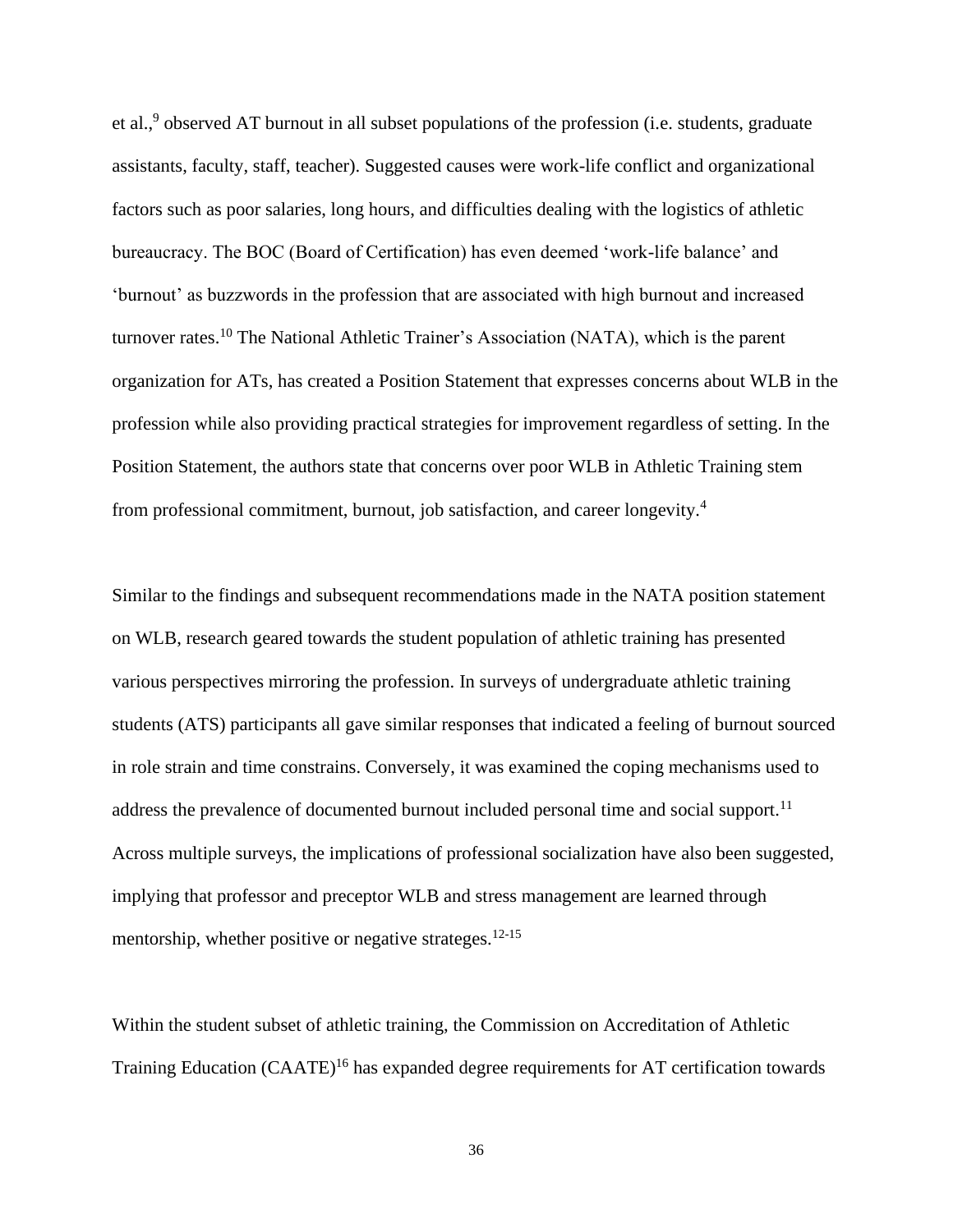et al.,[9] observed AT burnout in all subset populations of the profession (i.e. students, graduate assistants, faculty, staff, teacher). Suggested causes were work-life conflict and organizational factors such as poor salaries, long hours, and difficulties dealing with the logistics of athletic bureaucracy. The BOC (Board of Certification) has even deemed 'work-life balance' and 'burnout' as buzzwords in the profession that are associated with high burnout and increased turnover rates.[10] The National Athletic Trainer's Association (NATA), which is the parent organization for ATs, has created a Position Statement that expresses concerns about WLB in the profession while also providing practical strategies for improvement regardless of setting. In the Position Statement, the authors state that concerns over poor WLB in Athletic Training stem from professional commitment, burnout, job satisfaction, and career longevity.[4]

Similar to the findings and subsequent recommendations made in the NATA position statement on WLB, research geared towards the student population of athletic training has presented various perspectives mirroring the profession. In surveys of undergraduate athletic training students (ATS) participants all gave similar responses that indicated a feeling of burnout sourced in role strain and time constrains. Conversely, it was examined the coping mechanisms used to address the prevalence of documented burnout included personal time and social support.[11] Across multiple surveys, the implications of professional socialization have also been suggested, implying that professor and preceptor WLB and stress management are learned through mentorship, whether positive or negative strateges.[12-15]

Within the student subset of athletic training, the Commission on Accreditation of Athletic Training Education (CAATE)[16] has expanded degree requirements for AT certification towards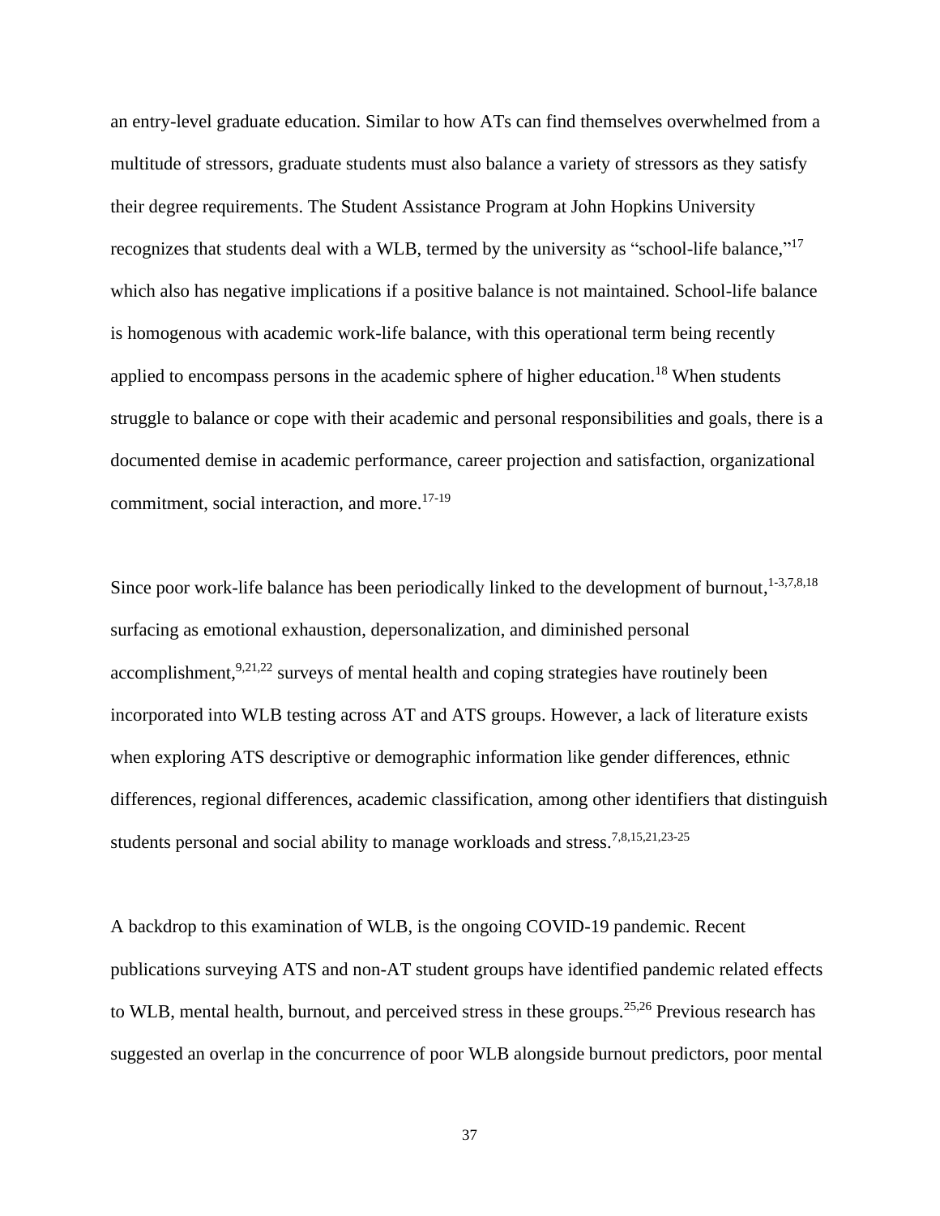an entry-level graduate education. Similar to how ATs can find themselves overwhelmed from a multitude of stressors, graduate students must also balance a variety of stressors as they satisfy their degree requirements. The Student Assistance Program at John Hopkins University recognizes that students deal with a WLB, termed by the university as "school-life balance,"[17] which also has negative implications if a positive balance is not maintained. School-life balance is homogenous with academic work-life balance, with this operational term being recently applied to encompass persons in the academic sphere of higher education.[18] When students struggle to balance or cope with their academic and personal responsibilities and goals, there is a documented demise in academic performance, career projection and satisfaction, organizational commitment, social interaction, and more.[17-19]

Since poor work-life balance has been periodically linked to the development of burnout,[1-3,7,8,18] surfacing as emotional exhaustion, depersonalization, and diminished personal accomplishment,[9,21,22] surveys of mental health and coping strategies have routinely been incorporated into WLB testing across AT and ATS groups. However, a lack of literature exists when exploring ATS descriptive or demographic information like gender differences, ethnic differences, regional differences, academic classification, among other identifiers that distinguish students personal and social ability to manage workloads and stress.[7,8,15,21,23-25]

A backdrop to this examination of WLB, is the ongoing COVID-19 pandemic. Recent publications surveying ATS and non-AT student groups have identified pandemic related effects to WLB, mental health, burnout, and perceived stress in these groups.[25,26] Previous research has suggested an overlap in the concurrence of poor WLB alongside burnout predictors, poor mental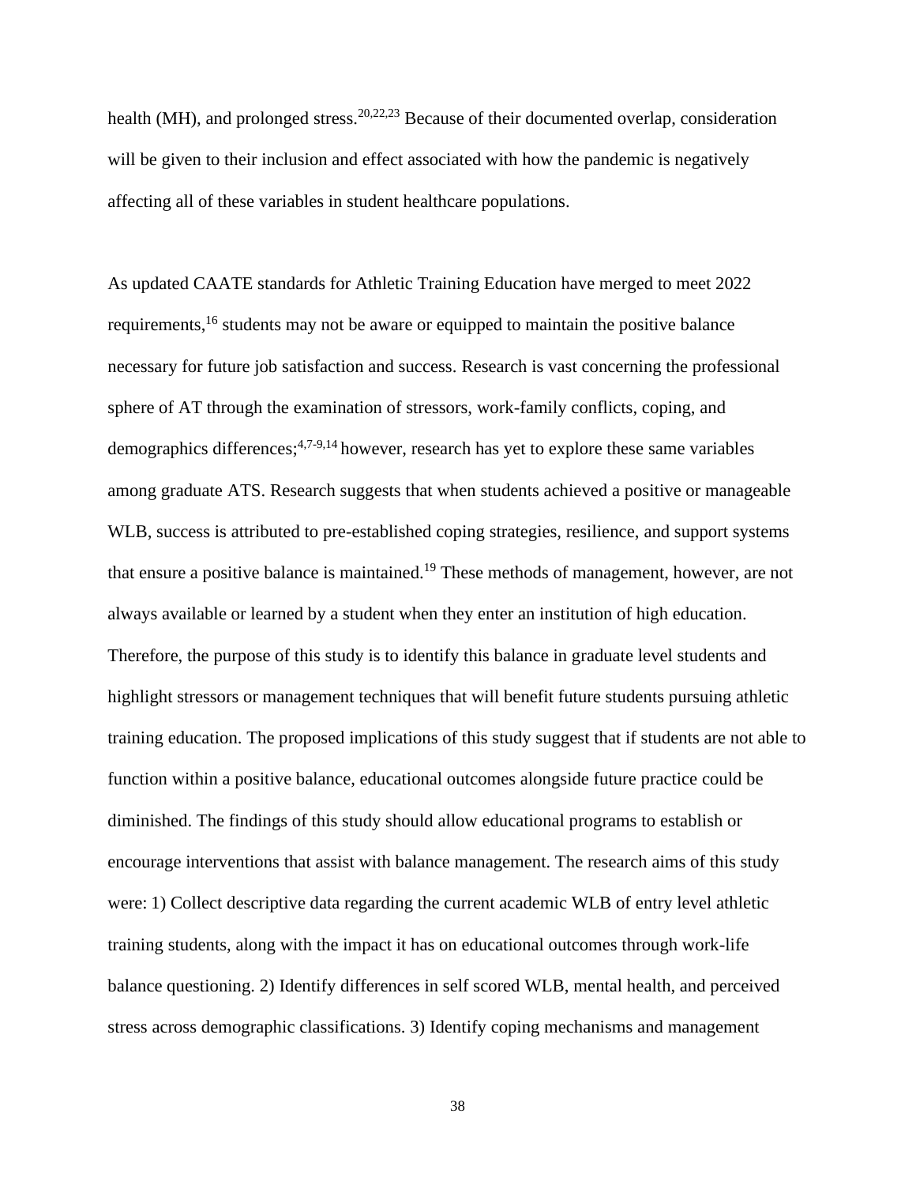health (MH), and prolonged stress.[20,22,23] Because of their documented overlap, consideration will be given to their inclusion and effect associated with how the pandemic is negatively affecting all of these variables in student healthcare populations.

As updated CAATE standards for Athletic Training Education have merged to meet 2022 requirements,[16] students may not be aware or equipped to maintain the positive balance necessary for future job satisfaction and success. Research is vast concerning the professional sphere of AT through the examination of stressors, work-family conflicts, coping, and demographics differences;[4,7-9,14] however, research has yet to explore these same variables among graduate ATS. Research suggests that when students achieved a positive or manageable WLB, success is attributed to pre-established coping strategies, resilience, and support systems that ensure a positive balance is maintained.[19] These methods of management, however, are not always available or learned by a student when they enter an institution of high education. Therefore, the purpose of this study is to identify this balance in graduate level students and highlight stressors or management techniques that will benefit future students pursuing athletic training education. The proposed implications of this study suggest that if students are not able to function within a positive balance, educational outcomes alongside future practice could be diminished. The findings of this study should allow educational programs to establish or encourage interventions that assist with balance management. The research aims of this study were: 1) Collect descriptive data regarding the current academic WLB of entry level athletic training students, along with the impact it has on educational outcomes through work-life balance questioning. 2) Identify differences in self scored WLB, mental health, and perceived stress across demographic classifications. 3) Identify coping mechanisms and management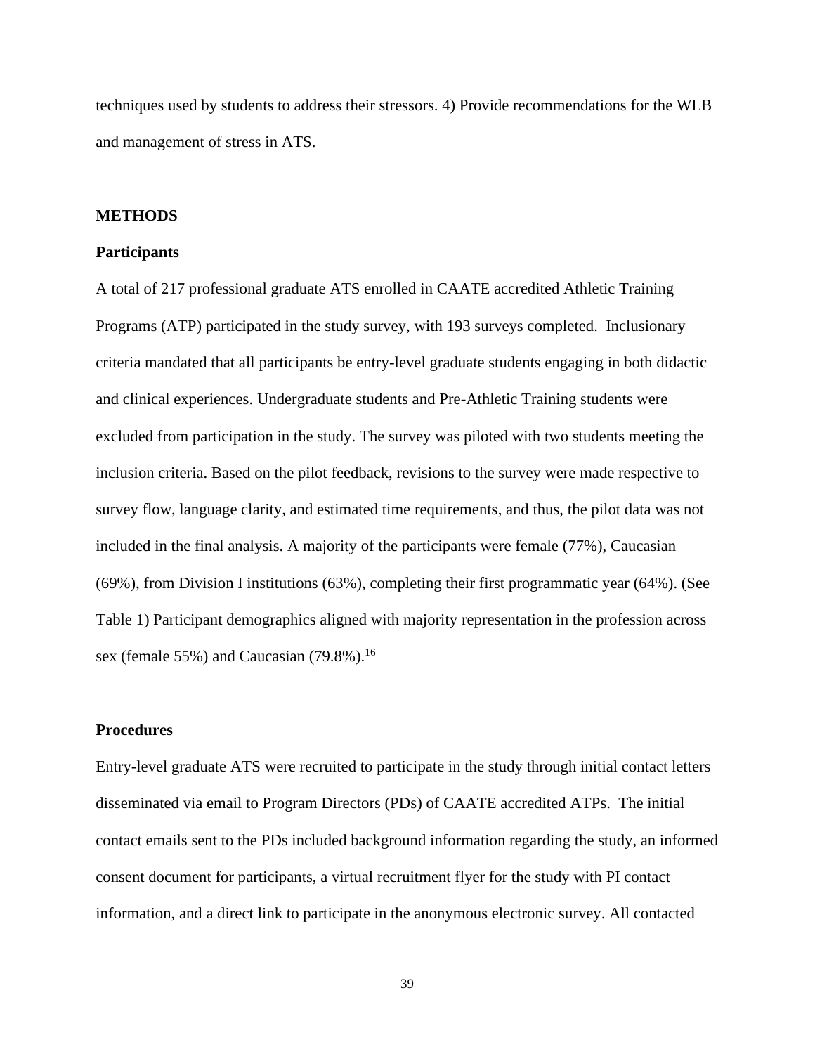techniques used by students to address their stressors. 4) Provide recommendations for the WLB and management of stress in ATS.

## METHODS

### Participants

A total of 217 professional graduate ATS enrolled in CAATE accredited Athletic Training Programs (ATP) participated in the study survey, with 193 surveys completed. Inclusionary criteria mandated that all participants be entry-level graduate students engaging in both didactic and clinical experiences. Undergraduate students and Pre-Athletic Training students were excluded from participation in the study. The survey was piloted with two students meeting the inclusion criteria. Based on the pilot feedback, revisions to the survey were made respective to survey flow, language clarity, and estimated time requirements, and thus, the pilot data was not included in the final analysis. A majority of the participants were female (77%), Caucasian (69%), from Division I institutions (63%), completing their first programmatic year (64%). (See Table 1) Participant demographics aligned with majority representation in the profession across sex (female 55%) and Caucasian (79.8%).[16]

### Procedures

Entry-level graduate ATS were recruited to participate in the study through initial contact letters disseminated via email to Program Directors (PDs) of CAATE accredited ATPs. The initial contact emails sent to the PDs included background information regarding the study, an informed consent document for participants, a virtual recruitment flyer for the study with PI contact information, and a direct link to participate in the anonymous electronic survey. All contacted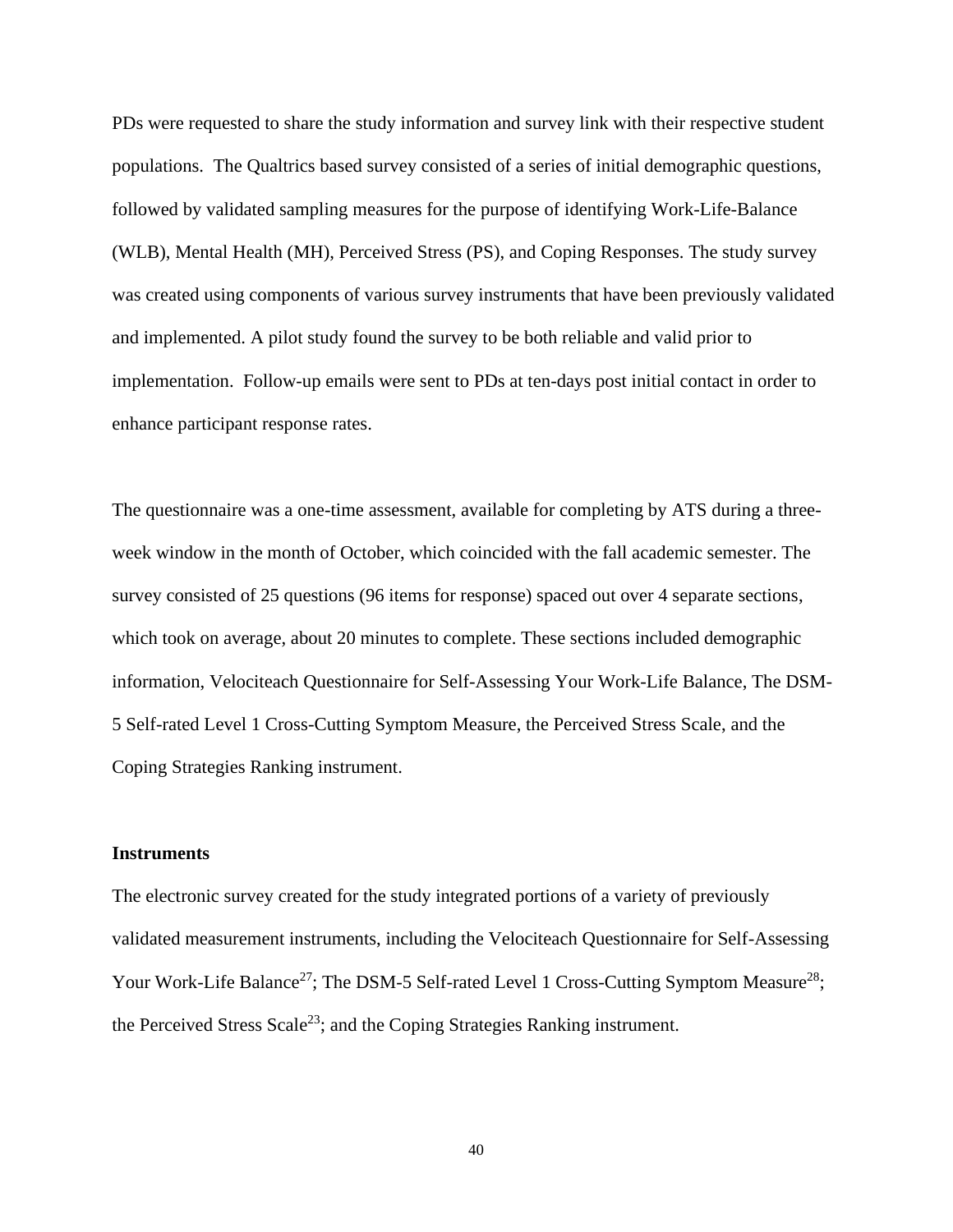PDs were requested to share the study information and survey link with their respective student populations. The Qualtrics based survey consisted of a series of initial demographic questions, followed by validated sampling measures for the purpose of identifying Work-Life-Balance (WLB), Mental Health (MH), Perceived Stress (PS), and Coping Responses. The study survey was created using components of various survey instruments that have been previously validated and implemented. A pilot study found the survey to be both reliable and valid prior to implementation. Follow-up emails were sent to PDs at ten-days post initial contact in order to enhance participant response rates.

The questionnaire was a one-time assessment, available for completing by ATS during a three-week window in the month of October, which coincided with the fall academic semester. The survey consisted of 25 questions (96 items for response) spaced out over 4 separate sections, which took on average, about 20 minutes to complete. These sections included demographic information, Velociteach Questionnaire for Self-Assessing Your Work-Life Balance, The DSM-5 Self-rated Level 1 Cross-Cutting Symptom Measure, the Perceived Stress Scale, and the Coping Strategies Ranking instrument.

### Instruments

The electronic survey created for the study integrated portions of a variety of previously validated measurement instruments, including the Velociteach Questionnaire for Self-Assessing Your Work-Life Balance[27]; The DSM-5 Self-rated Level 1 Cross-Cutting Symptom Measure[28]; the Perceived Stress Scale[23]; and the Coping Strategies Ranking instrument.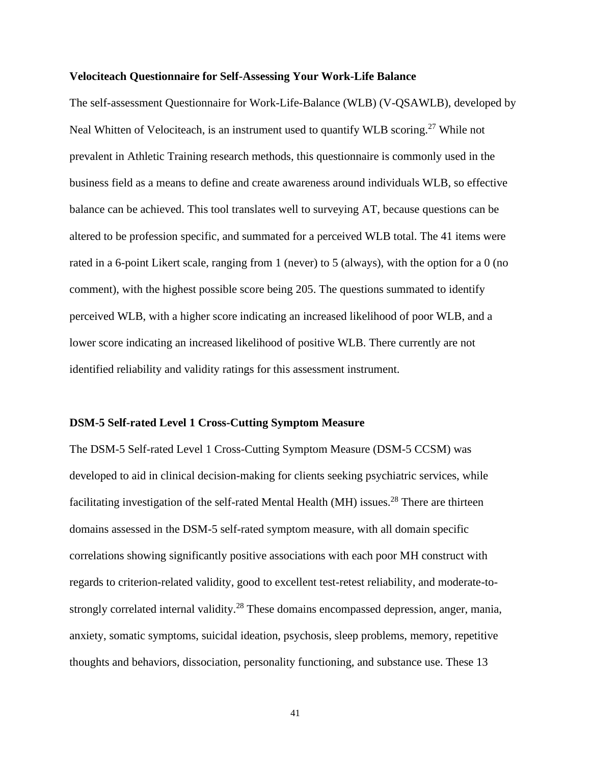**Velociteach Questionnaire for Self-Assessing Your Work-Life Balance**

The self-assessment Questionnaire for Work-Life-Balance (WLB) (V-QSAWLB), developed by Neal Whitten of Velociteach, is an instrument used to quantify WLB scoring.[27] While not prevalent in Athletic Training research methods, this questionnaire is commonly used in the business field as a means to define and create awareness around individuals WLB, so effective balance can be achieved. This tool translates well to surveying AT, because questions can be altered to be profession specific, and summated for a perceived WLB total. The 41 items were rated in a 6-point Likert scale, ranging from 1 (never) to 5 (always), with the option for a 0 (no comment), with the highest possible score being 205. The questions summated to identify perceived WLB, with a higher score indicating an increased likelihood of poor WLB, and a lower score indicating an increased likelihood of positive WLB. There currently are not identified reliability and validity ratings for this assessment instrument.

**DSM-5 Self-rated Level 1 Cross-Cutting Symptom Measure**

The DSM-5 Self-rated Level 1 Cross-Cutting Symptom Measure (DSM-5 CCSM) was developed to aid in clinical decision-making for clients seeking psychiatric services, while facilitating investigation of the self-rated Mental Health (MH) issues.[28] There are thirteen domains assessed in the DSM-5 self-rated symptom measure, with all domain specific correlations showing significantly positive associations with each poor MH construct with regards to criterion-related validity, good to excellent test-retest reliability, and moderate-to-strongly correlated internal validity.[28] These domains encompassed depression, anger, mania, anxiety, somatic symptoms, suicidal ideation, psychosis, sleep problems, memory, repetitive thoughts and behaviors, dissociation, personality functioning, and substance use. These 13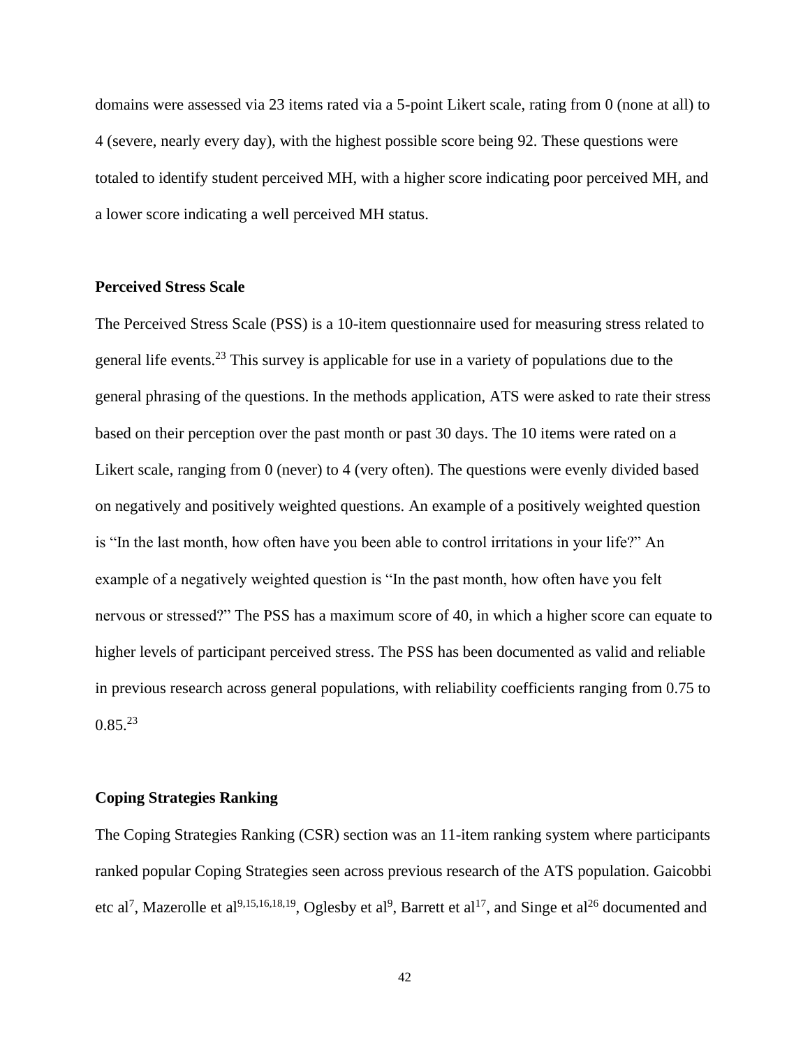domains were assessed via 23 items rated via a 5-point Likert scale, rating from 0 (none at all) to 4 (severe, nearly every day), with the highest possible score being 92. These questions were totaled to identify student perceived MH, with a higher score indicating poor perceived MH, and a lower score indicating a well perceived MH status.

### Perceived Stress Scale

The Perceived Stress Scale (PSS) is a 10-item questionnaire used for measuring stress related to general life events.[23] This survey is applicable for use in a variety of populations due to the general phrasing of the questions. In the methods application, ATS were asked to rate their stress based on their perception over the past month or past 30 days. The 10 items were rated on a Likert scale, ranging from 0 (never) to 4 (very often). The questions were evenly divided based on negatively and positively weighted questions. An example of a positively weighted question is "In the last month, how often have you been able to control irritations in your life?" An example of a negatively weighted question is "In the past month, how often have you felt nervous or stressed?" The PSS has a maximum score of 40, in which a higher score can equate to higher levels of participant perceived stress. The PSS has been documented as valid and reliable in previous research across general populations, with reliability coefficients ranging from 0.75 to 0.85.[23]

### Coping Strategies Ranking

The Coping Strategies Ranking (CSR) section was an 11-item ranking system where participants ranked popular Coping Strategies seen across previous research of the ATS population. Gaicobbi etc al[7], Mazerolle et al[9,15,16,18,19], Oglesby et al[9], Barrett et al[17], and Singe et al[26] documented and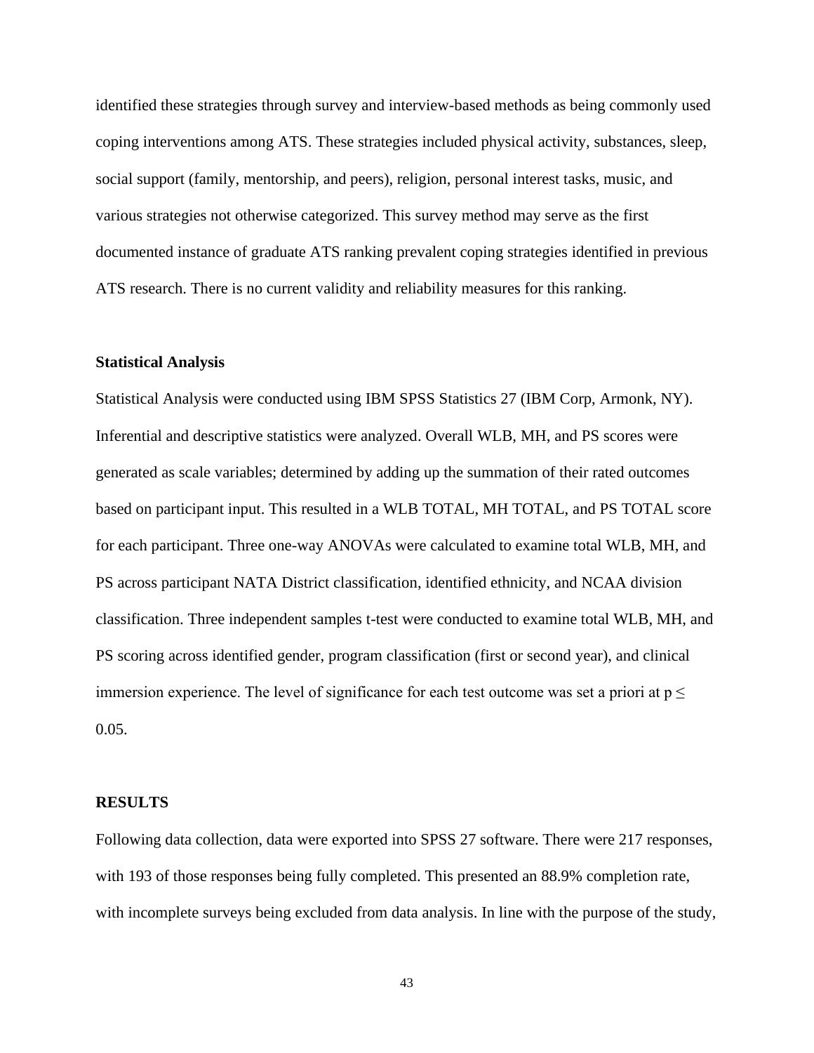identified these strategies through survey and interview-based methods as being commonly used coping interventions among ATS. These strategies included physical activity, substances, sleep, social support (family, mentorship, and peers), religion, personal interest tasks, music, and various strategies not otherwise categorized. This survey method may serve as the first documented instance of graduate ATS ranking prevalent coping strategies identified in previous ATS research. There is no current validity and reliability measures for this ranking.

### Statistical Analysis

Statistical Analysis were conducted using IBM SPSS Statistics 27 (IBM Corp, Armonk, NY). Inferential and descriptive statistics were analyzed. Overall WLB, MH, and PS scores were generated as scale variables; determined by adding up the summation of their rated outcomes based on participant input. This resulted in a WLB TOTAL, MH TOTAL, and PS TOTAL score for each participant. Three one-way ANOVAs were calculated to examine total WLB, MH, and PS across participant NATA District classification, identified ethnicity, and NCAA division classification. Three independent samples t-test were conducted to examine total WLB, MH, and PS scoring across identified gender, program classification (first or second year), and clinical immersion experience. The level of significance for each test outcome was set a priori at $p \leq 0.05$.

## RESULTS

Following data collection, data were exported into SPSS 27 software. There were 217 responses, with 193 of those responses being fully completed. This presented an 88.9% completion rate, with incomplete surveys being excluded from data analysis. In line with the purpose of the study,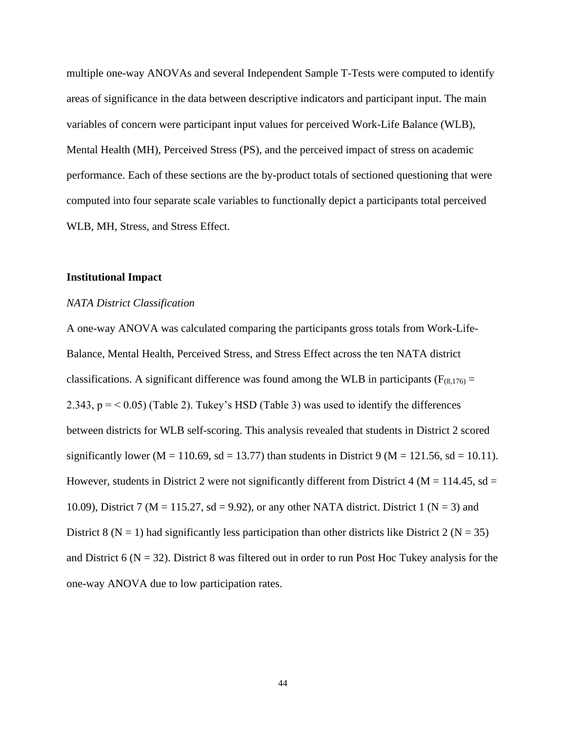multiple one-way ANOVAs and several Independent Sample T-Tests were computed to identify areas of significance in the data between descriptive indicators and participant input. The main variables of concern were participant input values for perceived Work-Life Balance (WLB), Mental Health (MH), Perceived Stress (PS), and the perceived impact of stress on academic performance. Each of these sections are the by-product totals of sectioned questioning that were computed into four separate scale variables to functionally depict a participants total perceived WLB, MH, Stress, and Stress Effect.

**Institutional Impact**

*NATA District Classification*

A one-way ANOVA was calculated comparing the participants gross totals from Work-Life-Balance, Mental Health, Perceived Stress, and Stress Effect across the ten NATA district classifications. A significant difference was found among the WLB in participants ($F_{(8,176)}$ = 2.343, p = < 0.05) (Table 2). Tukey's HSD (Table 3) was used to identify the differences between districts for WLB self-scoring. This analysis revealed that students in District 2 scored significantly lower (M = 110.69, sd = 13.77) than students in District 9 (M = 121.56, sd = 10.11). However, students in District 2 were not significantly different from District 4 (M = 114.45, sd = 10.09), District 7 (M = 115.27, sd = 9.92), or any other NATA district. District 1 (N = 3) and District 8 (N = 1) had significantly less participation than other districts like District 2 (N = 35) and District 6 (N = 32). District 8 was filtered out in order to run Post Hoc Tukey analysis for the one-way ANOVA due to low participation rates.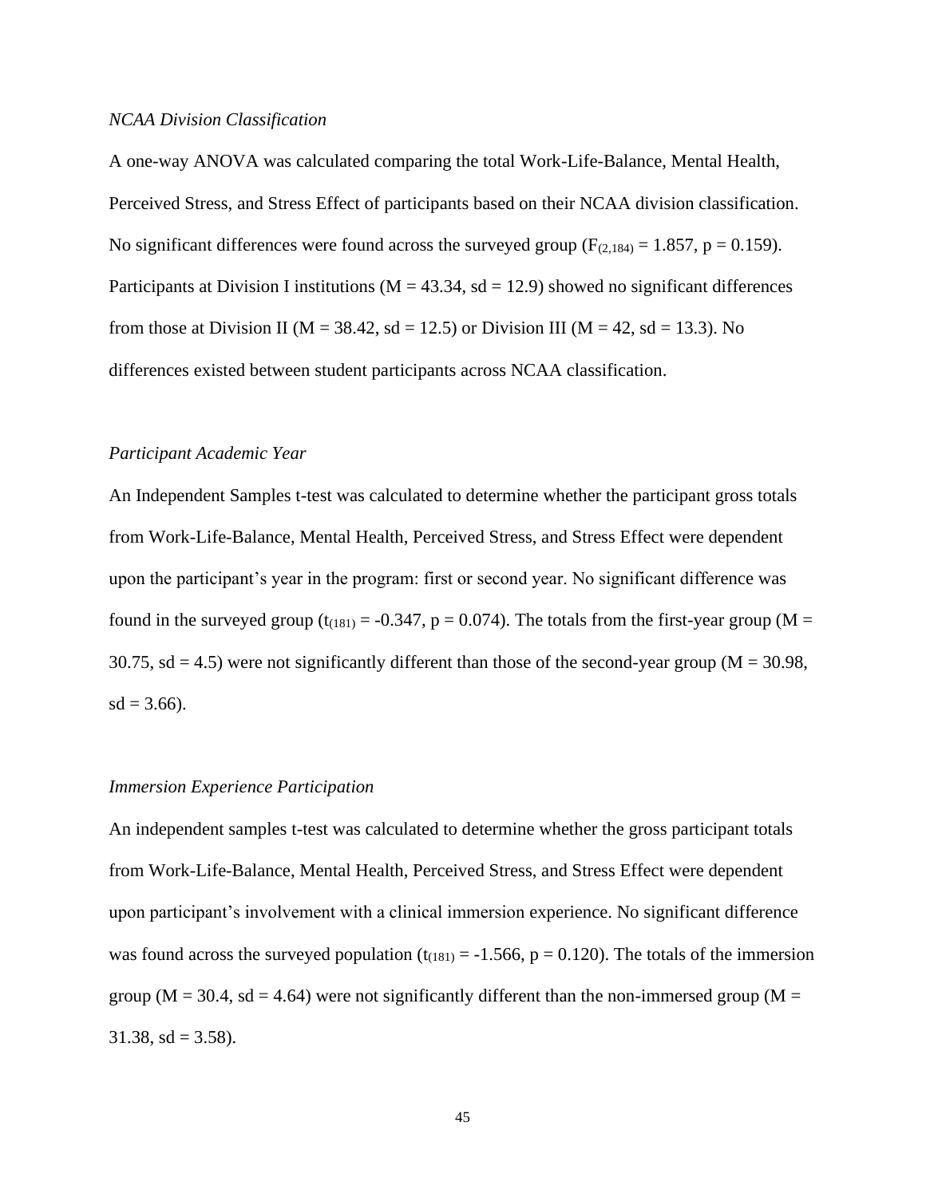*NCAA Division Classification*

A one-way ANOVA was calculated comparing the total Work-Life-Balance, Mental Health, Perceived Stress, and Stress Effect of participants based on their NCAA division classification. No significant differences were found across the surveyed group ($F_{(2,184)} = 1.857$, $p = 0.159$). Participants at Division I institutions ($M = 43.34$, $sd = 12.9$) showed no significant differences from those at Division II ($M = 38.42$, $sd = 12.5$) or Division III ($M = 42$, $sd = 13.3$). No differences existed between student participants across NCAA classification.

*Participant Academic Year*

An Independent Samples t-test was calculated to determine whether the participant gross totals from Work-Life-Balance, Mental Health, Perceived Stress, and Stress Effect were dependent upon the participant's year in the program: first or second year. No significant difference was found in the surveyed group ($t_{(181)} = -0.347$, $p = 0.074$). The totals from the first-year group ($M = 30.75$, $sd = 4.5$) were not significantly different than those of the second-year group ($M = 30.98$, $sd = 3.66$).

*Immersion Experience Participation*

An independent samples t-test was calculated to determine whether the gross participant totals from Work-Life-Balance, Mental Health, Perceived Stress, and Stress Effect were dependent upon participant's involvement with a clinical immersion experience. No significant difference was found across the surveyed population ($t_{(181)} = -1.566$, $p = 0.120$). The totals of the immersion group ($M = 30.4$, $sd = 4.64$) were not significantly different than the non-immersed group ($M = 31.38$, $sd = 3.58$).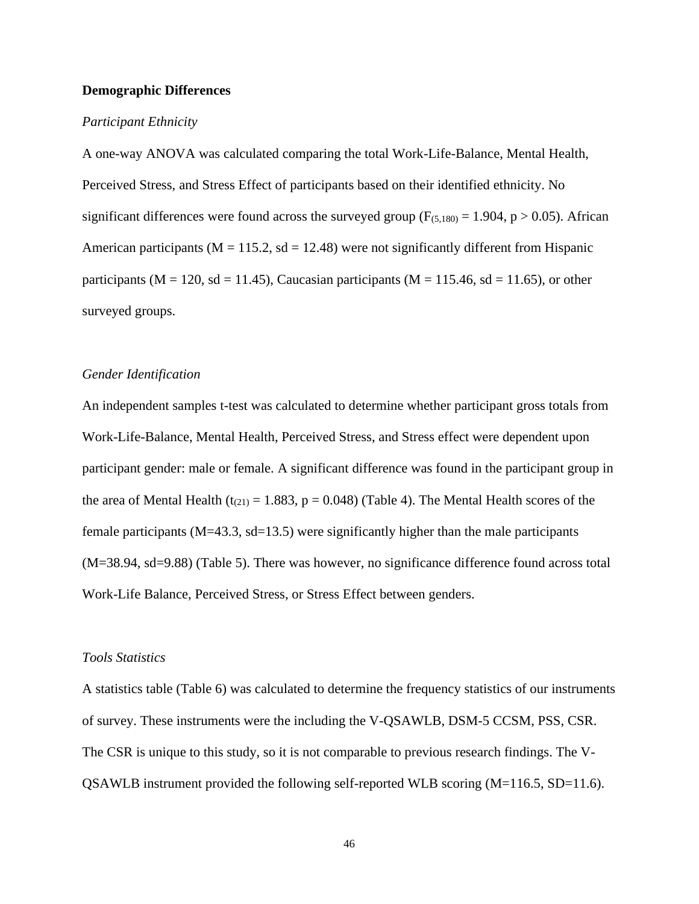**Demographic Differences**

*Participant Ethnicity*

A one-way ANOVA was calculated comparing the total Work-Life-Balance, Mental Health, Perceived Stress, and Stress Effect of participants based on their identified ethnicity. No significant differences were found across the surveyed group ($F_{(5,180)} = 1.904$, $p > 0.05$). African American participants (M = 115.2, sd = 12.48) were not significantly different from Hispanic participants (M = 120, sd = 11.45), Caucasian participants (M = 115.46, sd = 11.65), or other surveyed groups.

*Gender Identification*

An independent samples t-test was calculated to determine whether participant gross totals from Work-Life-Balance, Mental Health, Perceived Stress, and Stress effect were dependent upon participant gender: male or female. A significant difference was found in the participant group in the area of Mental Health ($t_{(21)} = 1.883$, $p = 0.048$) (Table 4). The Mental Health scores of the female participants (M=43.3, sd=13.5) were significantly higher than the male participants (M=38.94, sd=9.88) (Table 5). There was however, no significance difference found across total Work-Life Balance, Perceived Stress, or Stress Effect between genders.

*Tools Statistics*

A statistics table (Table 6) was calculated to determine the frequency statistics of our instruments of survey. These instruments were the including the V-QSAWLB, DSM-5 CCSM, PSS, CSR. The CSR is unique to this study, so it is not comparable to previous research findings. The V-QSAWLB instrument provided the following self-reported WLB scoring (M=116.5, SD=11.6).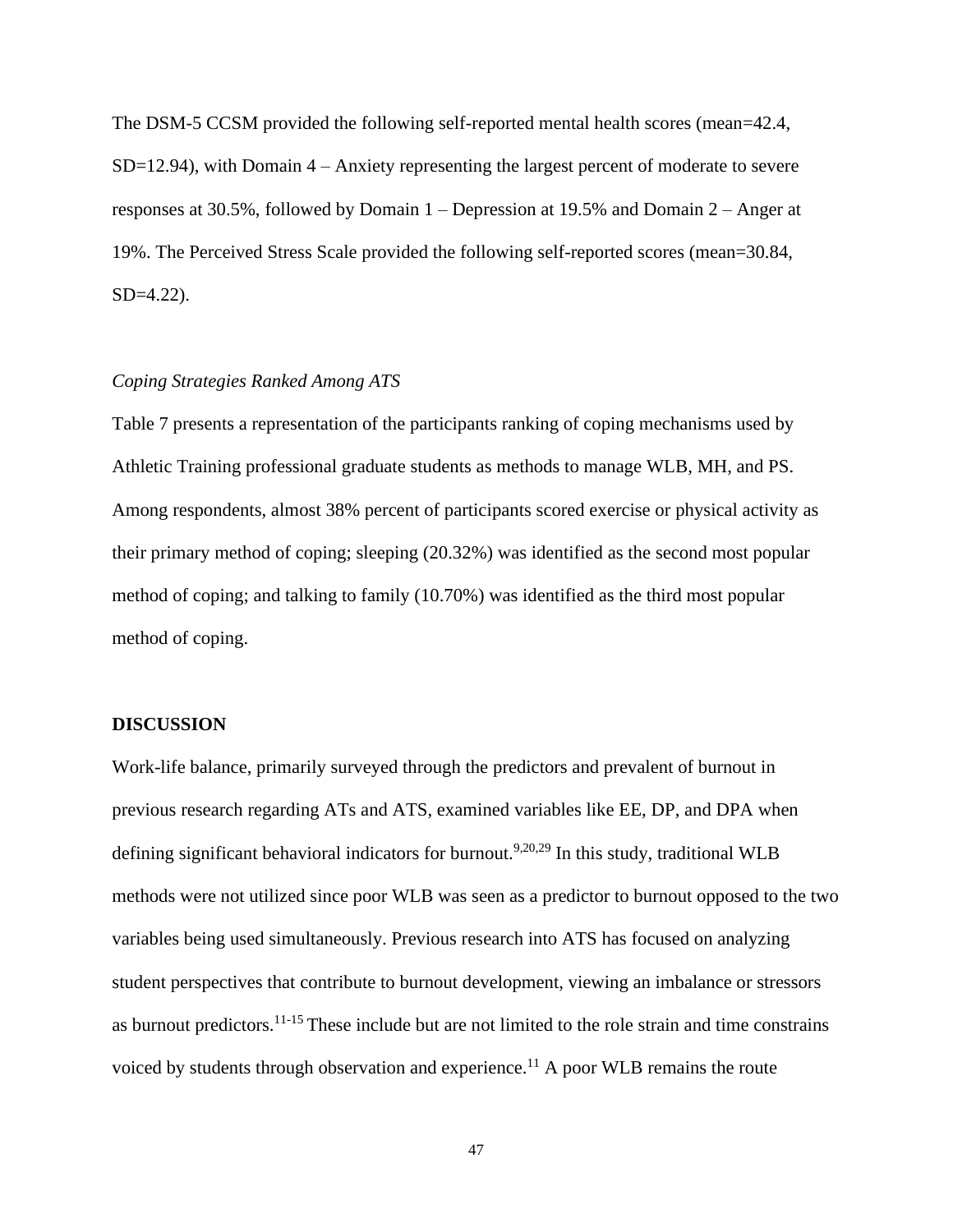The DSM-5 CCSM provided the following self-reported mental health scores (mean=42.4, SD=12.94), with Domain 4 – Anxiety representing the largest percent of moderate to severe responses at 30.5%, followed by Domain 1 – Depression at 19.5% and Domain 2 – Anger at 19%. The Perceived Stress Scale provided the following self-reported scores (mean=30.84, SD=4.22).

*Coping Strategies Ranked Among ATS*

Table 7 presents a representation of the participants ranking of coping mechanisms used by Athletic Training professional graduate students as methods to manage WLB, MH, and PS. Among respondents, almost 38% percent of participants scored exercise or physical activity as their primary method of coping; sleeping (20.32%) was identified as the second most popular method of coping; and talking to family (10.70%) was identified as the third most popular method of coping.

**DISCUSSION**

Work-life balance, primarily surveyed through the predictors and prevalent of burnout in previous research regarding ATs and ATS, examined variables like EE, DP, and DPA when defining significant behavioral indicators for burnout.[9,20,29] In this study, traditional WLB methods were not utilized since poor WLB was seen as a predictor to burnout opposed to the two variables being used simultaneously. Previous research into ATS has focused on analyzing student perspectives that contribute to burnout development, viewing an imbalance or stressors as burnout predictors.[11-15] These include but are not limited to the role strain and time constrains voiced by students through observation and experience.[11] A poor WLB remains the route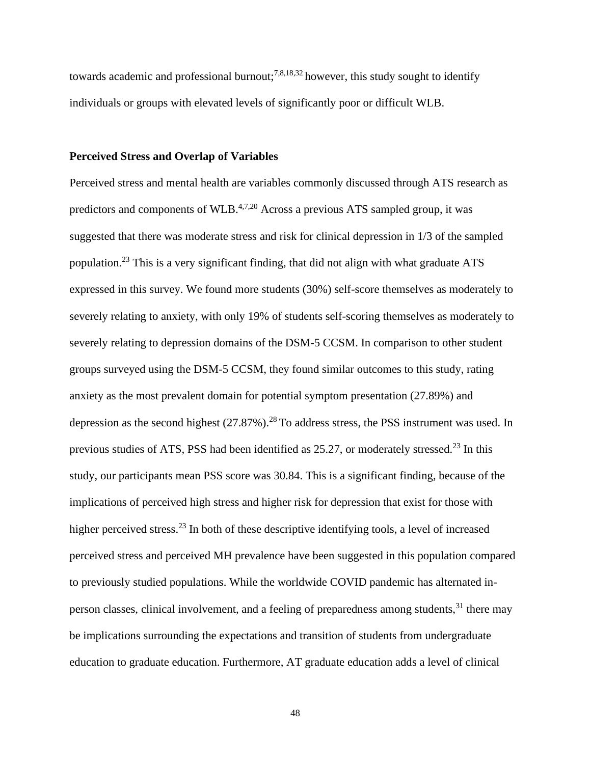towards academic and professional burnout;[7,8,18,32] however, this study sought to identify individuals or groups with elevated levels of significantly poor or difficult WLB.

### Perceived Stress and Overlap of Variables

Perceived stress and mental health are variables commonly discussed through ATS research as predictors and components of WLB.[4,7,20] Across a previous ATS sampled group, it was suggested that there was moderate stress and risk for clinical depression in 1/3 of the sampled population.[23] This is a very significant finding, that did not align with what graduate ATS expressed in this survey. We found more students (30%) self-score themselves as moderately to severely relating to anxiety, with only 19% of students self-scoring themselves as moderately to severely relating to depression domains of the DSM-5 CCSM. In comparison to other student groups surveyed using the DSM-5 CCSM, they found similar outcomes to this study, rating anxiety as the most prevalent domain for potential symptom presentation (27.89%) and depression as the second highest (27.87%).[28] To address stress, the PSS instrument was used. In previous studies of ATS, PSS had been identified as 25.27, or moderately stressed.[23] In this study, our participants mean PSS score was 30.84. This is a significant finding, because of the implications of perceived high stress and higher risk for depression that exist for those with higher perceived stress.[23] In both of these descriptive identifying tools, a level of increased perceived stress and perceived MH prevalence have been suggested in this population compared to previously studied populations. While the worldwide COVID pandemic has alternated in-person classes, clinical involvement, and a feeling of preparedness among students,[31] there may be implications surrounding the expectations and transition of students from undergraduate education to graduate education. Furthermore, AT graduate education adds a level of clinical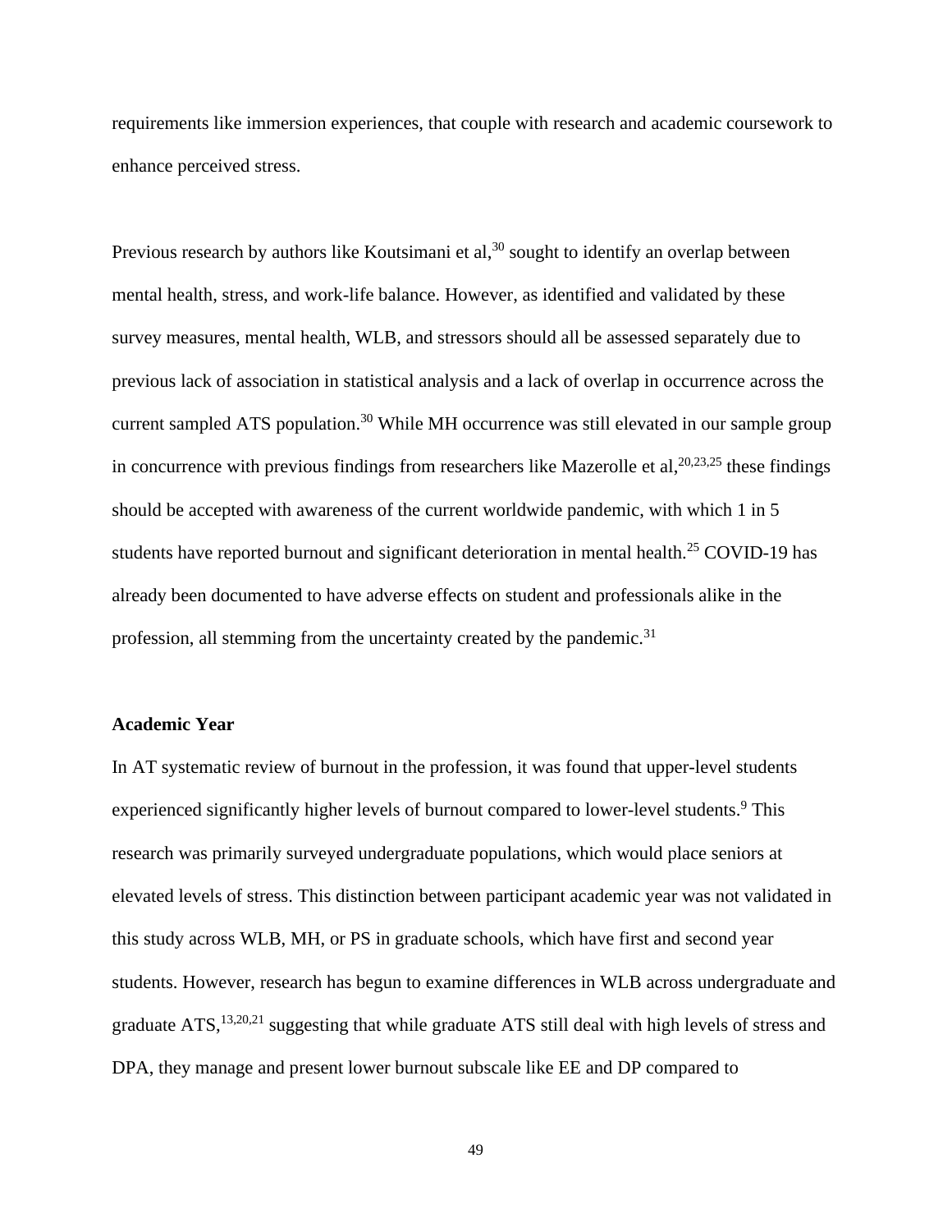requirements like immersion experiences, that couple with research and academic coursework to enhance perceived stress.

Previous research by authors like Koutsimani et al,[30] sought to identify an overlap between mental health, stress, and work-life balance. However, as identified and validated by these survey measures, mental health, WLB, and stressors should all be assessed separately due to previous lack of association in statistical analysis and a lack of overlap in occurrence across the current sampled ATS population.[30] While MH occurrence was still elevated in our sample group in concurrence with previous findings from researchers like Mazerolle et al,[20,23,25] these findings should be accepted with awareness of the current worldwide pandemic, with which 1 in 5 students have reported burnout and significant deterioration in mental health.[25] COVID-19 has already been documented to have adverse effects on student and professionals alike in the profession, all stemming from the uncertainty created by the pandemic.[31]

### Academic Year

In AT systematic review of burnout in the profession, it was found that upper-level students experienced significantly higher levels of burnout compared to lower-level students.[9] This research was primarily surveyed undergraduate populations, which would place seniors at elevated levels of stress. This distinction between participant academic year was not validated in this study across WLB, MH, or PS in graduate schools, which have first and second year students. However, research has begun to examine differences in WLB across undergraduate and graduate ATS,[13,20,21] suggesting that while graduate ATS still deal with high levels of stress and DPA, they manage and present lower burnout subscale like EE and DP compared to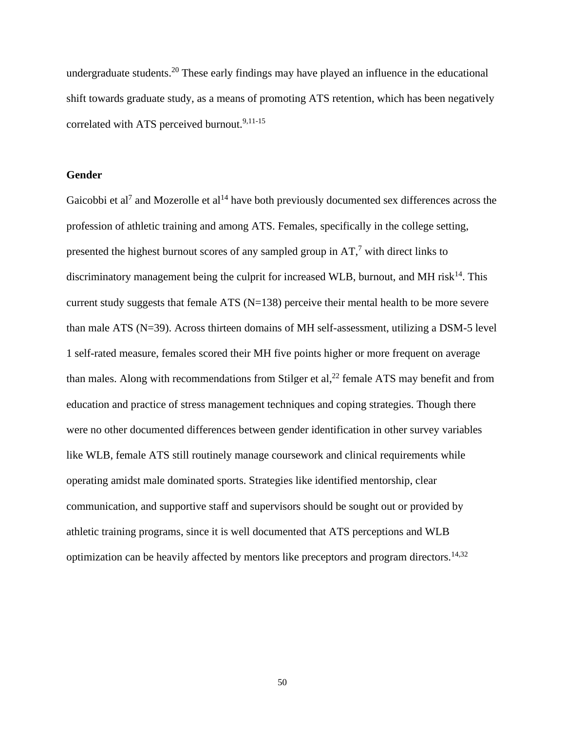undergraduate students.[20] These early findings may have played an influence in the educational shift towards graduate study, as a means of promoting ATS retention, which has been negatively correlated with ATS perceived burnout.[9,11-15]

**Gender**

Gaicobbi et al[7] and Mozerolle et al[14] have both previously documented sex differences across the profession of athletic training and among ATS. Females, specifically in the college setting, presented the highest burnout scores of any sampled group in AT,[7] with direct links to discriminatory management being the culprit for increased WLB, burnout, and MH risk[14]. This current study suggests that female ATS (N=138) perceive their mental health to be more severe than male ATS (N=39). Across thirteen domains of MH self-assessment, utilizing a DSM-5 level 1 self-rated measure, females scored their MH five points higher or more frequent on average than males. Along with recommendations from Stilger et al,[22] female ATS may benefit and from education and practice of stress management techniques and coping strategies. Though there were no other documented differences between gender identification in other survey variables like WLB, female ATS still routinely manage coursework and clinical requirements while operating amidst male dominated sports. Strategies like identified mentorship, clear communication, and supportive staff and supervisors should be sought out or provided by athletic training programs, since it is well documented that ATS perceptions and WLB optimization can be heavily affected by mentors like preceptors and program directors.[14,32]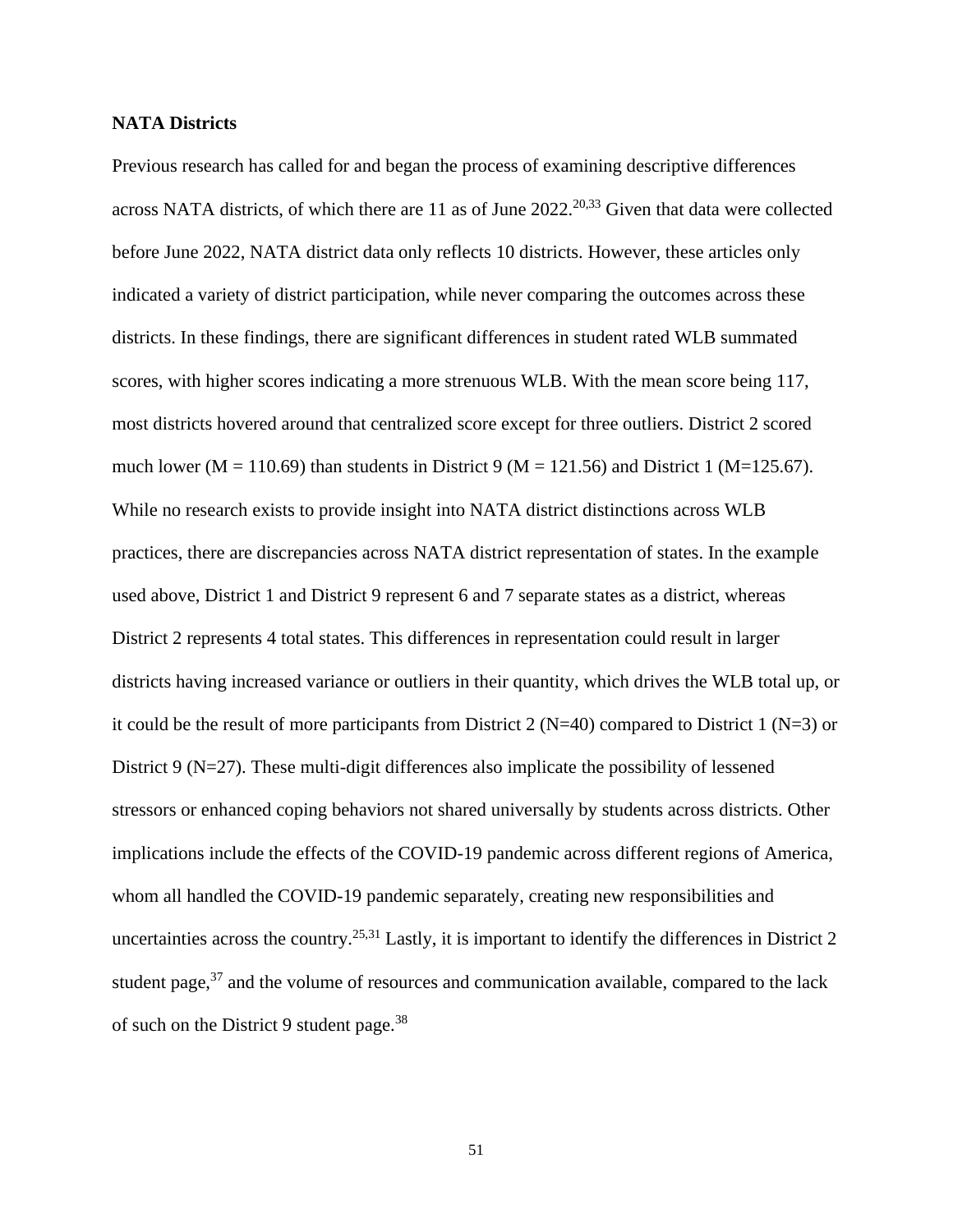**NATA Districts**

Previous research has called for and began the process of examining descriptive differences across NATA districts, of which there are 11 as of June 2022.[20,33] Given that data were collected before June 2022, NATA district data only reflects 10 districts. However, these articles only indicated a variety of district participation, while never comparing the outcomes across these districts. In these findings, there are significant differences in student rated WLB summated scores, with higher scores indicating a more strenuous WLB. With the mean score being 117, most districts hovered around that centralized score except for three outliers. District 2 scored much lower ($M = 110.69$) than students in District 9 ($M = 121.56$) and District 1 ($M=125.67$). While no research exists to provide insight into NATA district distinctions across WLB practices, there are discrepancies across NATA district representation of states. In the example used above, District 1 and District 9 represent 6 and 7 separate states as a district, whereas District 2 represents 4 total states. This differences in representation could result in larger districts having increased variance or outliers in their quantity, which drives the WLB total up, or it could be the result of more participants from District 2 ($N=40$) compared to District 1 ($N=3$) or District 9 ($N=27$). These multi-digit differences also implicate the possibility of lessened stressors or enhanced coping behaviors not shared universally by students across districts. Other implications include the effects of the COVID-19 pandemic across different regions of America, whom all handled the COVID-19 pandemic separately, creating new responsibilities and uncertainties across the country.[25,31] Lastly, it is important to identify the differences in District 2 student page,[37] and the volume of resources and communication available, compared to the lack of such on the District 9 student page.[38]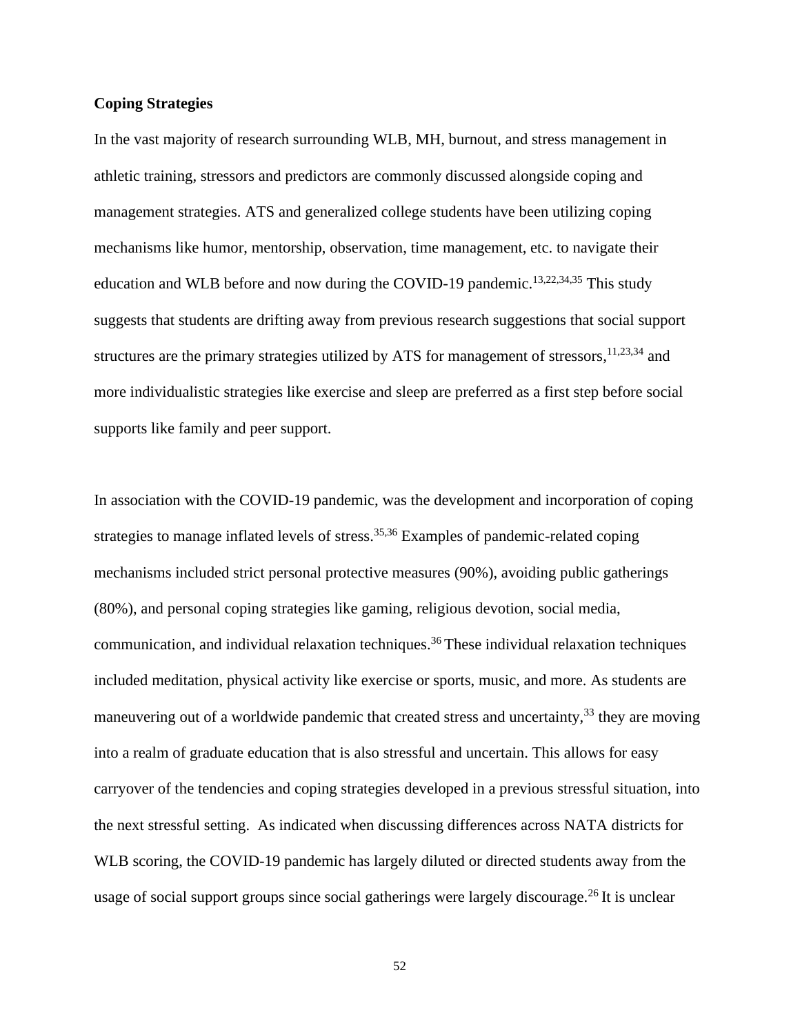**Coping Strategies**

In the vast majority of research surrounding WLB, MH, burnout, and stress management in athletic training, stressors and predictors are commonly discussed alongside coping and management strategies. ATS and generalized college students have been utilizing coping mechanisms like humor, mentorship, observation, time management, etc. to navigate their education and WLB before and now during the COVID-19 pandemic.[13,22,34,35] This study suggests that students are drifting away from previous research suggestions that social support structures are the primary strategies utilized by ATS for management of stressors,[11,23,34] and more individualistic strategies like exercise and sleep are preferred as a first step before social supports like family and peer support.

In association with the COVID-19 pandemic, was the development and incorporation of coping strategies to manage inflated levels of stress.[35,36] Examples of pandemic-related coping mechanisms included strict personal protective measures (90%), avoiding public gatherings (80%), and personal coping strategies like gaming, religious devotion, social media, communication, and individual relaxation techniques.[36] These individual relaxation techniques included meditation, physical activity like exercise or sports, music, and more. As students are maneuvering out of a worldwide pandemic that created stress and uncertainty,[33] they are moving into a realm of graduate education that is also stressful and uncertain. This allows for easy carryover of the tendencies and coping strategies developed in a previous stressful situation, into the next stressful setting. As indicated when discussing differences across NATA districts for WLB scoring, the COVID-19 pandemic has largely diluted or directed students away from the usage of social support groups since social gatherings were largely discourage.[26] It is unclear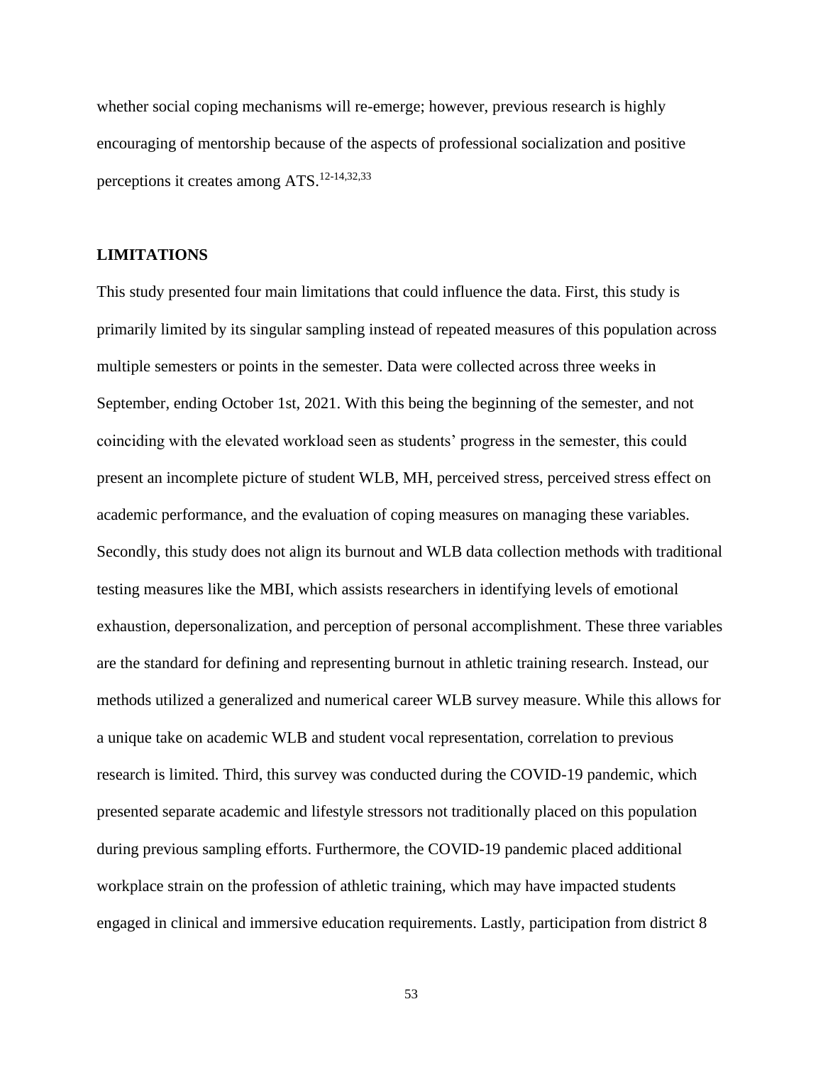whether social coping mechanisms will re-emerge; however, previous research is highly encouraging of mentorship because of the aspects of professional socialization and positive perceptions it creates among ATS.[12-14,32,33]

## LIMITATIONS

This study presented four main limitations that could influence the data. First, this study is primarily limited by its singular sampling instead of repeated measures of this population across multiple semesters or points in the semester. Data were collected across three weeks in September, ending October 1st, 2021. With this being the beginning of the semester, and not coinciding with the elevated workload seen as students' progress in the semester, this could present an incomplete picture of student WLB, MH, perceived stress, perceived stress effect on academic performance, and the evaluation of coping measures on managing these variables. Secondly, this study does not align its burnout and WLB data collection methods with traditional testing measures like the MBI, which assists researchers in identifying levels of emotional exhaustion, depersonalization, and perception of personal accomplishment. These three variables are the standard for defining and representing burnout in athletic training research. Instead, our methods utilized a generalized and numerical career WLB survey measure. While this allows for a unique take on academic WLB and student vocal representation, correlation to previous research is limited. Third, this survey was conducted during the COVID-19 pandemic, which presented separate academic and lifestyle stressors not traditionally placed on this population during previous sampling efforts. Furthermore, the COVID-19 pandemic placed additional workplace strain on the profession of athletic training, which may have impacted students engaged in clinical and immersive education requirements. Lastly, participation from district 8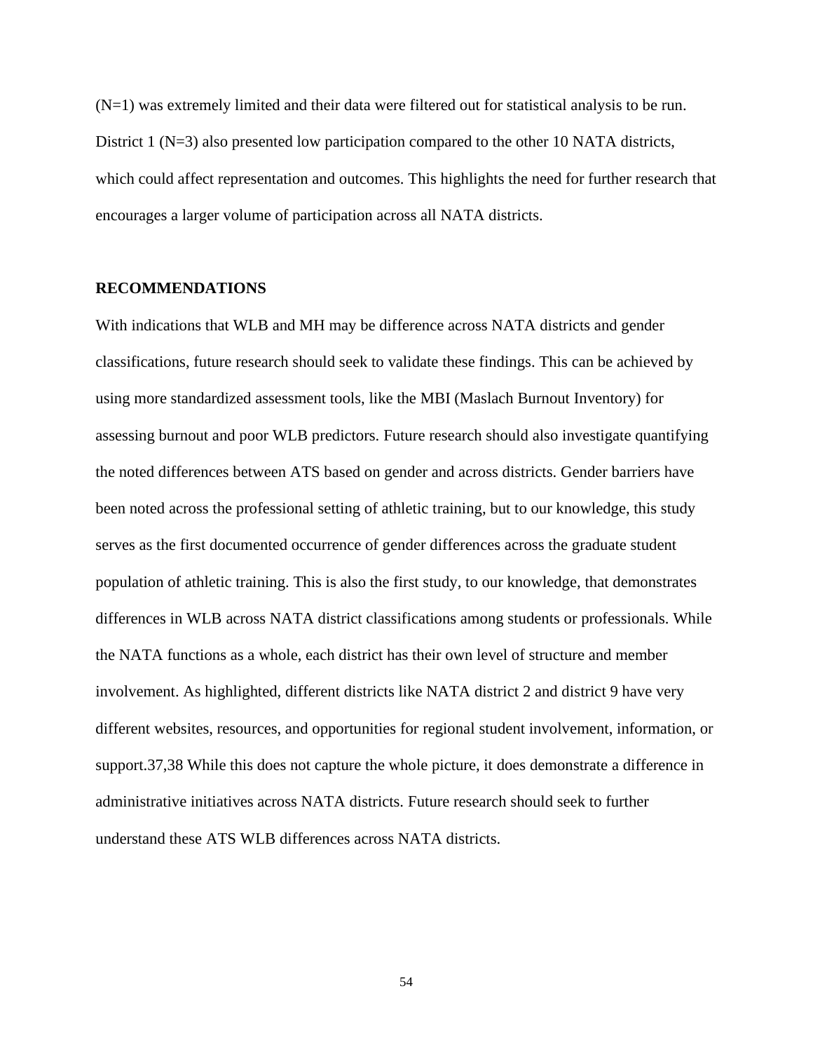(N=1) was extremely limited and their data were filtered out for statistical analysis to be run. District 1 (N=3) also presented low participation compared to the other 10 NATA districts, which could affect representation and outcomes. This highlights the need for further research that encourages a larger volume of participation across all NATA districts.

## RECOMMENDATIONS

With indications that WLB and MH may be difference across NATA districts and gender classifications, future research should seek to validate these findings. This can be achieved by using more standardized assessment tools, like the MBI (Maslach Burnout Inventory) for assessing burnout and poor WLB predictors. Future research should also investigate quantifying the noted differences between ATS based on gender and across districts. Gender barriers have been noted across the professional setting of athletic training, but to our knowledge, this study serves as the first documented occurrence of gender differences across the graduate student population of athletic training. This is also the first study, to our knowledge, that demonstrates differences in WLB across NATA district classifications among students or professionals. While the NATA functions as a whole, each district has their own level of structure and member involvement. As highlighted, different districts like NATA district 2 and district 9 have very different websites, resources, and opportunities for regional student involvement, information, or support.37,38 While this does not capture the whole picture, it does demonstrate a difference in administrative initiatives across NATA districts. Future research should seek to further understand these ATS WLB differences across NATA districts.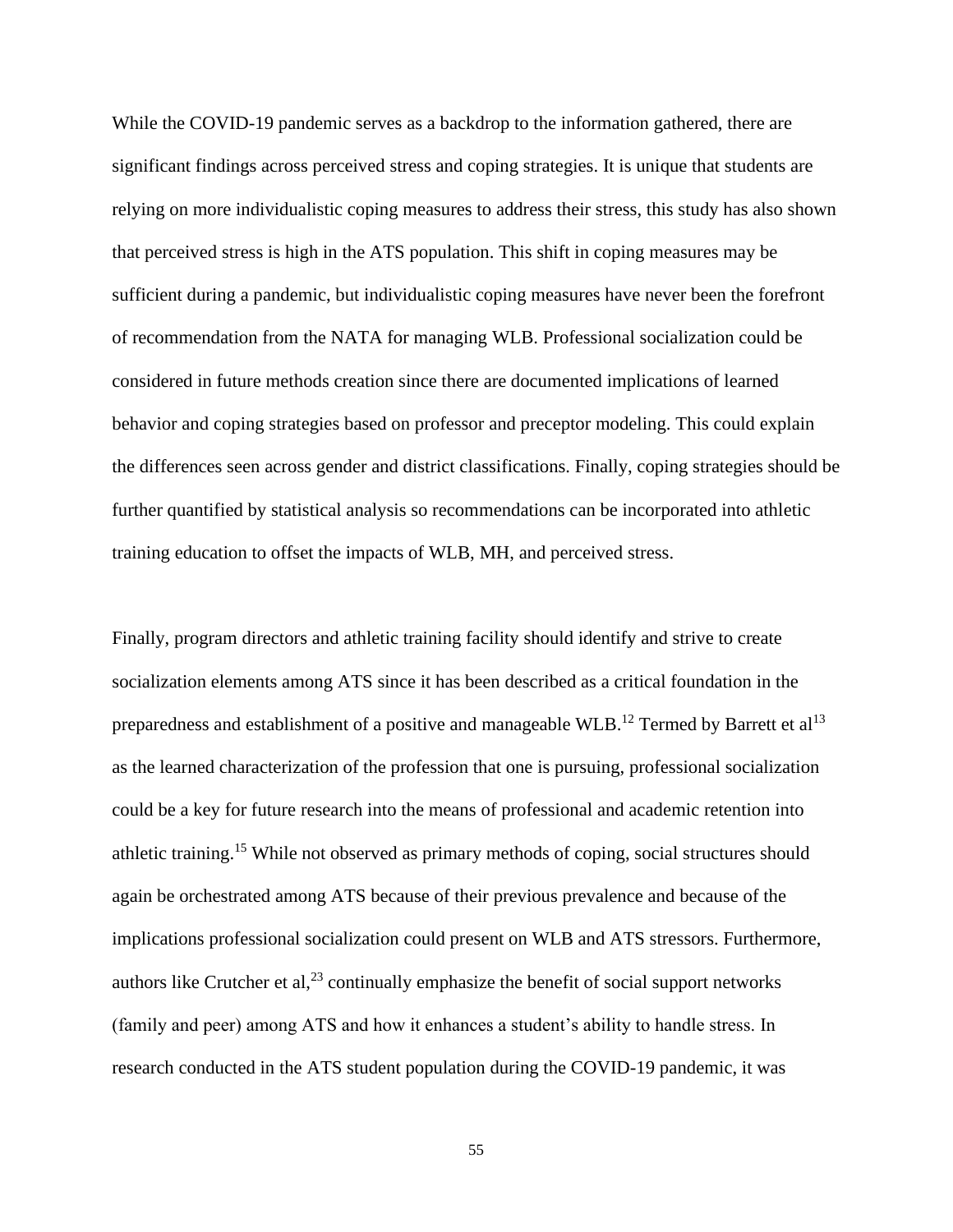While the COVID-19 pandemic serves as a backdrop to the information gathered, there are significant findings across perceived stress and coping strategies. It is unique that students are relying on more individualistic coping measures to address their stress, this study has also shown that perceived stress is high in the ATS population. This shift in coping measures may be sufficient during a pandemic, but individualistic coping measures have never been the forefront of recommendation from the NATA for managing WLB. Professional socialization could be considered in future methods creation since there are documented implications of learned behavior and coping strategies based on professor and preceptor modeling. This could explain the differences seen across gender and district classifications. Finally, coping strategies should be further quantified by statistical analysis so recommendations can be incorporated into athletic training education to offset the impacts of WLB, MH, and perceived stress.

Finally, program directors and athletic training facility should identify and strive to create socialization elements among ATS since it has been described as a critical foundation in the preparedness and establishment of a positive and manageable WLB.[12] Termed by Barrett et al[13] as the learned characterization of the profession that one is pursuing, professional socialization could be a key for future research into the means of professional and academic retention into athletic training.[15] While not observed as primary methods of coping, social structures should again be orchestrated among ATS because of their previous prevalence and because of the implications professional socialization could present on WLB and ATS stressors. Furthermore, authors like Crutcher et al,[23] continually emphasize the benefit of social support networks (family and peer) among ATS and how it enhances a student's ability to handle stress. In research conducted in the ATS student population during the COVID-19 pandemic, it was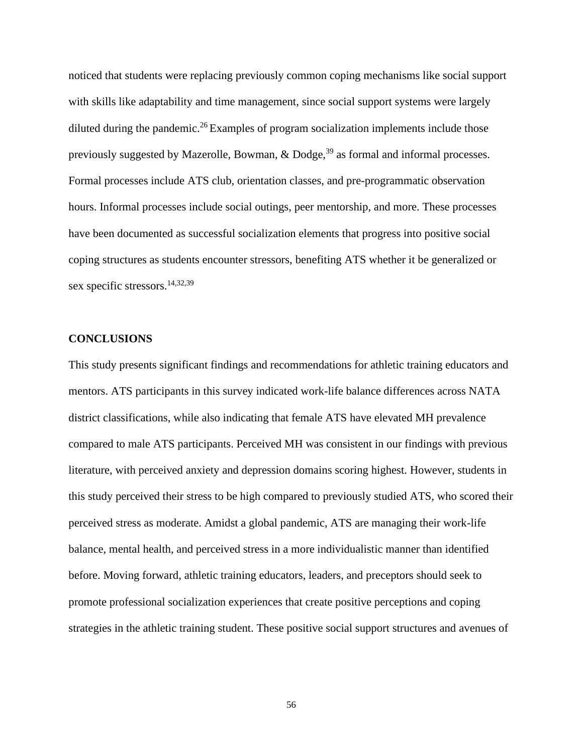noticed that students were replacing previously common coping mechanisms like social support with skills like adaptability and time management, since social support systems were largely diluted during the pandemic.[26] Examples of program socialization implements include those previously suggested by Mazerolle, Bowman, & Dodge,[39] as formal and informal processes. Formal processes include ATS club, orientation classes, and pre-programmatic observation hours. Informal processes include social outings, peer mentorship, and more. These processes have been documented as successful socialization elements that progress into positive social coping structures as students encounter stressors, benefiting ATS whether it be generalized or sex specific stressors.[14,32,39]

## CONCLUSIONS

This study presents significant findings and recommendations for athletic training educators and mentors. ATS participants in this survey indicated work-life balance differences across NATA district classifications, while also indicating that female ATS have elevated MH prevalence compared to male ATS participants. Perceived MH was consistent in our findings with previous literature, with perceived anxiety and depression domains scoring highest. However, students in this study perceived their stress to be high compared to previously studied ATS, who scored their perceived stress as moderate. Amidst a global pandemic, ATS are managing their work-life balance, mental health, and perceived stress in a more individualistic manner than identified before. Moving forward, athletic training educators, leaders, and preceptors should seek to promote professional socialization experiences that create positive perceptions and coping strategies in the athletic training student. These positive social support structures and avenues of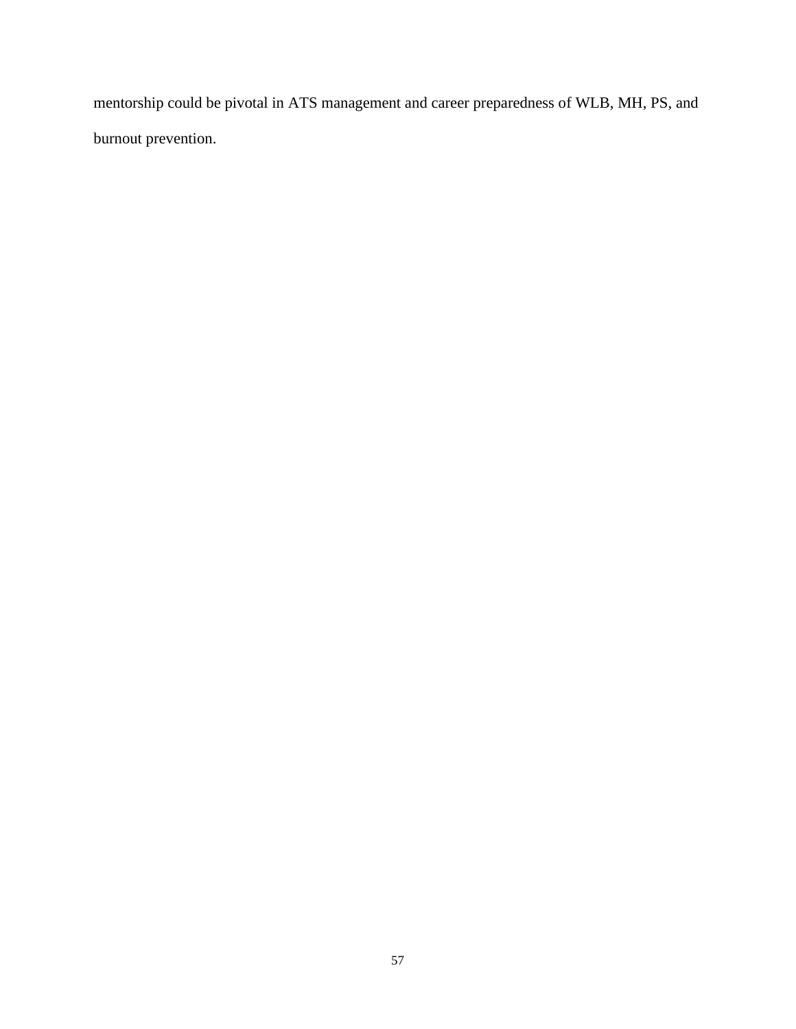mentorship could be pivotal in ATS management and career preparedness of WLB, MH, PS, and burnout prevention.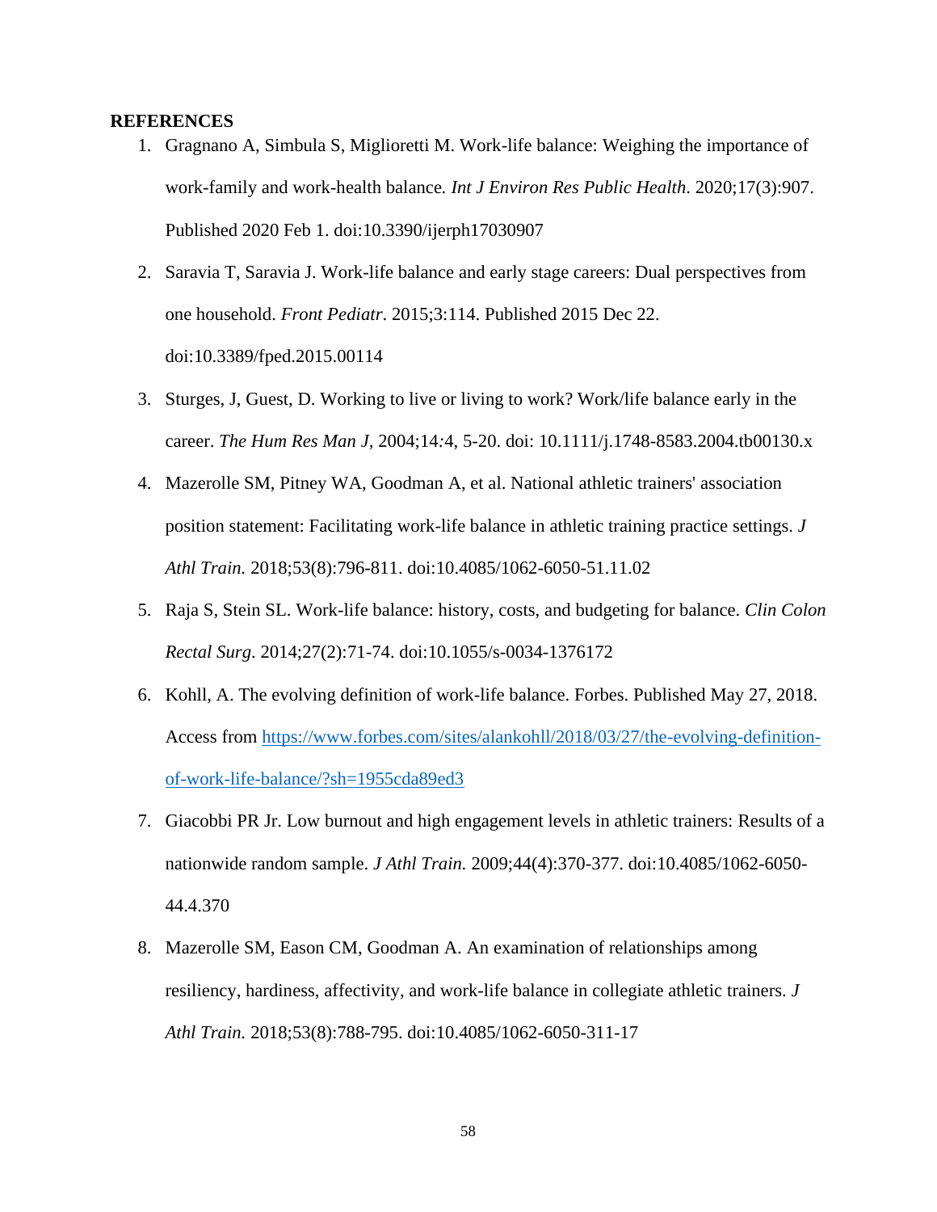**REFERENCES**

1. Gragnano A, Simbula S, Miglioretti M. Work-life balance: Weighing the importance of work-family and work-health balance. *Int J Environ Res Public Health*. 2020;17(3):907. Published 2020 Feb 1. doi:10.3390/ijerph17030907
2. Saravia T, Saravia J. Work-life balance and early stage careers: Dual perspectives from one household. *Front Pediatr*. 2015;3:114. Published 2015 Dec 22. doi:10.3389/fped.2015.00114
3. Sturges, J, Guest, D. Working to live or living to work? Work/life balance early in the career. *The Hum Res Man J*, 2004;14*:*4, 5-20. doi: 10.1111/j.1748-8583.2004.tb00130.x
4. Mazerolle SM, Pitney WA, Goodman A, et al. National athletic trainers' association position statement: Facilitating work-life balance in athletic training practice settings. *J Athl Train.* 2018;53(8):796-811. doi:10.4085/1062-6050-51.11.02
5. Raja S, Stein SL. Work-life balance: history, costs, and budgeting for balance. *Clin Colon Rectal Surg*. 2014;27(2):71-74. doi:10.1055/s-0034-1376172
6. Kohll, A. The evolving definition of work-life balance. Forbes. Published May 27, 2018. Access from [https://www.forbes.com/sites/alankohll/2018/03/27/the-evolving-definition-of-work-life-balance/?sh=1955cda89ed3](https://www.forbes.com/sites/alankohll/2018/03/27/the-evolving-definition-of-work-life-balance/?sh=1955cda89ed3)
7. Giacobbi PR Jr. Low burnout and high engagement levels in athletic trainers: Results of a nationwide random sample. *J Athl Train.* 2009;44(4):370-377. doi:10.4085/1062-6050-44.4.370
8. Mazerolle SM, Eason CM, Goodman A. An examination of relationships among resiliency, hardiness, affectivity, and work-life balance in collegiate athletic trainers. *J Athl Train.* 2018;53(8):788-795. doi:10.4085/1062-6050-311-17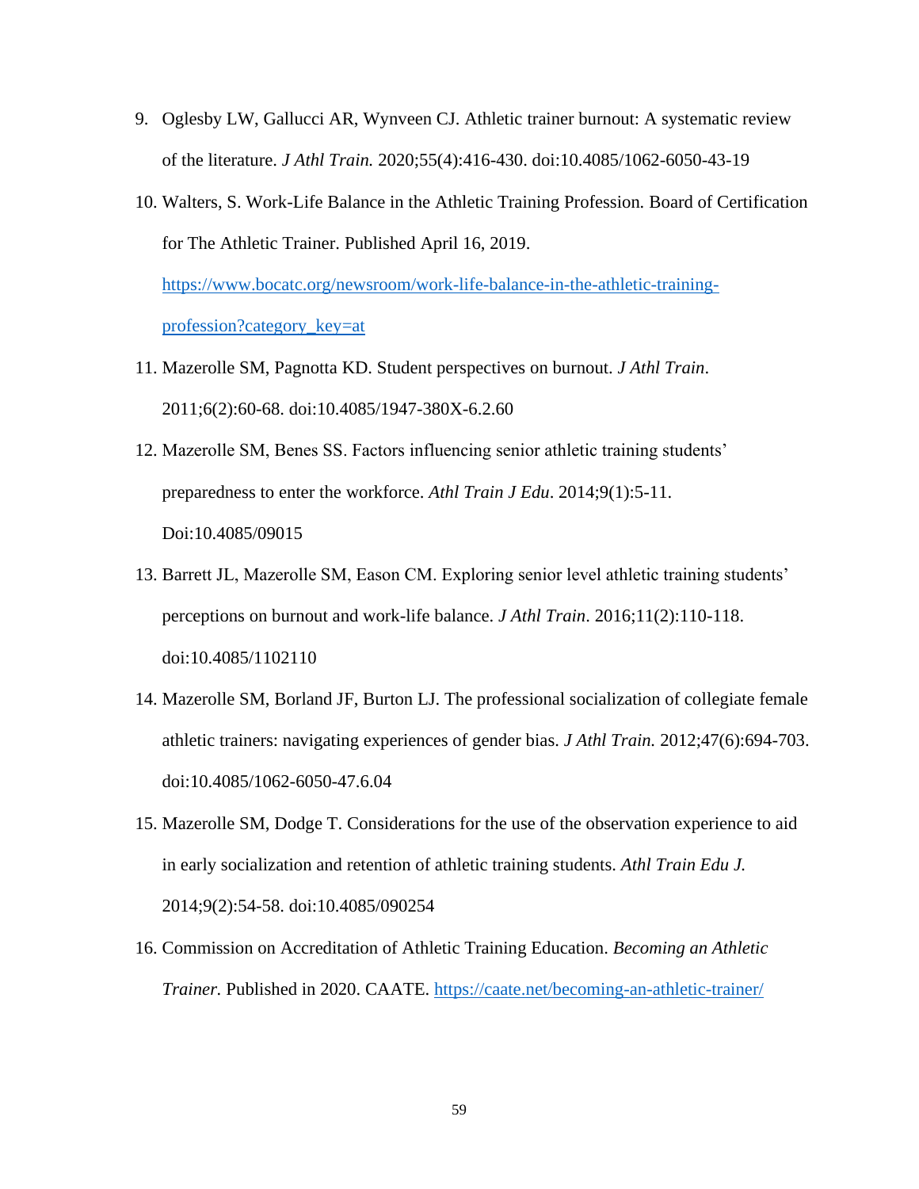9. Oglesby LW, Gallucci AR, Wynveen CJ. Athletic trainer burnout: A systematic review of the literature. *J Athl Train.* 2020;55(4):416-430. doi:10.4085/1062-6050-43-19
10. Walters, S. Work-Life Balance in the Athletic Training Profession. Board of Certification for The Athletic Trainer. Published April 16, 2019. https://www.bocatc.org/newsroom/work-life-balance-in-the-athletic-training-profession?category_key=at
11. Mazerolle SM, Pagnotta KD. Student perspectives on burnout. *J Athl Train*. 2011;6(2):60-68. doi:10.4085/1947-380X-6.2.60
12. Mazerolle SM, Benes SS. Factors influencing senior athletic training students' preparedness to enter the workforce. *Athl Train J Edu*. 2014;9(1):5-11. Doi:10.4085/09015
13. Barrett JL, Mazerolle SM, Eason CM. Exploring senior level athletic training students' perceptions on burnout and work-life balance. *J Athl Train*. 2016;11(2):110-118. doi:10.4085/1102110
14. Mazerolle SM, Borland JF, Burton LJ. The professional socialization of collegiate female athletic trainers: navigating experiences of gender bias. *J Athl Train.* 2012;47(6):694-703. doi:10.4085/1062-6050-47.6.04
15. Mazerolle SM, Dodge T. Considerations for the use of the observation experience to aid in early socialization and retention of athletic training students. *Athl Train Edu J.* 2014;9(2):54-58. doi:10.4085/090254
16. Commission on Accreditation of Athletic Training Education. *Becoming an Athletic Trainer.* Published in 2020. CAATE. https://caate.net/becoming-an-athletic-trainer/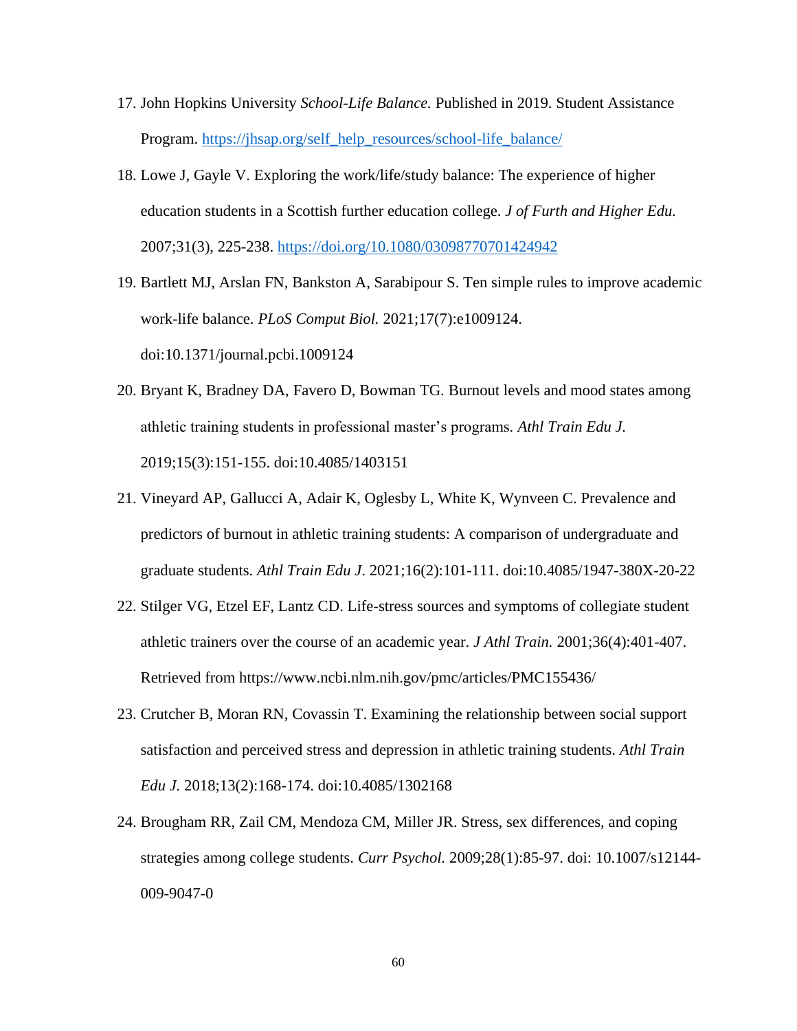17. John Hopkins University *School-Life Balance.* Published in 2019. Student Assistance Program. https://jhsap.org/self_help_resources/school-life_balance/

18. Lowe J, Gayle V. Exploring the work/life/study balance: The experience of higher education students in a Scottish further education college. *J of Furth and Higher Edu.* 2007;31(3), 225-238. https://doi.org/10.1080/03098770701424942

19. Bartlett MJ, Arslan FN, Bankston A, Sarabipour S. Ten simple rules to improve academic work-life balance. *PLoS Comput Biol.* 2021;17(7):e1009124. doi:10.1371/journal.pcbi.1009124

20. Bryant K, Bradney DA, Favero D, Bowman TG. Burnout levels and mood states among athletic training students in professional master's programs. *Athl Train Edu J.* 2019;15(3):151-155. doi:10.4085/1403151

21. Vineyard AP, Gallucci A, Adair K, Oglesby L, White K, Wynveen C. Prevalence and predictors of burnout in athletic training students: A comparison of undergraduate and graduate students. *Athl Train Edu J*. 2021;16(2):101-111. doi:10.4085/1947-380X-20-22

22. Stilger VG, Etzel EF, Lantz CD. Life-stress sources and symptoms of collegiate student athletic trainers over the course of an academic year. *J Athl Train.* 2001;36(4):401-407. Retrieved from https://www.ncbi.nlm.nih.gov/pmc/articles/PMC155436/

23. Crutcher B, Moran RN, Covassin T. Examining the relationship between social support satisfaction and perceived stress and depression in athletic training students. *Athl Train Edu J.* 2018;13(2):168-174. doi:10.4085/1302168

24. Brougham RR, Zail CM, Mendoza CM, Miller JR. Stress, sex differences, and coping strategies among college students. *Curr Psychol.* 2009;28(1):85-97. doi: 10.1007/s12144-009-9047-0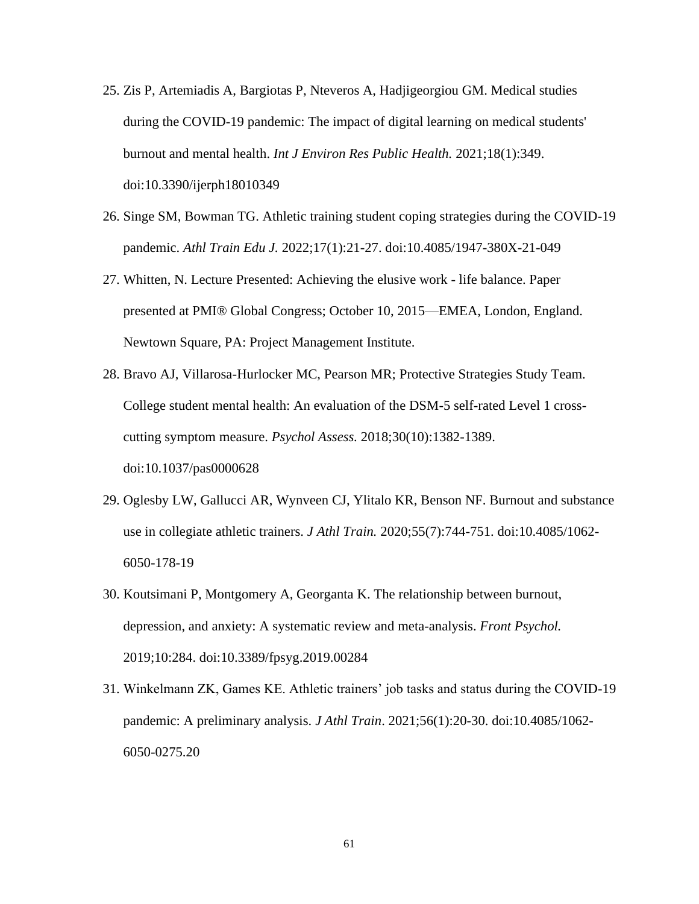25. Zis P, Artemiadis A, Bargiotas P, Nteveros A, Hadjigeorgiou GM. Medical studies during the COVID-19 pandemic: The impact of digital learning on medical students' burnout and mental health. *Int J Environ Res Public Health.* 2021;18(1):349. doi:10.3390/ijerph18010349

26. Singe SM, Bowman TG. Athletic training student coping strategies during the COVID-19 pandemic. *Athl Train Edu J.* 2022;17(1):21-27. doi:10.4085/1947-380X-21-049

27. Whitten, N. Lecture Presented: Achieving the elusive work - life balance. Paper presented at PMI® Global Congress; October 10, 2015—EMEA, London, England. Newtown Square, PA: Project Management Institute.

28. Bravo AJ, Villarosa-Hurlocker MC, Pearson MR; Protective Strategies Study Team. College student mental health: An evaluation of the DSM-5 self-rated Level 1 cross-cutting symptom measure. *Psychol Assess.* 2018;30(10):1382-1389. doi:10.1037/pas0000628

29. Oglesby LW, Gallucci AR, Wynveen CJ, Ylitalo KR, Benson NF. Burnout and substance use in collegiate athletic trainers. *J Athl Train.* 2020;55(7):744-751. doi:10.4085/1062-6050-178-19

30. Koutsimani P, Montgomery A, Georganta K. The relationship between burnout, depression, and anxiety: A systematic review and meta-analysis. *Front Psychol.* 2019;10:284. doi:10.3389/fpsyg.2019.00284

31. Winkelmann ZK, Games KE. Athletic trainers' job tasks and status during the COVID-19 pandemic: A preliminary analysis. *J Athl Train*. 2021;56(1):20-30. doi:10.4085/1062-6050-0275.20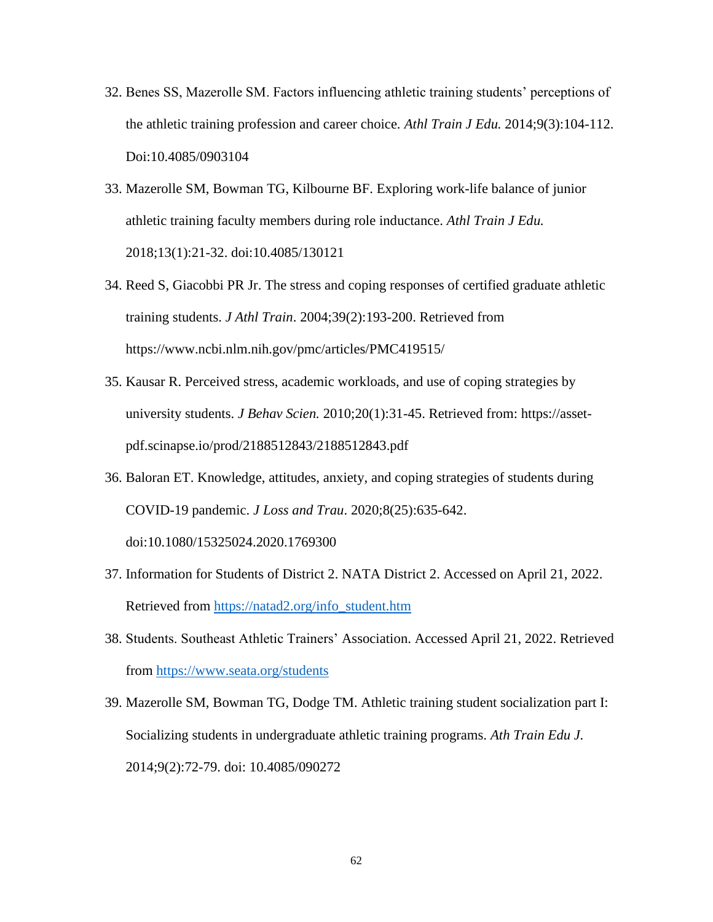32. Benes SS, Mazerolle SM. Factors influencing athletic training students' perceptions of the athletic training profession and career choice. *Athl Train J Edu.* 2014;9(3):104-112. Doi:10.4085/0903104

33. Mazerolle SM, Bowman TG, Kilbourne BF. Exploring work-life balance of junior athletic training faculty members during role inductance. *Athl Train J Edu.* 2018;13(1):21-32. doi:10.4085/130121

34. Reed S, Giacobbi PR Jr. The stress and coping responses of certified graduate athletic training students. *J Athl Train*. 2004;39(2):193-200. Retrieved from https://www.ncbi.nlm.nih.gov/pmc/articles/PMC419515/

35. Kausar R. Perceived stress, academic workloads, and use of coping strategies by university students. *J Behav Scien.* 2010;20(1):31-45. Retrieved from: https://asset-pdf.scinapse.io/prod/2188512843/2188512843.pdf

36. Baloran ET. Knowledge, attitudes, anxiety, and coping strategies of students during COVID-19 pandemic. *J Loss and Trau*. 2020;8(25):635-642. doi:10.1080/15325024.2020.1769300

37. Information for Students of District 2. NATA District 2. Accessed on April 21, 2022. Retrieved from https://natad2.org/info_student.htm

38. Students. Southeast Athletic Trainers' Association. Accessed April 21, 2022. Retrieved from https://www.seata.org/students

39. Mazerolle SM, Bowman TG, Dodge TM. Athletic training student socialization part I: Socializing students in undergraduate athletic training programs. *Ath Train Edu J.* 2014;9(2):72-79. doi: 10.4085/090272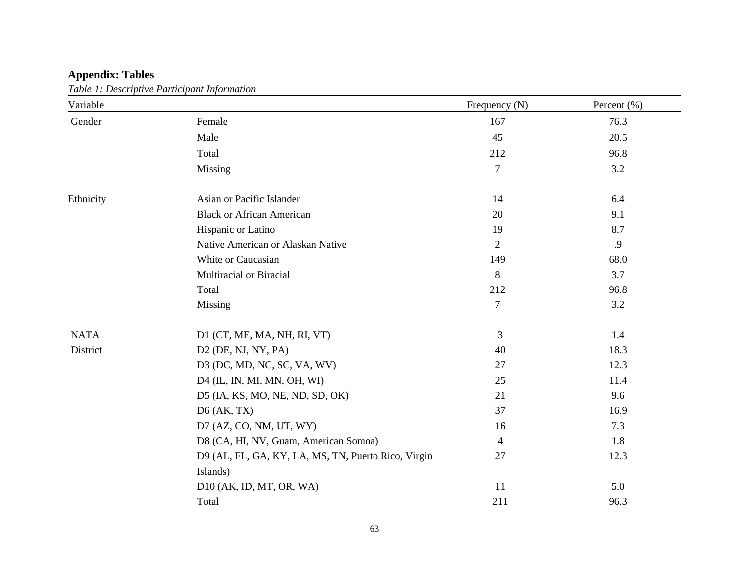**Appendix: Tables**

*Table 1: Descriptive Participant Information*

| Variable | | Frequency (N) | Percent (%) |
|---|---|---|---|
| Gender | Female | 167 | 76.3 |
| | Male | 45 | 20.5 |
| | Total | 212 | 96.8 |
| | Missing | 7 | 3.2 |
| Ethnicity | Asian or Pacific Islander | 14 | 6.4 |
| | Black or African American | 20 | 9.1 |
| | Hispanic or Latino | 19 | 8.7 |
| | Native American or Alaskan Native | 2 | .9 |
| | White or Caucasian | 149 | 68.0 |
| | Multiracial or Biracial | 8 | 3.7 |
| | Total | 212 | 96.8 |
| | Missing | 7 | 3.2 |
| NATA District | D1 (CT, ME, MA, NH, RI, VT) | 3 | 1.4 |
| | D2 (DE, NJ, NY, PA) | 40 | 18.3 |
| | D3 (DC, MD, NC, SC, VA, WV) | 27 | 12.3 |
| | D4 (IL, IN, MI, MN, OH, WI) | 25 | 11.4 |
| | D5 (IA, KS, MO, NE, ND, SD, OK) | 21 | 9.6 |
| | D6 (AK, TX) | 37 | 16.9 |
| | D7 (AZ, CO, NM, UT, WY) | 16 | 7.3 |
| | D8 (CA, HI, NV, Guam, American Somoa) | 4 | 1.8 |
| | D9 (AL, FL, GA, KY, LA, MS, TN, Puerto Rico, Virgin Islands) | 27 | 12.3 |
| | D10 (AK, ID, MT, OR, WA) | 11 | 5.0 |
| | Total | 211 | 96.3 |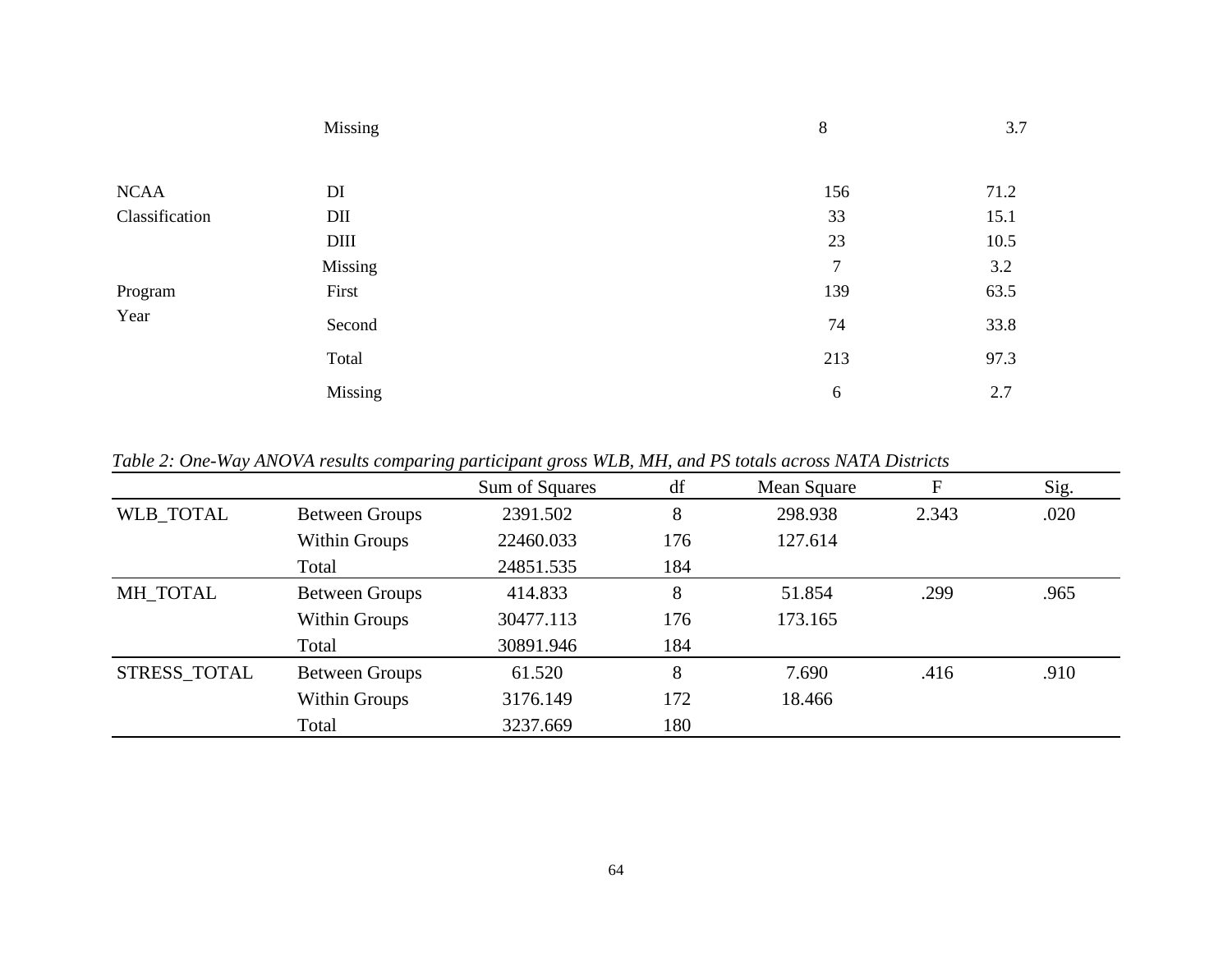| | | | |
|---|---|---|---|
| | Missing | 8 | 3.7 |
| NCAA Classification | DI | 156 | 71.2 |
| | DII | 33 | 15.1 |
| | DIII | 23 | 10.5 |
| | Missing | 7 | 3.2 |
| Program Year | First | 139 | 63.5 |
| | Second | 74 | 33.8 |
| | Total | 213 | 97.3 |
| | Missing | 6 | 2.7 |

*Table 2: One-Way ANOVA results comparing participant gross WLB, MH, and PS totals across NATA Districts*

| | | Sum of Squares | df | Mean Square | F | Sig. |
|---|---|---|---|---|---|---|
| WLB_TOTAL | Between Groups | 2391.502 | 8 | 298.938 | 2.343 | .020 |
| | Within Groups | 22460.033 | 176 | 127.614 | | |
| | Total | 24851.535 | 184 | | | |
| MH_TOTAL | Between Groups | 414.833 | 8 | 51.854 | .299 | .965 |
| | Within Groups | 30477.113 | 176 | 173.165 | | |
| | Total | 30891.946 | 184 | | | |
| STRESS_TOTAL | Between Groups | 61.520 | 8 | 7.690 | .416 | .910 |
| | Within Groups | 3176.149 | 172 | 18.466 | | |
| | Total | 3237.669 | 180 | | | |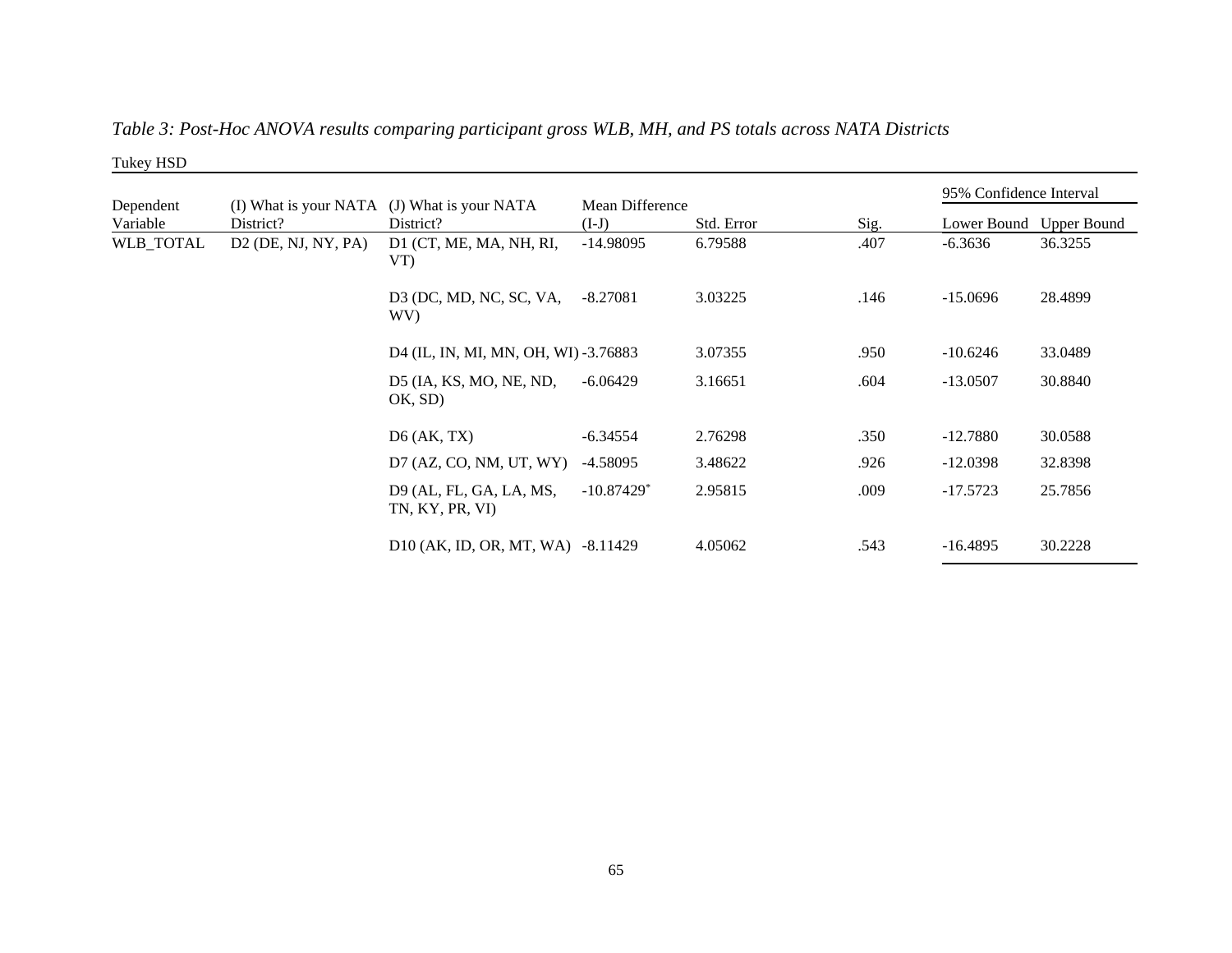*Table 3: Post-Hoc ANOVA results comparing participant gross WLB, MH, and PS totals across NATA Districts*

Tukey HSD

| Dependent Variable | (I) What is your NATA District? | (J) What is your NATA District? | Mean Difference (I-J) | Std. Error | Sig. | 95% Confidence Interval | |
|---|---|---|---|---|---|---|---|
| | | | | | | Lower Bound | Upper Bound |
| WLB_TOTAL | D2 (DE, NJ, NY, PA) | D1 (CT, ME, MA, NH, RI, VT) | -14.98095 | 6.79588 | .407 | -6.3636 | 36.3255 |
| | | D3 (DC, MD, NC, SC, VA, WV) | -8.27081 | 3.03225 | .146 | -15.0696 | 28.4899 |
| | | D4 (IL, IN, MI, MN, OH, WI) | -3.76883 | 3.07355 | .950 | -10.6246 | 33.0489 |
| | | D5 (IA, KS, MO, NE, ND, OK, SD) | -6.06429 | 3.16651 | .604 | -13.0507 | 30.8840 |
| | | D6 (AK, TX) | -6.34554 | 2.76298 | .350 | -12.7880 | 30.0588 |
| | | D7 (AZ, CO, NM, UT, WY) | -4.58095 | 3.48622 | .926 | -12.0398 | 32.8398 |
| | | D9 (AL, FL, GA, LA, MS, TN, KY, PR, VI) | -10.87429* | 2.95815 | .009 | -17.5723 | 25.7856 |
| | | D10 (AK, ID, OR, MT, WA) | -8.11429 | 4.05062 | .543 | -16.4895 | 30.2228 |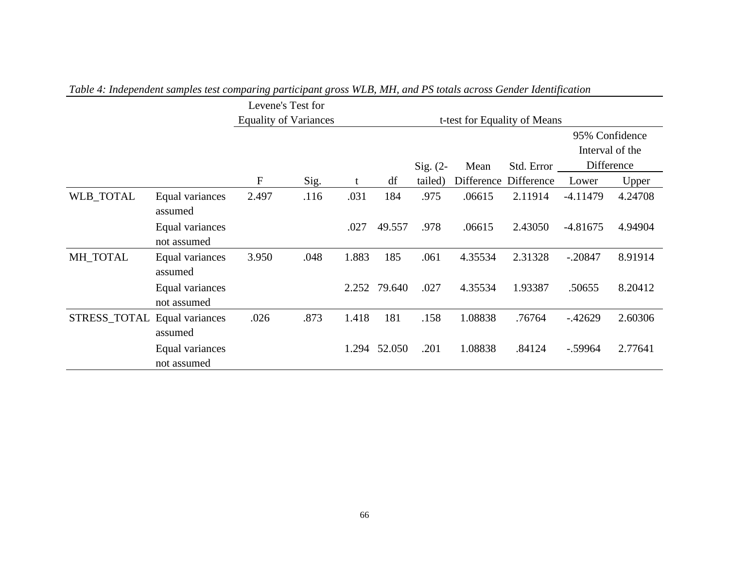*Table 4: Independent samples test comparing participant gross WLB, MH, and PS totals across Gender Identification*

| | | Levene's Test for Equality of Variances | | t-test for Equality of Means | | | | | | |
|---|---|---|---|---|---|---|---|---|---|---|
| | | | | | | | | | 95% Confidence Interval of the Difference | |
| | | F | Sig. | t | df | Sig. (2-tailed) | Mean Difference | Std. Error Difference | Lower | Upper |
| WLB_TOTAL | Equal variances assumed | 2.497 | .116 | .031 | 184 | .975 | .06615 | 2.11914 | -4.11479 | 4.24708 |
| | Equal variances not assumed | | | .027 | 49.557 | .978 | .06615 | 2.43050 | -4.81675 | 4.94904 |
| MH_TOTAL | Equal variances assumed | 3.950 | .048 | 1.883 | 185 | .061 | 4.35534 | 2.31328 | -.20847 | 8.91914 |
| | Equal variances not assumed | | | 2.252 | 79.640 | .027 | 4.35534 | 1.93387 | .50655 | 8.20412 |
| STRESS_TOTAL | Equal variances assumed | .026 | .873 | 1.418 | 181 | .158 | 1.08838 | .76764 | -.42629 | 2.60306 |
| | Equal variances not assumed | | | 1.294 | 52.050 | .201 | 1.08838 | .84124 | -.59964 | 2.77641 |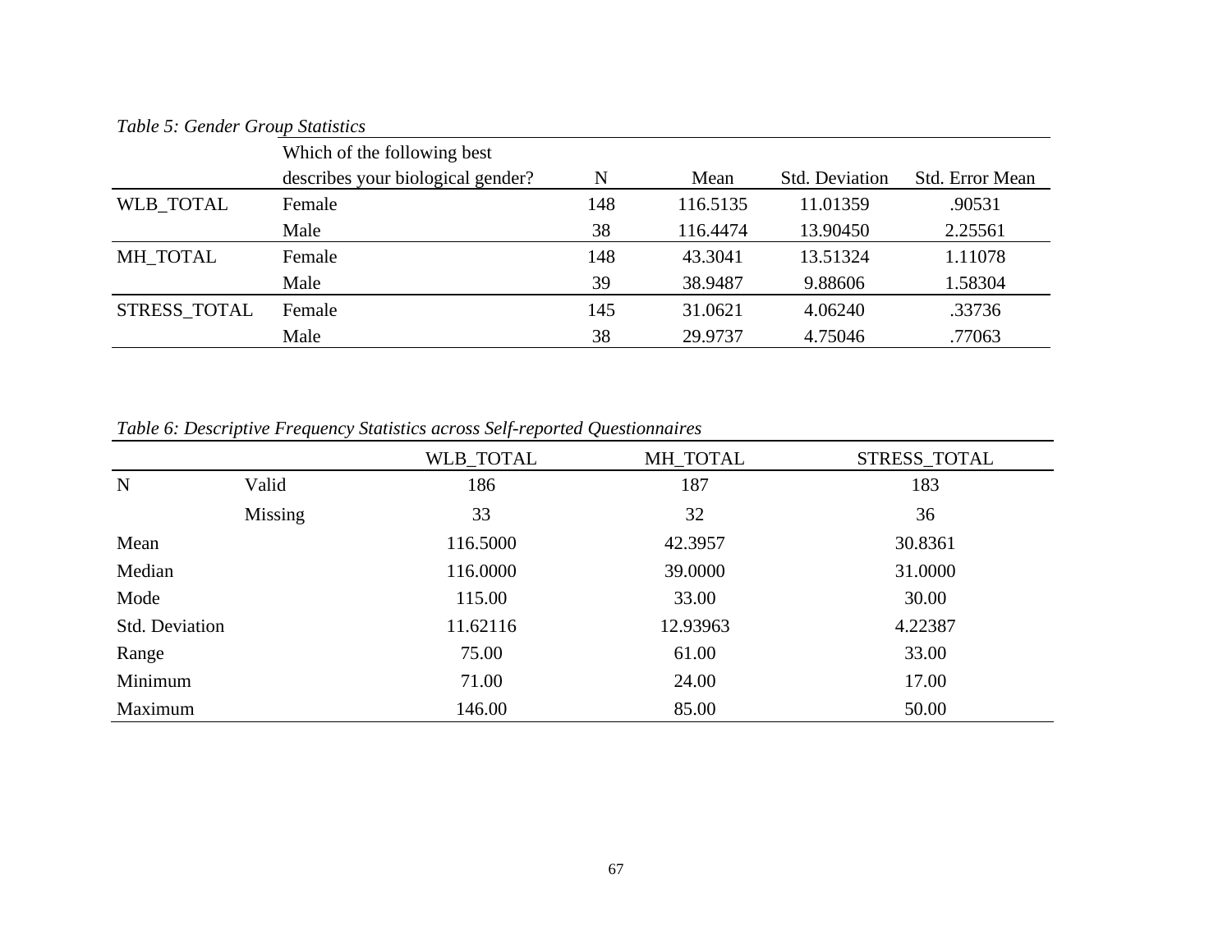*Table 5: Gender Group Statistics*

| | Which of the following best describes your biological gender? | N | Mean | Std. Deviation | Std. Error Mean |
|---|---|---|---|---|---|
| WLB_TOTAL | Female | 148 | 116.5135 | 11.01359 | .90531 |
| | Male | 38 | 116.4474 | 13.90450 | 2.25561 |
| MH_TOTAL | Female | 148 | 43.3041 | 13.51324 | 1.11078 |
| | Male | 39 | 38.9487 | 9.88606 | 1.58304 |
| STRESS_TOTAL | Female | 145 | 31.0621 | 4.06240 | .33736 |
| | Male | 38 | 29.9737 | 4.75046 | .77063 |

*Table 6: Descriptive Frequency Statistics across Self-reported Questionnaires*

| | | WLB_TOTAL | MH_TOTAL | STRESS_TOTAL |
|---|---|---|---|---|
| N | Valid | 186 | 187 | 183 |
| | Missing | 33 | 32 | 36 |
| Mean | | 116.5000 | 42.3957 | 30.8361 |
| Median | | 116.0000 | 39.0000 | 31.0000 |
| Mode | | 115.00 | 33.00 | 30.00 |
| Std. Deviation | | 11.62116 | 12.93963 | 4.22387 |
| Range | | 75.00 | 61.00 | 33.00 |
| Minimum | | 71.00 | 24.00 | 17.00 |
| Maximum | | 146.00 | 85.00 | 50.00 |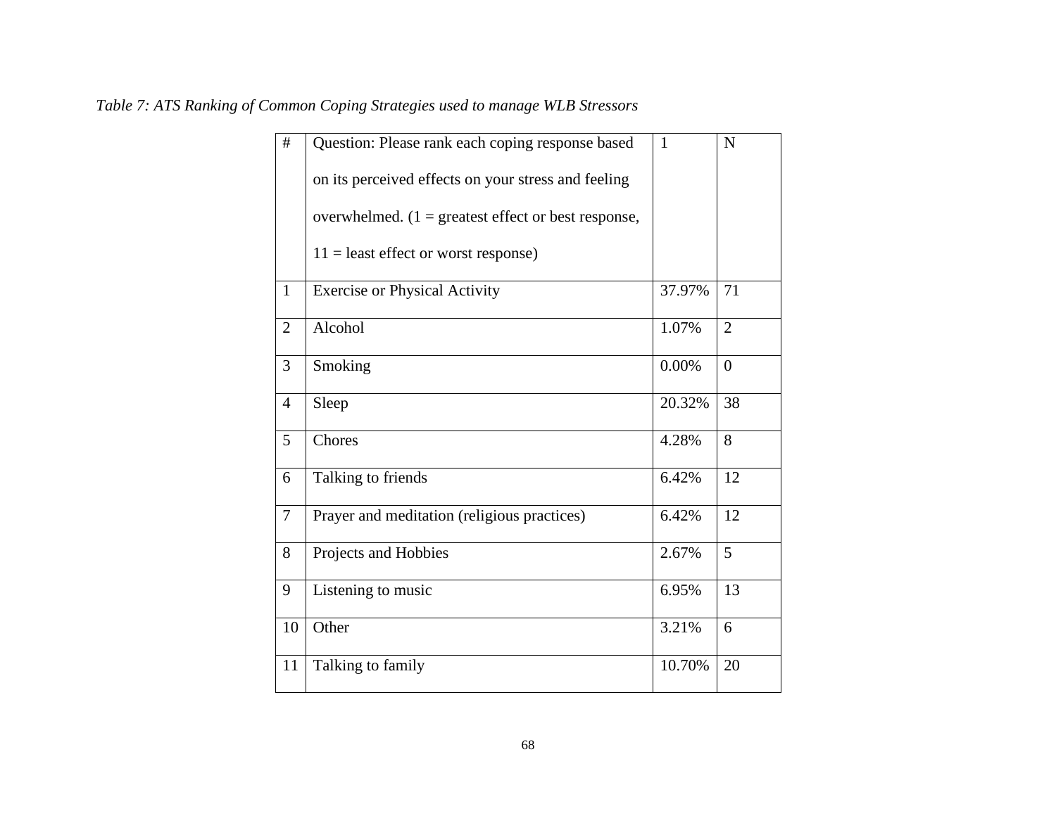*Table 7: ATS Ranking of Common Coping Strategies used to manage WLB Stressors*

| # | Question: Please rank each coping response based on its perceived effects on your stress and feeling overwhelmed. (1 = greatest effect or best response, 11 = least effect or worst response) | 1 | N |
|---|---|---|---|
| 1 | Exercise or Physical Activity | 37.97% | 71 |
| 2 | Alcohol | 1.07% | 2 |
| 3 | Smoking | 0.00% | 0 |
| 4 | Sleep | 20.32% | 38 |
| 5 | Chores | 4.28% | 8 |
| 6 | Talking to friends | 6.42% | 12 |
| 7 | Prayer and meditation (religious practices) | 6.42% | 12 |
| 8 | Projects and Hobbies | 2.67% | 5 |
| 9 | Listening to music | 6.95% | 13 |
| 10 | Other | 3.21% | 6 |
| 11 | Talking to family | 10.70% | 20 |